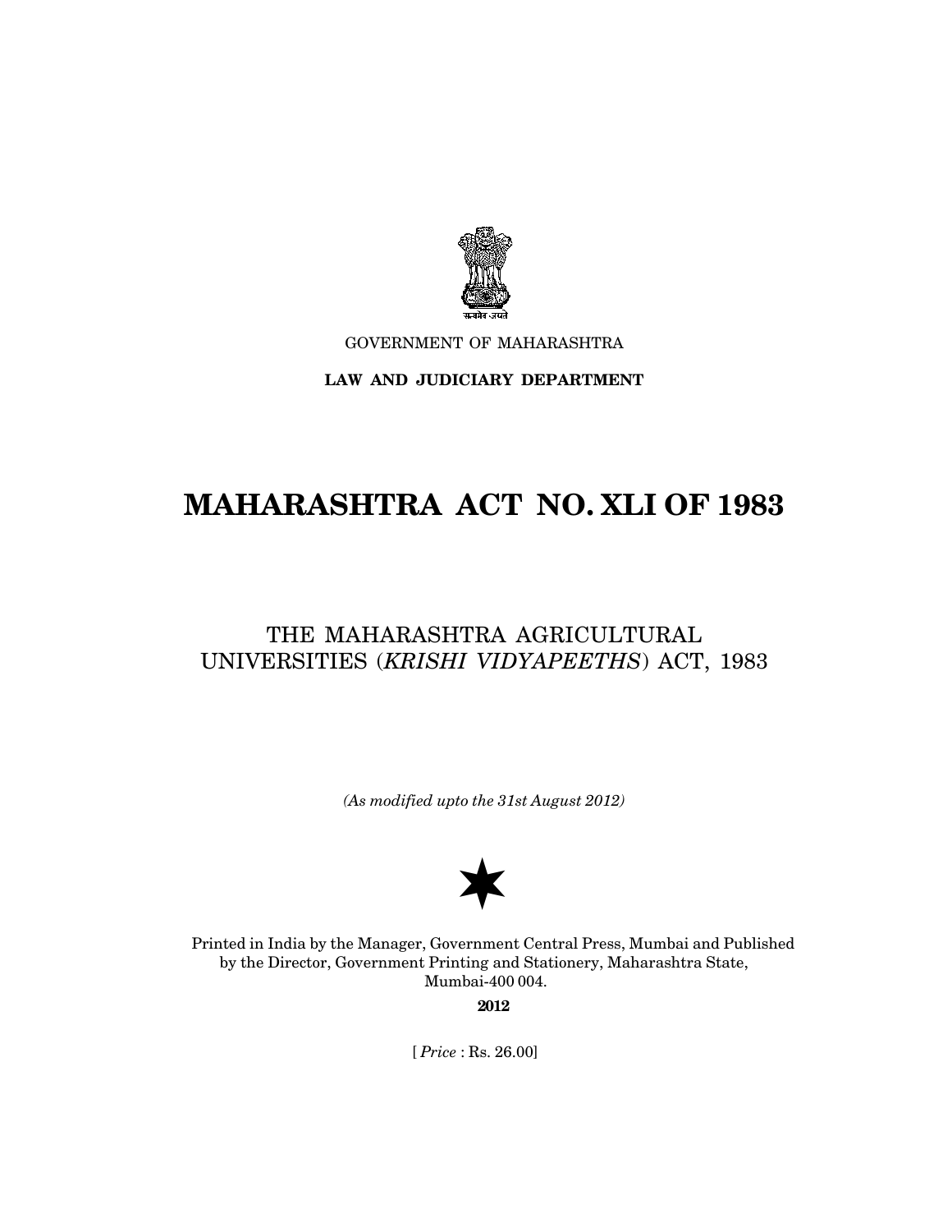सत्यमेव जयते

GOVERNMENT OF MAHARASHTRA

**LAW AND JUDICIARY DEPARTMENT**

# MAHARASHTRA ACT NO. XLI OF 1983

## THE MAHARASHTRA AGRICULTURAL UNIVERSITIES (*KRISHI VIDYAPEETHS*) ACT, 1983

*(As modified upto the 31st August 2012)*

Printed in India by the Manager, Government Central Press, Mumbai and Published by the Director, Government Printing and Stationery, Maharashtra State, Mumbai-400 004.

**2012**

[ *Price* : Rs. 26.00]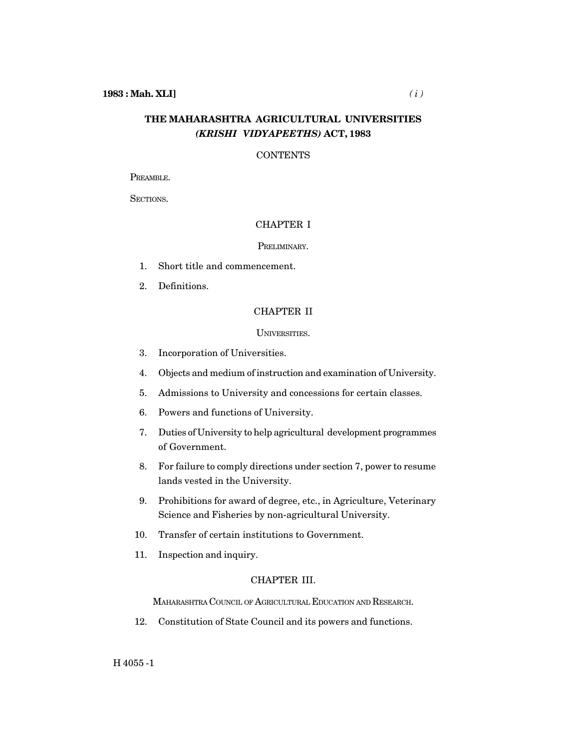# THE MAHARASHTRA AGRICULTURAL UNIVERSITIES *(KRISHI VIDYAPEETHS)* ACT, 1983

## CONTENTS

PREAMBLE.

SECTIONS.

### CHAPTER I

PRELIMINARY.

1. Short title and commencement.
2. Definitions.

### CHAPTER II

UNIVERSITIES.

3. Incorporation of Universities.
4. Objects and medium of instruction and examination of University.
5. Admissions to University and concessions for certain classes.
6. Powers and functions of University.
7. Duties of University to help agricultural development programmes of Government.
8. For failure to comply directions under section 7, power to resume lands vested in the University.
9. Prohibitions for award of degree, etc., in Agriculture, Veterinary Science and Fisheries by non-agricultural University.
10. Transfer of certain institutions to Government.
11. Inspection and inquiry.

### CHAPTER III.

MAHARASHTRA COUNCIL OF AGRICULTURAL EDUCATION AND RESEARCH.

12. Constitution of State Council and its powers and functions.

H 4055 -1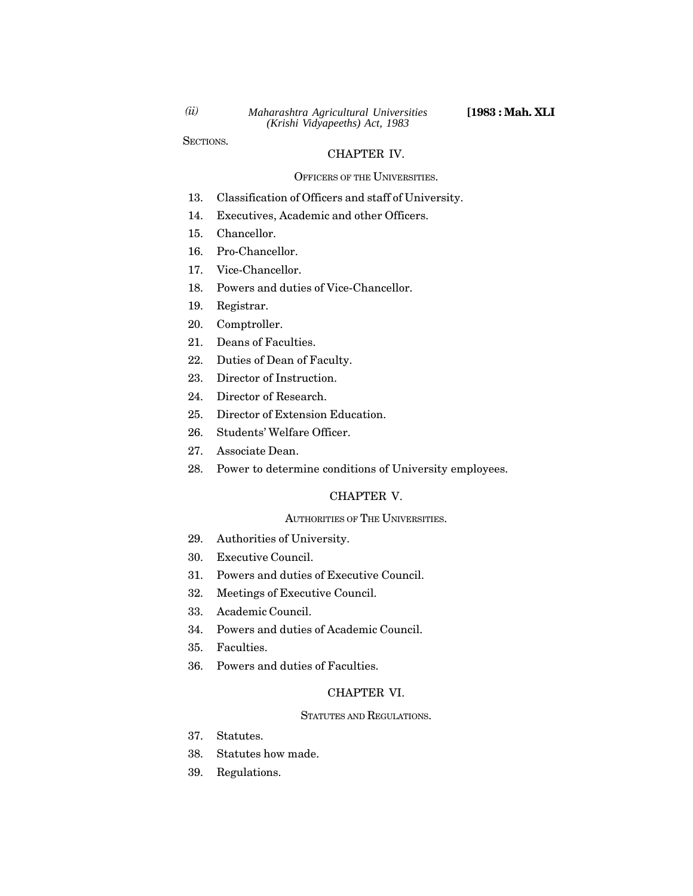SECTIONS.

## CHAPTER IV.

### OFFICERS OF THE UNIVERSITIES.

13. Classification of Officers and staff of University.
14. Executives, Academic and other Officers.
15. Chancellor.
16. Pro-Chancellor.
17. Vice-Chancellor.
18. Powers and duties of Vice-Chancellor.
19. Registrar.
20. Comptroller.
21. Deans of Faculties.
22. Duties of Dean of Faculty.
23. Director of Instruction.
24. Director of Research.
25. Director of Extension Education.
26. Students' Welfare Officer.
27. Associate Dean.
28. Power to determine conditions of University employees.

## CHAPTER V.

### AUTHORITIES OF THE UNIVERSITIES.

29. Authorities of University.
30. Executive Council.
31. Powers and duties of Executive Council.
32. Meetings of Executive Council.
33. Academic Council.
34. Powers and duties of Academic Council.
35. Faculties.
36. Powers and duties of Faculties.

## CHAPTER VI.

### STATUTES AND REGULATIONS.

37. Statutes.
38. Statutes how made.
39. Regulations.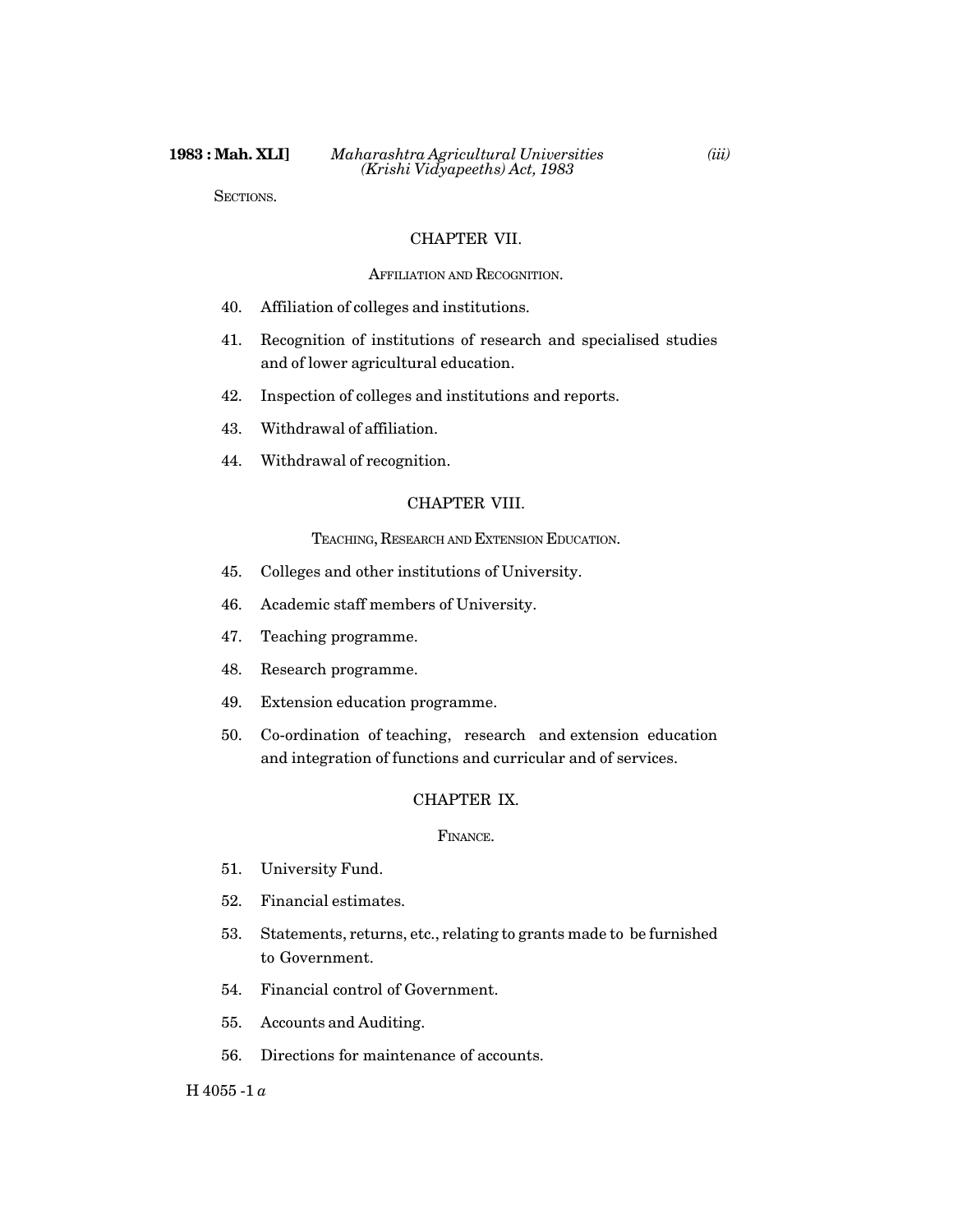SECTIONS.

## CHAPTER VII.

### AFFILIATION AND RECOGNITION.

40. Affiliation of colleges and institutions.
41. Recognition of institutions of research and specialised studies and of lower agricultural education.
42. Inspection of colleges and institutions and reports.
43. Withdrawal of affiliation.
44. Withdrawal of recognition.

## CHAPTER VIII.

### TEACHING, RESEARCH AND EXTENSION EDUCATION.

45. Colleges and other institutions of University.
46. Academic staff members of University.
47. Teaching programme.
48. Research programme.
49. Extension education programme.
50. Co-ordination of teaching, research and extension education and integration of functions and curricular and of services.

## CHAPTER IX.

### FINANCE.

51. University Fund.
52. Financial estimates.
53. Statements, returns, etc., relating to grants made to be furnished to Government.
54. Financial control of Government.
55. Accounts and Auditing.
56. Directions for maintenance of accounts.

H 4055 -1 *a*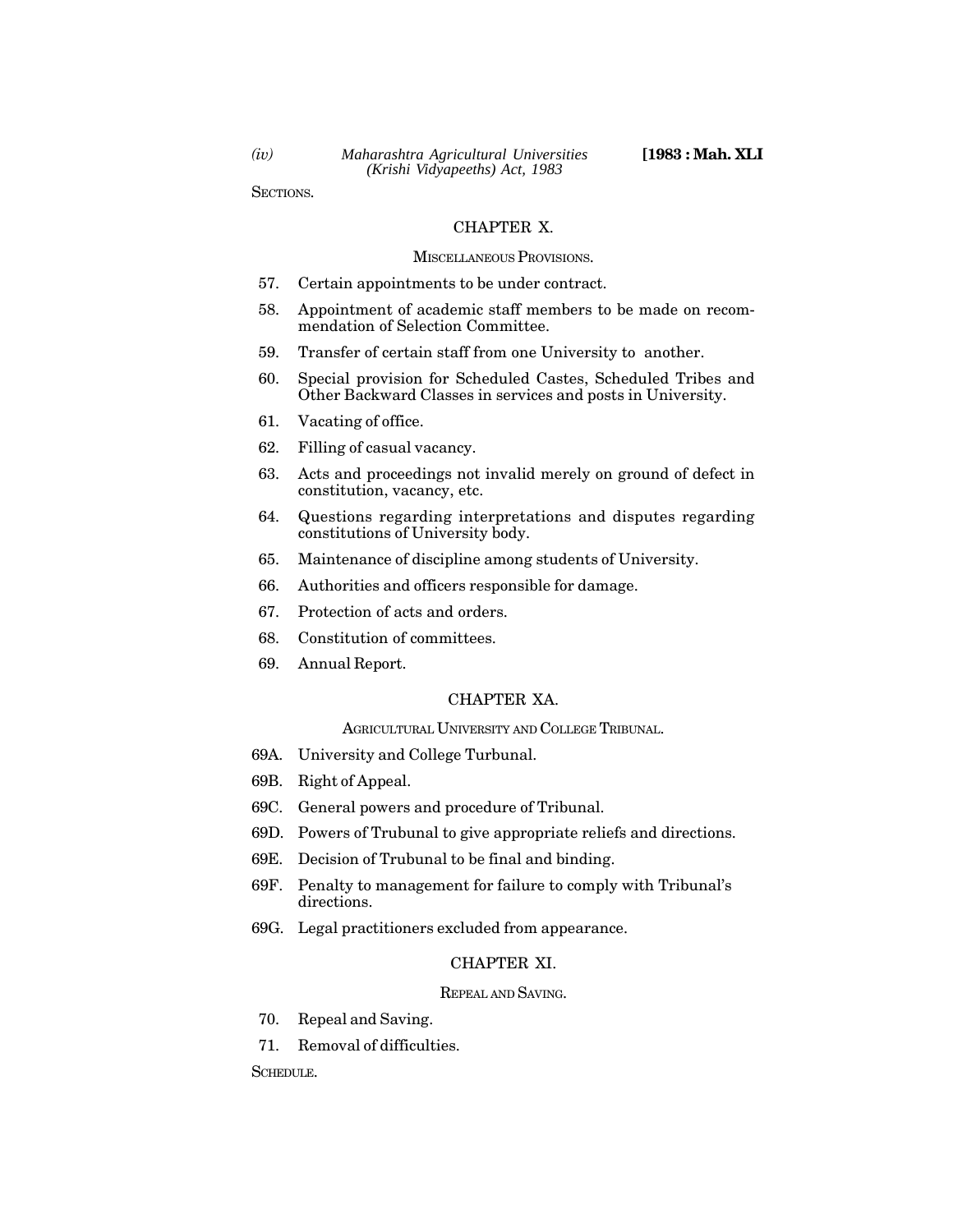SECTIONS.

## CHAPTER X.

### MISCELLANEOUS PROVISIONS.

57. Certain appointments to be under contract.
58. Appointment of academic staff members to be made on recommendation of Selection Committee.
59. Transfer of certain staff from one University to another.
60. Special provision for Scheduled Castes, Scheduled Tribes and Other Backward Classes in services and posts in University.
61. Vacating of office.
62. Filling of casual vacancy.
63. Acts and proceedings not invalid merely on ground of defect in constitution, vacancy, etc.
64. Questions regarding interpretations and disputes regarding constitutions of University body.
65. Maintenance of discipline among students of University.
66. Authorities and officers responsible for damage.
67. Protection of acts and orders.
68. Constitution of committees.
69. Annual Report.

## CHAPTER XA.

### AGRICULTURAL UNIVERSITY AND COLLEGE TRIBUNAL.

69A. University and College Turbunal.
69B. Right of Appeal.
69C. General powers and procedure of Tribunal.
69D. Powers of Trubunal to give appropriate reliefs and directions.
69E. Decision of Trubunal to be final and binding.
69F. Penalty to management for failure to comply with Tribunal's directions.
69G. Legal practitioners excluded from appearance.

## CHAPTER XI.

### REPEAL AND SAVING.

70. Repeal and Saving.
71. Removal of difficulties.

SCHEDULE.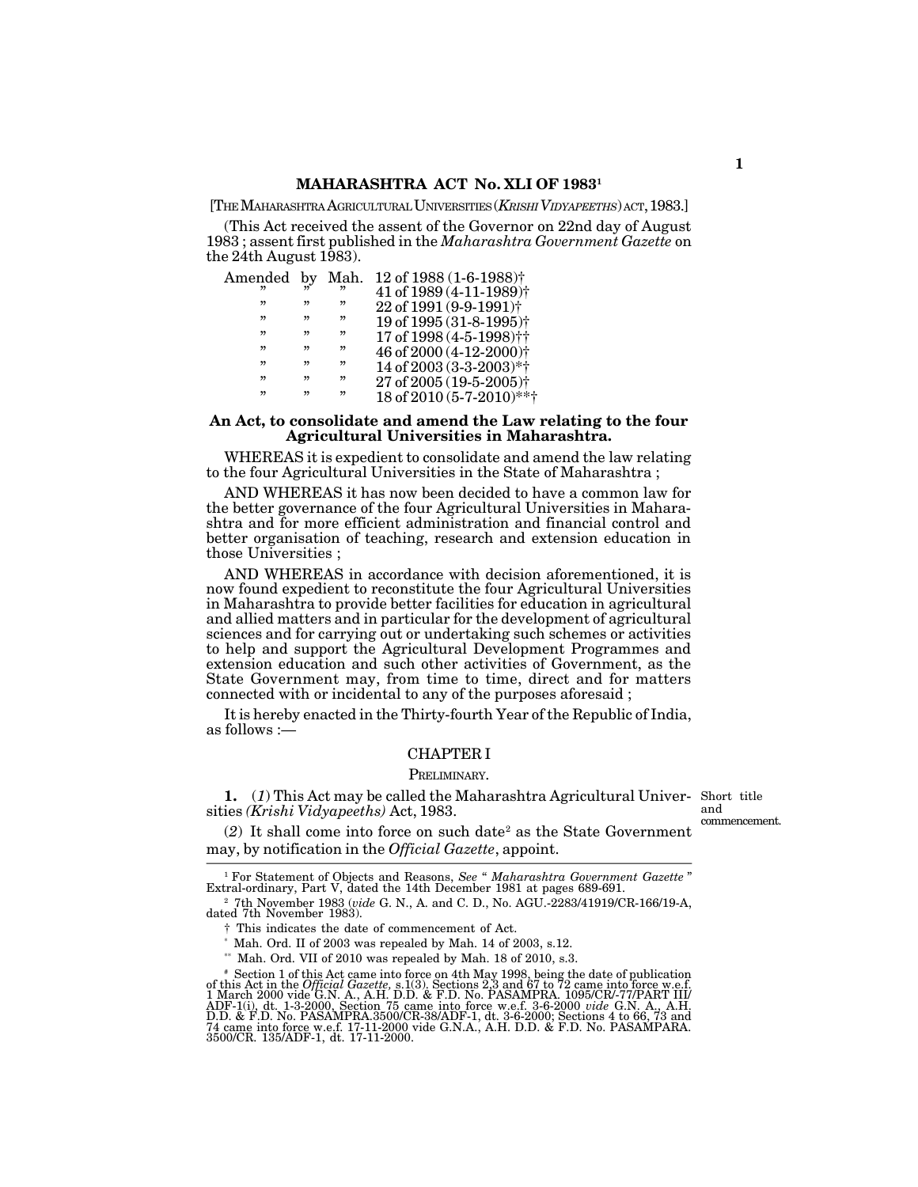# MAHARASHTRA ACT No. XLI OF 1983[1]

[THE MAHARASHTRA AGRICULTURAL UNIVERSITIES (*KRISHI VIDYAPEETHS*) ACT, 1983.]

(This Act received the assent of the Governor on 22nd day of August 1983 ; assent first published in the *Maharashtra Government Gazette* on the 24th August 1983).

| | | | |
|---|---|---|---|
| Amended | by | Mah. | 12 of 1988 (1-6-1988)† |
| ” | ” | ” | 41 of 1989 (4-11-1989)† |
| ” | ” | ” | 22 of 1991 (9-9-1991)† |
| ” | ” | ” | 19 of 1995 (31-8-1995)† |
| ” | ” | ” | 17 of 1998 (4-5-1998)†† |
| ” | ” | ” | 46 of 2000 (4-12-2000)† |
| ” | ” | ” | 14 of 2003 (3-3-2003)*† |
| ” | ” | ” | 27 of 2005 (19-5-2005)† |
| ” | ” | ” | 18 of 2010 (5-7-2010)**† |

**An Act, to consolidate and amend the Law relating to the four Agricultural Universities in Maharashtra.**

WHEREAS it is expedient to consolidate and amend the law relating to the four Agricultural Universities in the State of Maharashtra ;

AND WHEREAS it has now been decided to have a common law for the better governance of the four Agricultural Universities in Maharashtra and for more efficient administration and financial control and better organisation of teaching, research and extension education in those Universities ;

AND WHEREAS in accordance with decision aforementioned, it is now found expedient to reconstitute the four Agricultural Universities in Maharashtra to provide better facilities for education in agricultural and allied matters and in particular for the development of agricultural sciences and for carrying out or undertaking such schemes or activities to help and support the Agricultural Development Programmes and extension education and such other activities of Government, as the State Government may, from time to time, direct and for matters connected with or incidental to any of the purposes aforesaid ;

It is hereby enacted in the Thirty-fourth Year of the Republic of India, as follows :—

## CHAPTER I

### PRELIMINARY.

Short title and commencement.

**1.** (*1*) This Act may be called the Maharashtra Agricultural Universities *(Krishi Vidyapeeths)* Act, 1983.

(*2*) It shall come into force on such date[2] as the State Government may, by notification in the *Official Gazette*, appoint.

---

[1] For Statement of Objects and Reasons, *See* “ *Maharashtra Government Gazette* ” Extra-ordinary, Part V, dated the 14th December 1981 at pages 689-691.

[2] 7th November 1983 (*vide* G. N., A. and C. D., No. AGU.-2283/41919/CR-166/19-A, dated 7th November 1983).

† This indicates the date of commencement of Act.

\* Mah. Ord. II of 2003 was repealed by Mah. 14 of 2003, s.12.

** Mah. Ord. VII of 2010 was repealed by Mah. 18 of 2010, s.3.

# Section 1 of this Act came into force on 4th May 1998, being the date of publication of this Act in the *Official Gazette*, s.1(3). Sections 2,3 and 67 to 72 came into force w.e.f. 1 March 2000 vide G.N. A., A.H. D.D. & F.D. No. PASAMPRA. 1095/CR/-77/PART III/ADF-1(i), dt. 1-3-2000, Section 75 came into force w.e.f. 3-6-2000 *vide* G.N. A., A.H. D.D. & F.D. No. PASAMPRA.3500/CR-38/ADF-1, dt. 3-6-2000; Sections 4 to 66, 73 and 74 came into force w.e.f. 17-11-2000 vide G.N.A., A.H. D.D. & F.D. No. PASAMPARA. 3500/CR. 135/ADF-1, dt. 17-11-2000.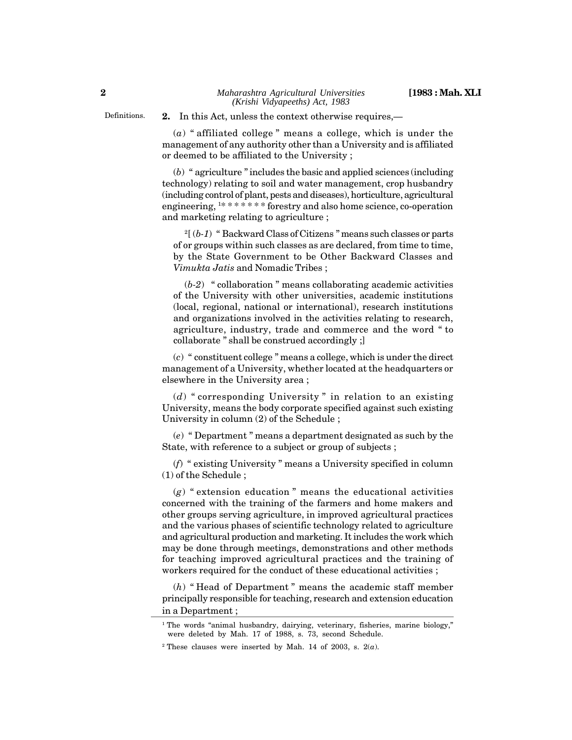Definitions.

**2.** In this Act, unless the context otherwise requires,—

(*a*) " affiliated college " means a college, which is under the management of any authority other than a University and is affiliated or deemed to be affiliated to the University ;

(*b*) " agriculture " includes the basic and applied sciences (including technology) relating to soil and water management, crop husbandry (including control of plant, pests and diseases), horticulture, agricultural engineering, [1]* * * * * * * forestry and also home science, co-operation and marketing relating to agriculture ;

[2][ (*b-1*) " Backward Class of Citizens " means such classes or parts of or groups within such classes as are declared, from time to time, by the State Government to be Other Backward Classes and *Vimukta Jatis* and Nomadic Tribes ;

(*b-2*) " collaboration " means collaborating academic activities of the University with other universities, academic institutions (local, regional, national or international), research institutions and organizations involved in the activities relating to research, agriculture, industry, trade and commerce and the word " to collaborate " shall be construed accordingly ;]

(*c*) " constituent college " means a college, which is under the direct management of a University, whether located at the headquarters or elsewhere in the University area ;

(*d*) " corresponding University " in relation to an existing University, means the body corporate specified against such existing University in column (2) of the Schedule ;

(*e*) " Department " means a department designated as such by the State, with reference to a subject or group of subjects ;

(*f*) " existing University " means a University specified in column (1) of the Schedule ;

(*g*) " extension education " means the educational activities concerned with the training of the farmers and home makers and other groups serving agriculture, in improved agricultural practices and the various phases of scientific technology related to agriculture and agricultural production and marketing. It includes the work which may be done through meetings, demonstrations and other methods for teaching improved agricultural practices and the training of workers required for the conduct of these educational activities ;

(*h*) " Head of Department " means the academic staff member principally responsible for teaching, research and extension education in a Department ;

---

[1] The words "animal husbandry, dairying, veterinary, fisheries, marine biology," were deleted by Mah. 17 of 1988, s. 73, second Schedule.

[2] These clauses were inserted by Mah. 14 of 2003, s. 2(*a*).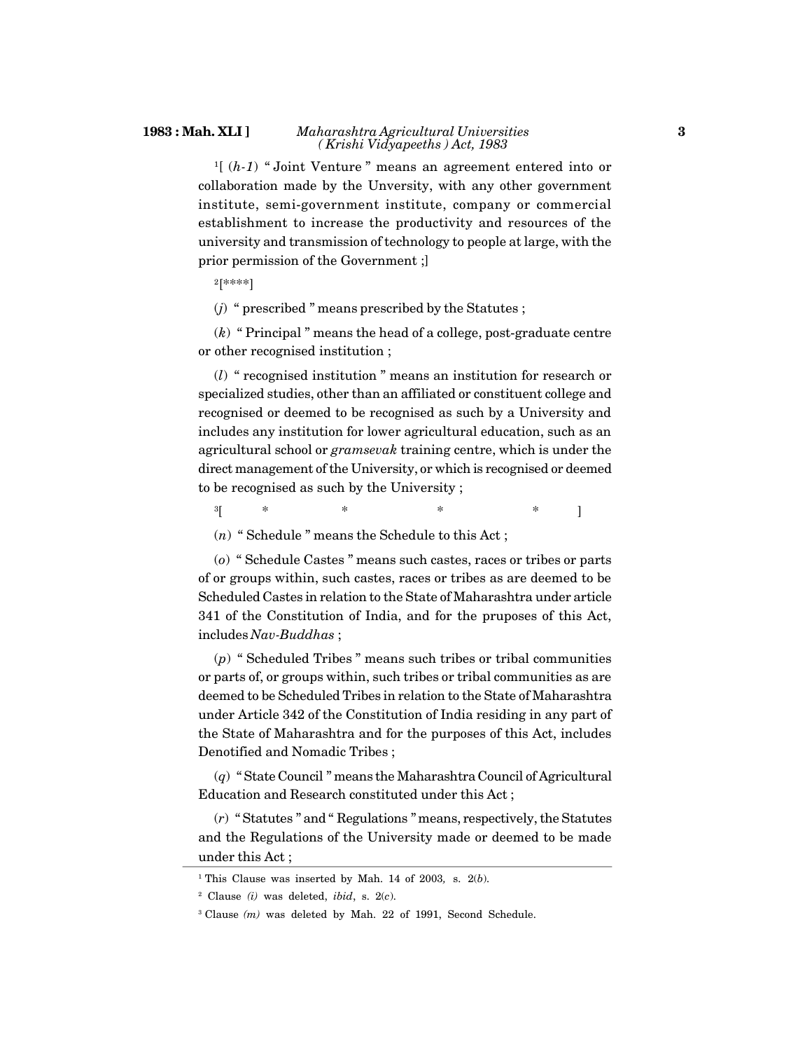[1][ (*h-1*) " Joint Venture " means an agreement entered into or collaboration made by the Unversity, with any other government institute, semi-government institute, company or commercial establishment to increase the productivity and resources of the university and transmission of technology to people at large, with the prior permission of the Government ;]

[2][****]

(*j*) " prescribed " means prescribed by the Statutes ;

(*k*) " Principal " means the head of a college, post-graduate centre or other recognised institution ;

(*l*) " recognised institution " means an institution for research or specialized studies, other than an affiliated or constituent college and recognised or deemed to be recognised as such by a University and includes any institution for lower agricultural education, such as an agricultural school or *gramsevak* training centre, which is under the direct management of the University, or which is recognised or deemed to be recognised as such by the University ;

[3][ * * * * ]

(*n*) " Schedule " means the Schedule to this Act ;

(*o*) " Schedule Castes " means such castes, races or tribes or parts of or groups within, such castes, races or tribes as are deemed to be Scheduled Castes in relation to the State of Maharashtra under article 341 of the Constitution of India, and for the pruposes of this Act, includes *Nav-Buddhas* ;

(*p*) " Scheduled Tribes " means such tribes or tribal communities or parts of, or groups within, such tribes or tribal communities as are deemed to be Scheduled Tribes in relation to the State of Maharashtra under Article 342 of the Constitution of India residing in any part of the State of Maharashtra and for the purposes of this Act, includes Denotified and Nomadic Tribes ;

(*q*) " State Council " means the Maharashtra Council of Agricultural Education and Research constituted under this Act ;

(*r*) " Statutes " and " Regulations " means, respectively, the Statutes and the Regulations of the University made or deemed to be made under this Act ;

---

[1] This Clause was inserted by Mah. 14 of 2003, s. 2(*b*).

[2] Clause *(i)* was deleted, *ibid*, s. 2(*c*).

[3] Clause *(m)* was deleted by Mah. 22 of 1991, Second Schedule.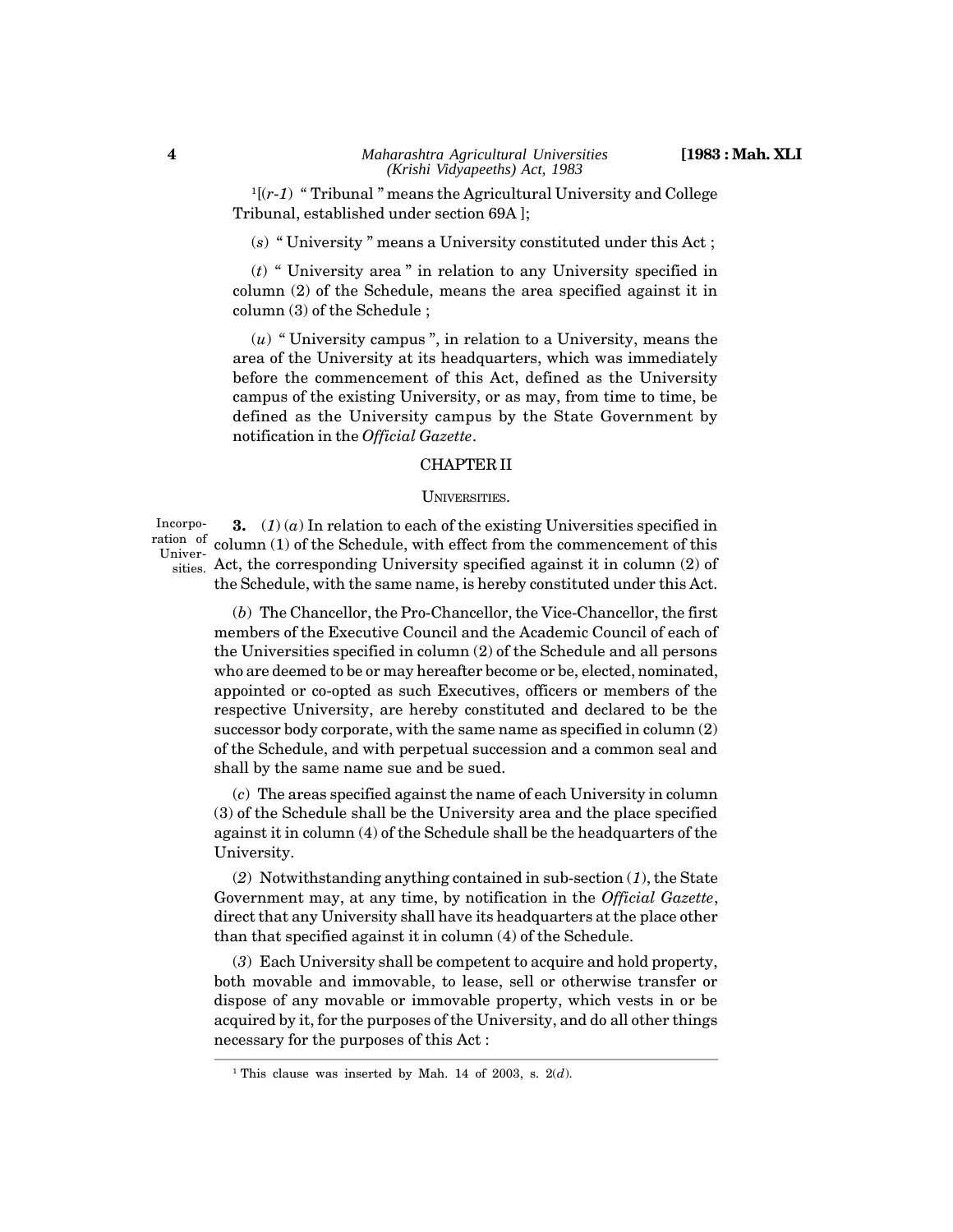[1][(*r-1*) " Tribunal " means the Agricultural University and College Tribunal, established under section 69A ];

(*s*) " University " means a University constituted under this Act ;

(*t*) " University area " in relation to any University specified in column (2) of the Schedule, means the area specified against it in column (3) of the Schedule ;

(*u*) " University campus ", in relation to a University, means the area of the University at its headquarters, which was immediately before the commencement of this Act, defined as the University campus of the existing University, or as may, from time to time, be defined as the University campus by the State Government by notification in the *Official Gazette*.

## CHAPTER II

### UNIVERSITIES.

Incorporation of Universities.

**3.** (*1*) (*a*) In relation to each of the existing Universities specified in column (1) of the Schedule, with effect from the commencement of this Act, the corresponding University specified against it in column (2) of the Schedule, with the same name, is hereby constituted under this Act.

(*b*) The Chancellor, the Pro-Chancellor, the Vice-Chancellor, the first members of the Executive Council and the Academic Council of each of the Universities specified in column (2) of the Schedule and all persons who are deemed to be or may hereafter become or be, elected, nominated, appointed or co-opted as such Executives, officers or members of the respective University, are hereby constituted and declared to be the successor body corporate, with the same name as specified in column (2) of the Schedule, and with perpetual succession and a common seal and shall by the same name sue and be sued.

(*c*) The areas specified against the name of each University in column (3) of the Schedule shall be the University area and the place specified against it in column (4) of the Schedule shall be the headquarters of the University.

(*2*) Notwithstanding anything contained in sub-section (*1*), the State Government may, at any time, by notification in the *Official Gazette*, direct that any University shall have its headquarters at the place other than that specified against it in column (4) of the Schedule.

(*3*) Each University shall be competent to acquire and hold property, both movable and immovable, to lease, sell or otherwise transfer or dispose of any movable or immovable property, which vests in or be acquired by it, for the purposes of the University, and do all other things necessary for the purposes of this Act :

---

[1] This clause was inserted by Mah. 14 of 2003, s. 2(*d*).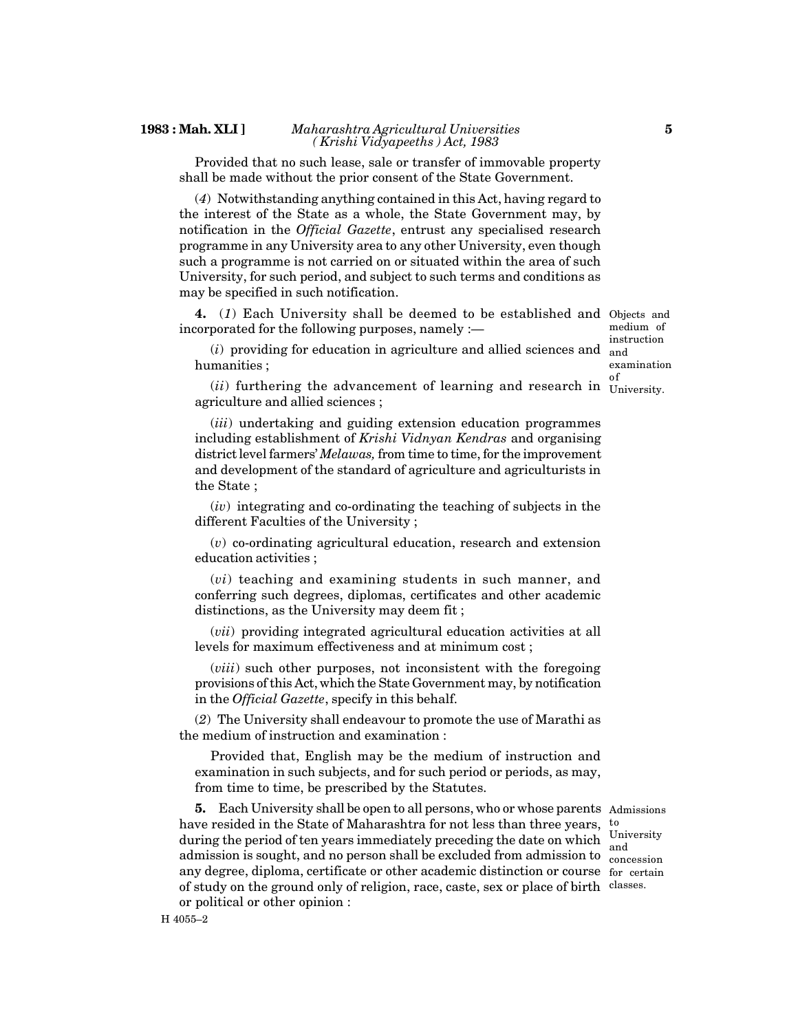Provided that no such lease, sale or transfer of immovable property shall be made without the prior consent of the State Government.

(*4*) Notwithstanding anything contained in this Act, having regard to the interest of the State as a whole, the State Government may, by notification in the *Official Gazette*, entrust any specialised research programme in any University area to any other University, even though such a programme is not carried on or situated within the area of such University, for such period, and subject to such terms and conditions as may be specified in such notification.

Objects and medium of instruction and examination of University.

**4.** (*1*) Each University shall be deemed to be established and incorporated for the following purposes, namely :—

(*i*) providing for education in agriculture and allied sciences and humanities ;

(*ii*) furthering the advancement of learning and research in agriculture and allied sciences ;

(*iii*) undertaking and guiding extension education programmes including establishment of *Krishi Vidnyan Kendras* and organising district level farmers' *Melawas,* from time to time, for the improvement and development of the standard of agriculture and agriculturists in the State ;

(*iv*) integrating and co-ordinating the teaching of subjects in the different Faculties of the University ;

(*v*) co-ordinating agricultural education, research and extension education activities ;

(*vi*) teaching and examining students in such manner, and conferring such degrees, diplomas, certificates and other academic distinctions, as the University may deem fit ;

(*vii*) providing integrated agricultural education activities at all levels for maximum effectiveness and at minimum cost ;

(*viii*) such other purposes, not inconsistent with the foregoing provisions of this Act, which the State Government may, by notification in the *Official Gazette*, specify in this behalf.

(*2*) The University shall endeavour to promote the use of Marathi as the medium of instruction and examination :

Provided that, English may be the medium of instruction and examination in such subjects, and for such period or periods, as may, from time to time, be prescribed by the Statutes.

Admissions to University and concession for certain classes.

**5.** Each University shall be open to all persons, who or whose parents have resided in the State of Maharashtra for not less than three years, during the period of ten years immediately preceding the date on which admission is sought, and no person shall be excluded from admission to any degree, diploma, certificate or other academic distinction or course of study on the ground only of religion, race, caste, sex or place of birth or political or other opinion :

H 4055–2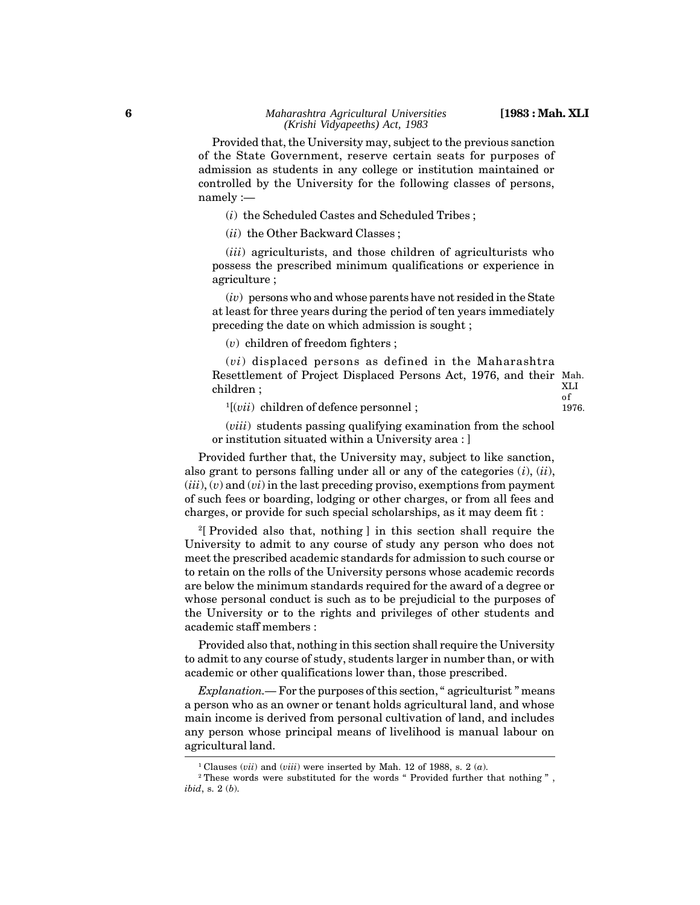Provided that, the University may, subject to the previous sanction of the State Government, reserve certain seats for purposes of admission as students in any college or institution maintained or controlled by the University for the following classes of persons, namely :—

(*i*) the Scheduled Castes and Scheduled Tribes ;

(*ii*) the Other Backward Classes ;

(*iii*) agriculturists, and those children of agriculturists who possess the prescribed minimum qualifications or experience in agriculture ;

(*iv*) persons who and whose parents have not resided in the State at least for three years during the period of ten years immediately preceding the date on which admission is sought ;

(*v*) children of freedom fighters ;

(*vi*) displaced persons as defined in the Maharashtra Resettlement of Project Displaced Persons Act, 1976, and their children ; Mah. XLI of 1976.

[1][(*vii*) children of defence personnel ;

(*viii*) students passing qualifying examination from the school or institution situated within a University area : ]

Provided further that, the University may, subject to like sanction, also grant to persons falling under all or any of the categories (*i*), (*ii*), (*iii*), (*v*) and (*vi*) in the last preceding proviso, exemptions from payment of such fees or boarding, lodging or other charges, or from all fees and charges, or provide for such special scholarships, as it may deem fit :

[2][ Provided also that, nothing ] in this section shall require the University to admit to any course of study any person who does not meet the prescribed academic standards for admission to such course or to retain on the rolls of the University persons whose academic records are below the minimum standards required for the award of a degree or whose personal conduct is such as to be prejudicial to the purposes of the University or to the rights and privileges of other students and academic staff members :

Provided also that, nothing in this section shall require the University to admit to any course of study, students larger in number than, or with academic or other qualifications lower than, those prescribed.

*Explanation.*— For the purposes of this section, " agriculturist " means a person who as an owner or tenant holds agricultural land, and whose main income is derived from personal cultivation of land, and includes any person whose principal means of livelihood is manual labour on agricultural land.

---

[1] Clauses (*vii*) and (*viii*) were inserted by Mah. 12 of 1988, s. 2 (*a*).

[2] These words were substituted for the words " Provided further that nothing " , *ibid*, s. 2 (*b*).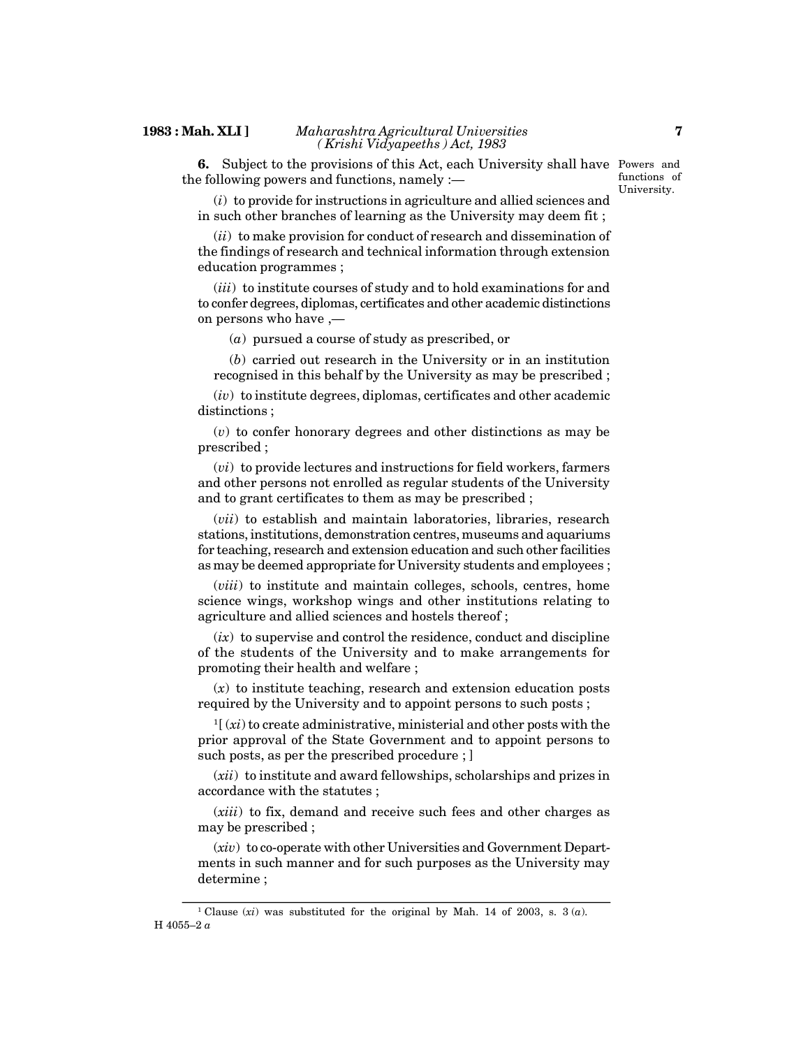**6.** Subject to the provisions of this Act, each University shall have the following powers and functions, namely :—

Powers and functions of University.

(*i*) to provide for instructions in agriculture and allied sciences and in such other branches of learning as the University may deem fit ;

(*ii*) to make provision for conduct of research and dissemination of the findings of research and technical information through extension education programmes ;

(*iii*) to institute courses of study and to hold examinations for and to confer degrees, diplomas, certificates and other academic distinctions on persons who have ,—

(*a*) pursued a course of study as prescribed, or

(*b*) carried out research in the University or in an institution recognised in this behalf by the University as may be prescribed ;

(*iv*) to institute degrees, diplomas, certificates and other academic distinctions ;

(*v*) to confer honorary degrees and other distinctions as may be prescribed ;

(*vi*) to provide lectures and instructions for field workers, farmers and other persons not enrolled as regular students of the University and to grant certificates to them as may be prescribed ;

(*vii*) to establish and maintain laboratories, libraries, research stations, institutions, demonstration centres, museums and aquariums for teaching, research and extension education and such other facilities as may be deemed appropriate for University students and employees ;

(*viii*) to institute and maintain colleges, schools, centres, home science wings, workshop wings and other institutions relating to agriculture and allied sciences and hostels thereof ;

(*ix*) to supervise and control the residence, conduct and discipline of the students of the University and to make arrangements for promoting their health and welfare ;

(*x*) to institute teaching, research and extension education posts required by the University and to appoint persons to such posts ;

[1][ (*xi*) to create administrative, ministerial and other posts with the prior approval of the State Government and to appoint persons to such posts, as per the prescribed procedure ; ]

(*xii*) to institute and award fellowships, scholarships and prizes in accordance with the statutes ;

(*xiii*) to fix, demand and receive such fees and other charges as may be prescribed ;

(*xiv*) to co-operate with other Universities and Government Departments in such manner and for such purposes as the University may determine ;

---

[1] Clause (*xi*) was substituted for the original by Mah. 14 of 2003, s. 3 (*a*).

H 4055–2 *a*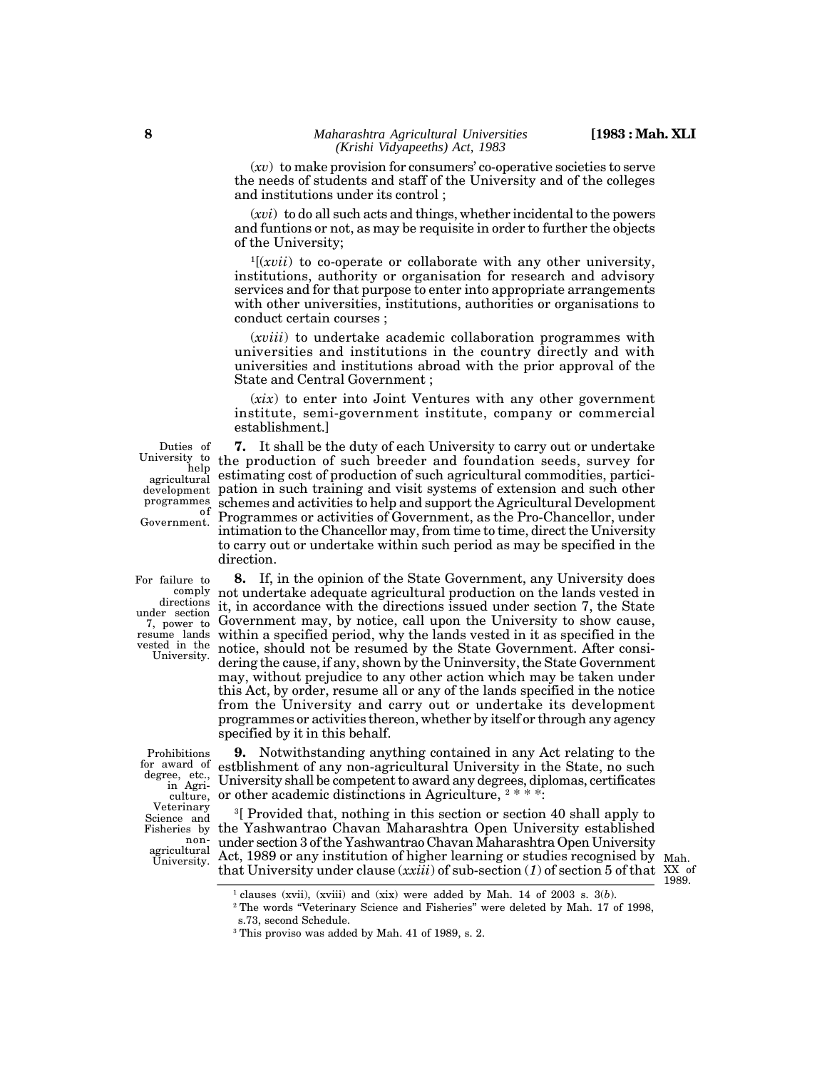(*xv*) to make provision for consumers' co-operative societies to serve the needs of students and staff of the University and of the colleges and institutions under its control ;

(*xvi*) to do all such acts and things, whether incidental to the powers and funtions or not, as may be requisite in order to further the objects of the University;

[1][(*xvii*) to co-operate or collaborate with any other university, institutions, authority or organisation for research and advisory services and for that purpose to enter into appropriate arrangements with other universities, institutions, authorities or organisations to conduct certain courses ;

(*xviii*) to undertake academic collaboration programmes with universities and institutions in the country directly and with universities and institutions abroad with the prior approval of the State and Central Government ;

(*xix*) to enter into Joint Ventures with any other government institute, semi-government institute, company or commercial establishment.]

Duties of University to help agricultural development programmes of Government.

**7.** It shall be the duty of each University to carry out or undertake the production of such breeder and foundation seeds, survey for estimating cost of production of such agricultural commodities, participation in such training and visit systems of extension and such other schemes and activities to help and support the Agricultural Development Programmes or activities of Government, as the Pro-Chancellor, under intimation to the Chancellor may, from time to time, direct the University to carry out or undertake within such period as may be specified in the direction.

For failure to comply directions under section 7, power to resume lands vested in the University.

**8.** If, in the opinion of the State Government, any University does not undertake adequate agricultural production on the lands vested in it, in accordance with the directions issued under section 7, the State Government may, by notice, call upon the University to show cause, within a specified period, why the lands vested in it as specified in the notice, should not be resumed by the State Government. After considering the cause, if any, shown by the Uninversity, the State Government may, without prejudice to any other action which may be taken under this Act, by order, resume all or any of the lands specified in the notice from the University and carry out or undertake its development programmes or activities thereon, whether by itself or through any agency specified by it in this behalf.

Prohibitions for award of degree, etc., in Agriculture, Veterinary Science and Fisheries by non-agricultural University.

**9.** Notwithstanding anything contained in any Act relating to the estblishment of any non-agricultural University in the State, no such University shall be competent to award any degrees, diplomas, certificates or other academic distinctions in Agriculture, [2] * * *:

[3][ Provided that, nothing in this section or section 40 shall apply to the Yashwantrao Chavan Maharashtra Open University established under section 3 of the Yashwantrao Chavan Maharashtra Open University Act, 1989 or any institution of higher learning or studies recognised by that University under clause (*xxiii*) of sub-section (*1*) of section 5 of that

Mah. XX of 1989.

---

[1] clauses (xvii), (xviii) and (xix) were added by Mah. 14 of 2003 s. 3(*b*).

[2] The words "Veterinary Science and Fisheries" were deleted by Mah. 17 of 1998, s.73, second Schedule.

[3] This proviso was added by Mah. 41 of 1989, s. 2.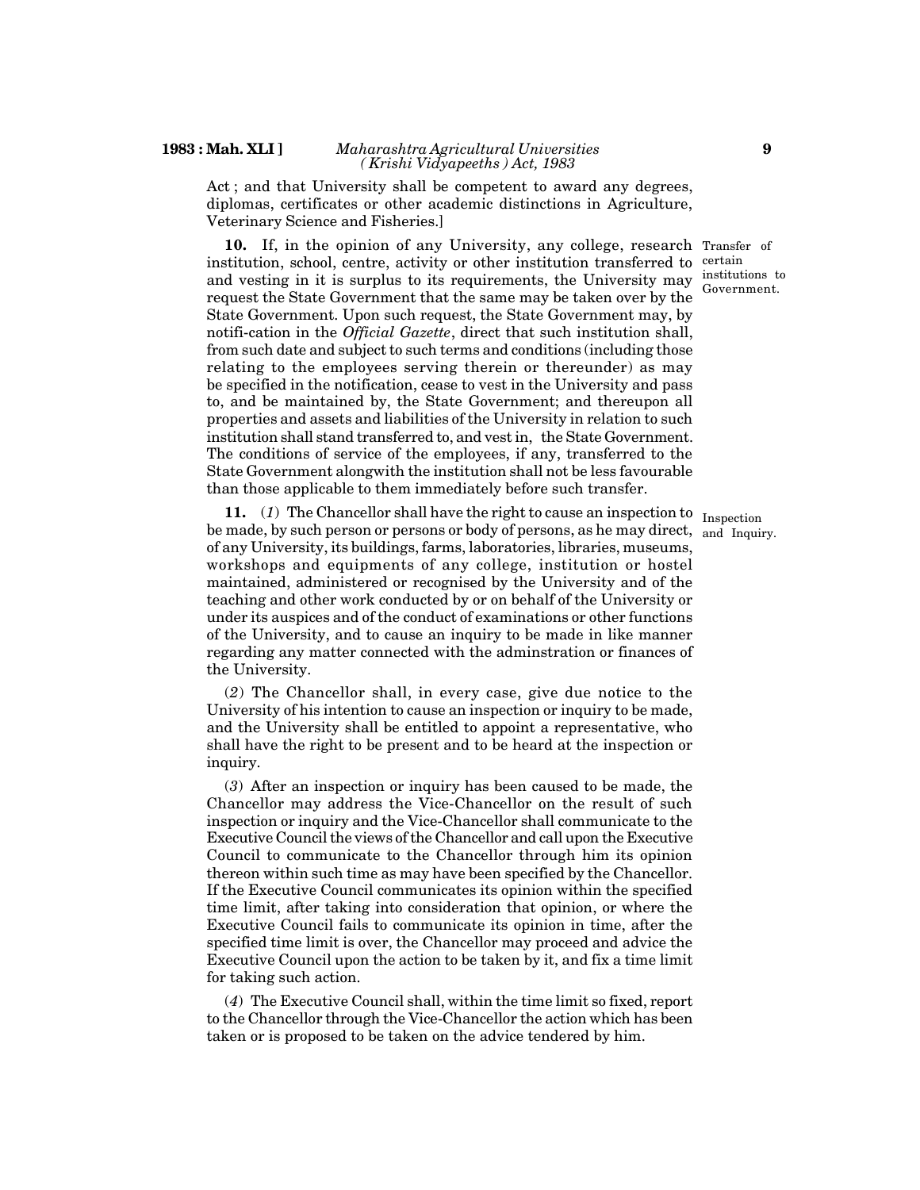Act ; and that University shall be competent to award any degrees, diplomas, certificates or other academic distinctions in Agriculture, Veterinary Science and Fisheries.]

Transfer of certain institutions to Government.

**10.** If, in the opinion of any University, any college, research institution, school, centre, activity or other institution transferred to and vesting in it is surplus to its requirements, the University may request the State Government that the same may be taken over by the State Government. Upon such request, the State Government may, by notifi-cation in the *Official Gazette*, direct that such institution shall, from such date and subject to such terms and conditions (including those relating to the employees serving therein or thereunder) as may be specified in the notification, cease to vest in the University and pass to, and be maintained by, the State Government; and thereupon all properties and assets and liabilities of the University in relation to such institution shall stand transferred to, and vest in, the State Government. The conditions of service of the employees, if any, transferred to the State Government alongwith the institution shall not be less favourable than those applicable to them immediately before such transfer.

Inspection and Inquiry.

**11.** (*1*) The Chancellor shall have the right to cause an inspection to be made, by such person or persons or body of persons, as he may direct, of any University, its buildings, farms, laboratories, libraries, museums, workshops and equipments of any college, institution or hostel maintained, administered or recognised by the University and of the teaching and other work conducted by or on behalf of the University or under its auspices and of the conduct of examinations or other functions of the University, and to cause an inquiry to be made in like manner regarding any matter connected with the adminstration or finances of the University.

(*2*) The Chancellor shall, in every case, give due notice to the University of his intention to cause an inspection or inquiry to be made, and the University shall be entitled to appoint a representative, who shall have the right to be present and to be heard at the inspection or inquiry.

(*3*) After an inspection or inquiry has been caused to be made, the Chancellor may address the Vice-Chancellor on the result of such inspection or inquiry and the Vice-Chancellor shall communicate to the Executive Council the views of the Chancellor and call upon the Executive Council to communicate to the Chancellor through him its opinion thereon within such time as may have been specified by the Chancellor. If the Executive Council communicates its opinion within the specified time limit, after taking into consideration that opinion, or where the Executive Council fails to communicate its opinion in time, after the specified time limit is over, the Chancellor may proceed and advice the Executive Council upon the action to be taken by it, and fix a time limit for taking such action.

(*4*) The Executive Council shall, within the time limit so fixed, report to the Chancellor through the Vice-Chancellor the action which has been taken or is proposed to be taken on the advice tendered by him.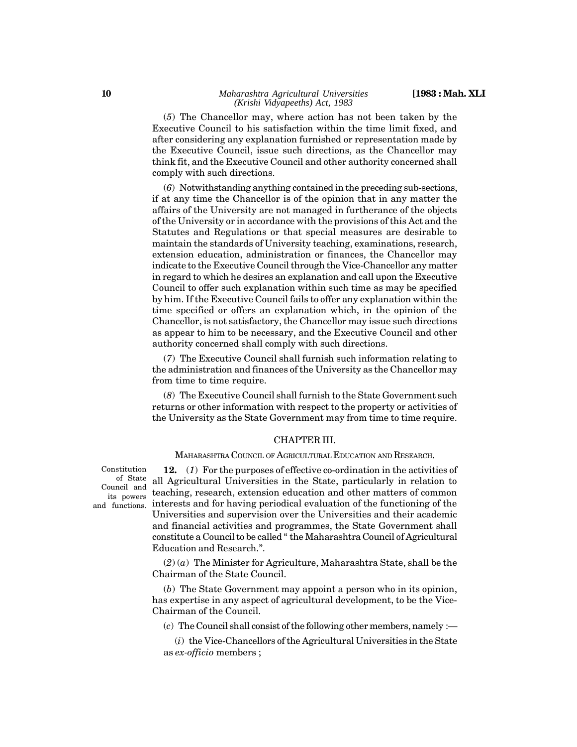(*5*) The Chancellor may, where action has not been taken by the Executive Council to his satisfaction within the time limit fixed, and after considering any explanation furnished or representation made by the Executive Council, issue such directions, as the Chancellor may think fit, and the Executive Council and other authority concerned shall comply with such directions.

(*6*) Notwithstanding anything contained in the preceding sub-sections, if at any time the Chancellor is of the opinion that in any matter the affairs of the University are not managed in furtherance of the objects of the University or in accordance with the provisions of this Act and the Statutes and Regulations or that special measures are desirable to maintain the standards of University teaching, examinations, research, extension education, administration or finances, the Chancellor may indicate to the Executive Council through the Vice-Chancellor any matter in regard to which he desires an explanation and call upon the Executive Council to offer such explanation within such time as may be specified by him. If the Executive Council fails to offer any explanation within the time specified or offers an explanation which, in the opinion of the Chancellor, is not satisfactory, the Chancellor may issue such directions as appear to him to be necessary, and the Executive Council and other authority concerned shall comply with such directions.

(*7*) The Executive Council shall furnish such information relating to the administration and finances of the University as the Chancellor may from time to time require.

(*8*) The Executive Council shall furnish to the State Government such returns or other information with respect to the property or activities of the University as the State Government may from time to time require.

## CHAPTER III.

### MAHARASHTRA COUNCIL OF AGRICULTURAL EDUCATION AND RESEARCH.

Constitution of State Council and its powers and functions.

**12.** (*1*) For the purposes of effective co-ordination in the activities of all Agricultural Universities in the State, particularly in relation to teaching, research, extension education and other matters of common interests and for having periodical evaluation of the functioning of the Universities and supervision over the Universities and their academic and financial activities and programmes, the State Government shall constitute a Council to be called " the Maharashtra Council of Agricultural Education and Research.".

(*2*) (*a*) The Minister for Agriculture, Maharashtra State, shall be the Chairman of the State Council.

(*b*) The State Government may appoint a person who in its opinion, has expertise in any aspect of agricultural development, to be the Vice-Chairman of the Council.

(*c*) The Council shall consist of the following other members, namely :—

(*i*) the Vice-Chancellors of the Agricultural Universities in the State as *ex-officio* members ;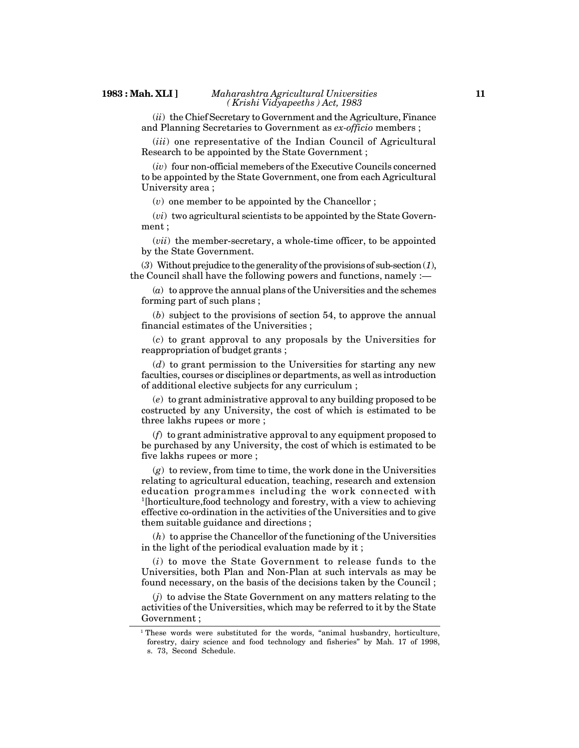(*ii*) the Chief Secretary to Government and the Agriculture, Finance and Planning Secretaries to Government as *ex-officio* members ;

(*iii*) one representative of the Indian Council of Agricultural Research to be appointed by the State Government ;

(*iv*) four non-official memebers of the Executive Councils concerned to be appointed by the State Government, one from each Agricultural University area ;

(*v*) one member to be appointed by the Chancellor ;

(*vi*) two agricultural scientists to be appointed by the State Government ;

(*vii*) the member-secretary, a whole-time officer, to be appointed by the State Government.

(*3*) Without prejudice to the generality of the provisions of sub-section (*1*), the Council shall have the following powers and functions, namely :—

(*a*) to approve the annual plans of the Universities and the schemes forming part of such plans ;

(*b*) subject to the provisions of section 54, to approve the annual financial estimates of the Universities ;

(*c*) to grant approval to any proposals by the Universities for reappropriation of budget grants ;

(*d*) to grant permission to the Universities for starting any new faculties, courses or disciplines or departments, as well as introduction of additional elective subjects for any curriculum ;

(*e*) to grant administrative approval to any building proposed to be costructed by any University, the cost of which is estimated to be three lakhs rupees or more ;

(*f*) to grant administrative approval to any equipment proposed to be purchased by any University, the cost of which is estimated to be five lakhs rupees or more ;

(*g*) to review, from time to time, the work done in the Universities relating to agricultural education, teaching, research and extension education programmes including the work connected with [1][horticulture,food technology and forestry, with a view to achieving effective co-ordination in the activities of the Universities and to give them suitable guidance and directions ;

(*h*) to apprise the Chancellor of the functioning of the Universities in the light of the periodical evaluation made by it ;

(*i*) to move the State Government to release funds to the Universities, both Plan and Non-Plan at such intervals as may be found necessary, on the basis of the decisions taken by the Council ;

(*j*) to advise the State Government on any matters relating to the activities of the Universities, which may be referred to it by the State Government ;

---

[1] These words were substituted for the words, "animal husbandry, horticulture, forestry, dairy science and food technology and fisheries" by Mah. 17 of 1998, s. 73, Second Schedule.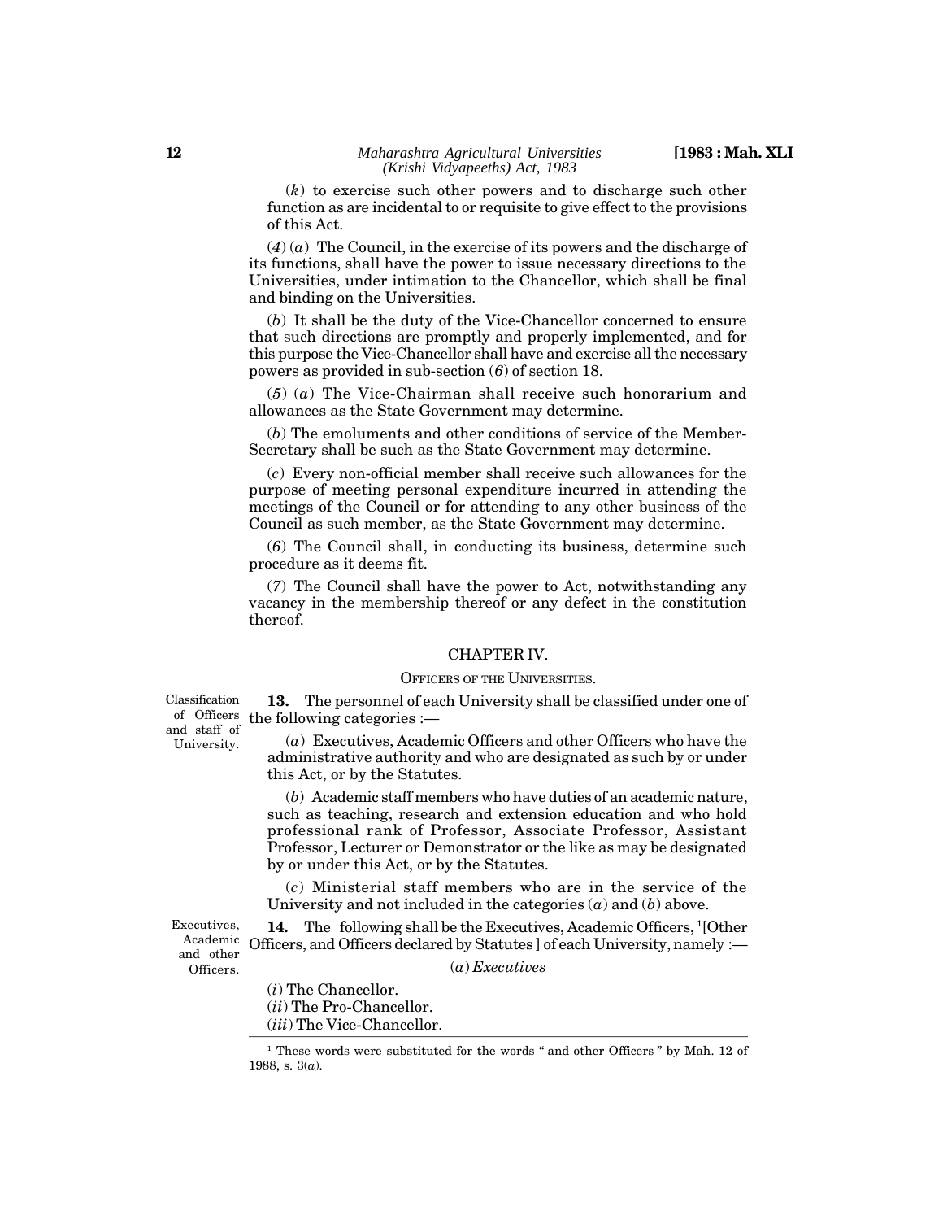(*k*) to exercise such other powers and to discharge such other function as are incidental to or requisite to give effect to the provisions of this Act.

(*4*) (*a*) The Council, in the exercise of its powers and the discharge of its functions, shall have the power to issue necessary directions to the Universities, under intimation to the Chancellor, which shall be final and binding on the Universities.

(*b*) It shall be the duty of the Vice-Chancellor concerned to ensure that such directions are promptly and properly implemented, and for this purpose the Vice-Chancellor shall have and exercise all the necessary powers as provided in sub-section (*6*) of section 18.

(*5*) (*a*) The Vice-Chairman shall receive such honorarium and allowances as the State Government may determine.

(*b*) The emoluments and other conditions of service of the Member-Secretary shall be such as the State Government may determine.

(*c*) Every non-official member shall receive such allowances for the purpose of meeting personal expenditure incurred in attending the meetings of the Council or for attending to any other business of the Council as such member, as the State Government may determine.

(*6*) The Council shall, in conducting its business, determine such procedure as it deems fit.

(*7*) The Council shall have the power to Act, notwithstanding any vacancy in the membership thereof or any defect in the constitution thereof.

## CHAPTER IV.

### OFFICERS OF THE UNIVERSITIES.

Classification of Officers and staff of University.

**13.** The personnel of each University shall be classified under one of the following categories :—

(*a*) Executives, Academic Officers and other Officers who have the administrative authority and who are designated as such by or under this Act, or by the Statutes.

(*b*) Academic staff members who have duties of an academic nature, such as teaching, research and extension education and who hold professional rank of Professor, Associate Professor, Assistant Professor, Lecturer or Demonstrator or the like as may be designated by or under this Act, or by the Statutes.

(*c*) Ministerial staff members who are in the service of the University and not included in the categories (*a*) and (*b*) above.

Executives, Academic and other Officers.

**14.** The following shall be the Executives, Academic Officers, [1][Other Officers, and Officers declared by Statutes ] of each University, namely :—

(*a*) *Executives*

(*i*) The Chancellor.
(*ii*) The Pro-Chancellor.
(*iii*) The Vice-Chancellor.

---

[1] These words were substituted for the words " and other Officers " by Mah. 12 of 1988, s. 3(*a*).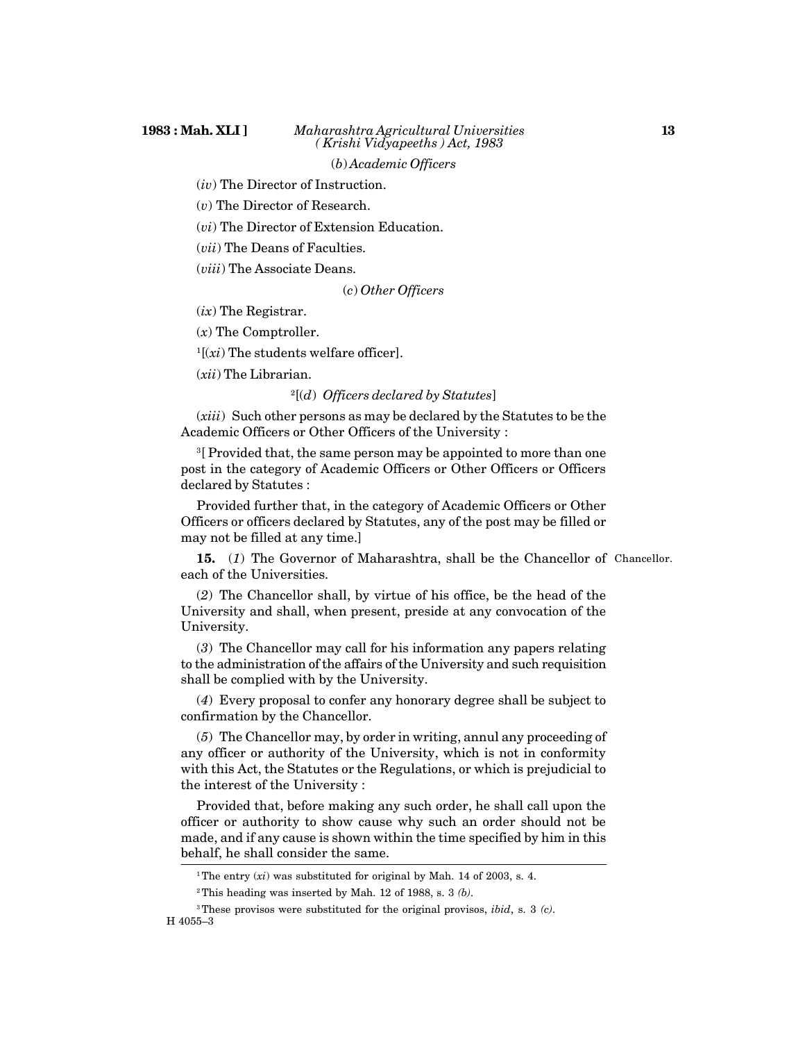*(b) Academic Officers*

(*iv*) The Director of Instruction.

(*v*) The Director of Research.

(*vi*) The Director of Extension Education.

(*vii*) The Deans of Faculties.

(*viii*) The Associate Deans.

*(c) Other Officers*

(*ix*) The Registrar.

(*x*) The Comptroller.

[1][(*xi*) The students welfare officer].

(*xii*) The Librarian.

[2][(*d*) *Officers declared by Statutes*]

(*xiii*) Such other persons as may be declared by the Statutes to be the Academic Officers or Other Officers of the University :

[3][ Provided that, the same person may be appointed to more than one post in the category of Academic Officers or Other Officers or Officers declared by Statutes :

Provided further that, in the category of Academic Officers or Other Officers or officers declared by Statutes, any of the post may be filled or may not be filled at any time.]

Chancellor.

**15.** (*1*) The Governor of Maharashtra, shall be the Chancellor of each of the Universities.

(*2*) The Chancellor shall, by virtue of his office, be the head of the University and shall, when present, preside at any convocation of the University.

(*3*) The Chancellor may call for his information any papers relating to the administration of the affairs of the University and such requisition shall be complied with by the University.

(*4*) Every proposal to confer any honorary degree shall be subject to confirmation by the Chancellor.

(*5*) The Chancellor may, by order in writing, annul any proceeding of any officer or authority of the University, which is not in conformity with this Act, the Statutes or the Regulations, or which is prejudicial to the interest of the University :

Provided that, before making any such order, he shall call upon the officer or authority to show cause why such an order should not be made, and if any cause is shown within the time specified by him in this behalf, he shall consider the same.

---

[1] The entry (*xi*) was substituted for original by Mah. 14 of 2003, s. 4.

[2] This heading was inserted by Mah. 12 of 1988, s. 3 *(b)*.

[3] These provisos were substituted for the original provisos, *ibid*, s. 3 *(c)*.

H 4055–3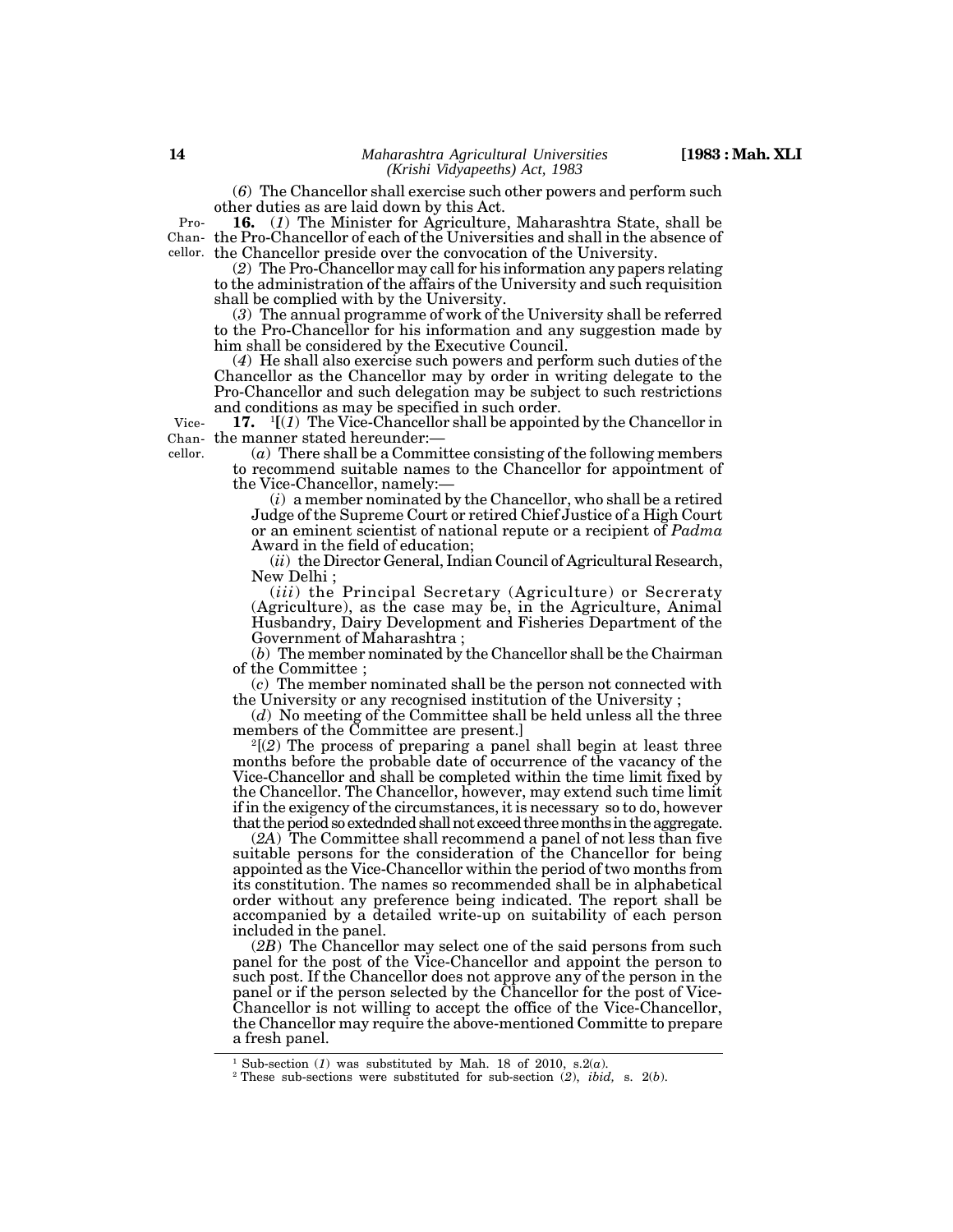(*6*) The Chancellor shall exercise such other powers and perform such other duties as are laid down by this Act.

Pro-Chancellor.

**16.** (*1*) The Minister for Agriculture, Maharashtra State, shall be the Pro-Chancellor of each of the Universities and shall in the absence of the Chancellor preside over the convocation of the University.

(*2*) The Pro-Chancellor may call for his information any papers relating to the administration of the affairs of the University and such requisition shall be complied with by the University.

(*3*) The annual programme of work of the University shall be referred to the Pro-Chancellor for his information and any suggestion made by him shall be considered by the Executive Council.

(*4*) He shall also exercise such powers and perform such duties of the Chancellor as the Chancellor may by order in writing delegate to the Pro-Chancellor and such delegation may be subject to such restrictions and conditions as may be specified in such order.

Vice-Chancellor.

**17.** [1][(*1*) The Vice-Chancellor shall be appointed by the Chancellor in the manner stated hereunder:—

(*a*) There shall be a Committee consisting of the following members to recommend suitable names to the Chancellor for appointment of the Vice-Chancellor, namely:—

(*i*) a member nominated by the Chancellor, who shall be a retired Judge of the Supreme Court or retired Chief Justice of a High Court or an eminent scientist of national repute or a recipient of *Padma* Award in the field of education;

(*ii*) the Director General, Indian Council of Agricultural Research, New Delhi ;

(*iii*) the Principal Secretary (Agriculture) or Secreraty (Agriculture), as the case may be, in the Agriculture, Animal Husbandry, Dairy Development and Fisheries Department of the Government of Maharashtra ;

(*b*) The member nominated by the Chancellor shall be the Chairman of the Committee ;

(*c*) The member nominated shall be the person not connected with the University or any recognised institution of the University ;

(*d*) No meeting of the Committee shall be held unless all the three members of the Committee are present.]

[2][(*2*) The process of preparing a panel shall begin at least three months before the probable date of occurrence of the vacancy of the Vice-Chancellor and shall be completed within the time limit fixed by the Chancellor. The Chancellor, however, may extend such time limit if in the exigency of the circumstances, it is necessary so to do, however that the period so extednded shall not exceed three months in the aggregate.

(*2A*) The Committee shall recommend a panel of not less than five suitable persons for the consideration of the Chancellor for being appointed as the Vice-Chancellor within the period of two months from its constitution. The names so recommended shall be in alphabetical order without any preference being indicated. The report shall be accompanied by a detailed write-up on suitability of each person included in the panel.

(*2B*) The Chancellor may select one of the said persons from such panel for the post of the Vice-Chancellor and appoint the person to such post. If the Chancellor does not approve any of the person in the panel or if the person selected by the Chancellor for the post of Vice-Chancellor is not willing to accept the office of the Vice-Chancellor, the Chancellor may require the above-mentioned Committe to prepare a fresh panel.

---

[1] Sub-section (*1*) was substituted by Mah. 18 of 2010, s.2(*a*).

[2] These sub-sections were substituted for sub-section (*2*), *ibid,* s. 2(*b*).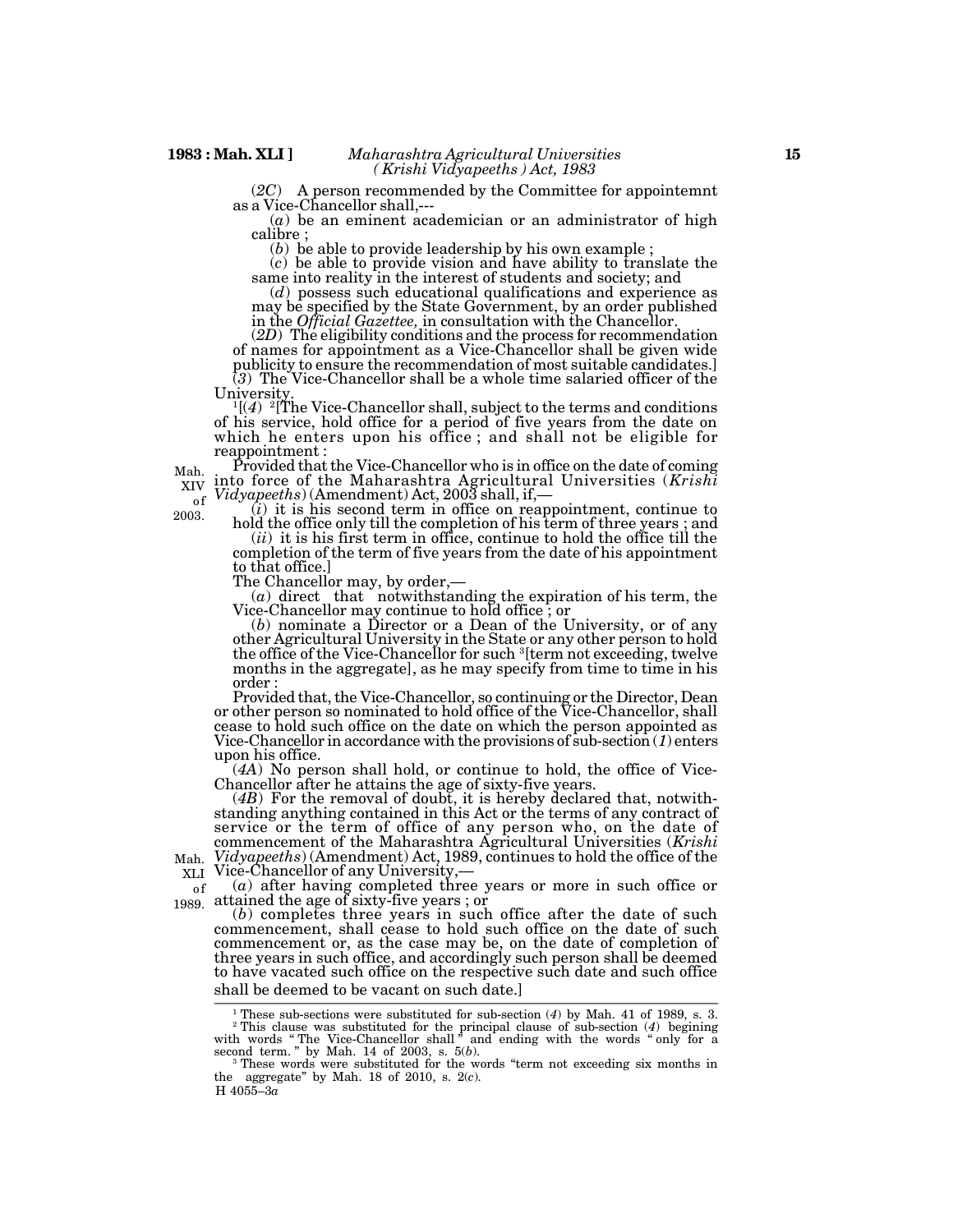(2C) A person recommended by the Committee for appointemnt as a Vice-Chancellor shall,---

(a) be an eminent academician or an administrator of high calibre ;

(b) be able to provide leadership by his own example ;

(c) be able to provide vision and have ability to translate the same into reality in the interest of students and society; and

(d) possess such educational qualifications and experience as may be specified by the State Government, by an order published in the *Official Gazette,* in consultation with the Chancellor.

(2D) The eligibility conditions and the process for recommendation of names for appointment as a Vice-Chancellor shall be given wide publicity to ensure the recommendation of most suitable candidates.]

(3) The Vice-Chancellor shall be a whole time salaried officer of the University.

[1][(4) [2][The Vice-Chancellor shall, subject to the terms and conditions of his service, hold office for a period of five years from the date on which he enters upon his office ; and shall not be eligible for reappointment :

Provided that the Vice-Chancellor who is in office on the date of coming into force of the Maharashtra Agricultural Universities (*Krishi Vidyapeeths*) (Amendment) Act, 2003 shall, if,— (Mah. XIV of 2003.)

(i) it is his second term in office on reappointment, continue to hold the office only till the completion of his term of three years ; and

(ii) it is his first term in office, continue to hold the office till the completion of the term of five years from the date of his appointment to that office.]

The Chancellor may, by order,—

(a) direct that notwithstanding the expiration of his term, the Vice-Chancellor may continue to hold office ; or

(b) nominate a Director or a Dean of the University, or of any other Agricultural University in the State or any other person to hold the office of the Vice-Chancellor for such [3][term not exceeding, twelve months in the aggregate], as he may specify from time to time in his order :

Provided that, the Vice-Chancellor, so continuing or the Director, Dean or other person so nominated to hold office of the Vice-Chancellor, shall cease to hold such office on the date on which the person appointed as Vice-Chancellor in accordance with the provisions of sub-section (1) enters upon his office.

(4A) No person shall hold, or continue to hold, the office of Vice-Chancellor after he attains the age of sixty-five years.

(4B) For the removal of doubt, it is hereby declared that, notwithstanding anything contained in this Act or the terms of any contract of service or the term of office of any person who, on the date of commencement of the Maharashtra Agricultural Universities (*Krishi Vidyapeeths*) (Amendment) Act, 1989, continues to hold the office of the Vice-Chancellor of any University,— (Mah. XLI of 1989.)

(a) after having completed three years or more in such office or attained the age of sixty-five years ; or

(b) completes three years in such office after the date of such commencement, shall cease to hold such office on the date of such commencement or, as the case may be, on the date of completion of three years in such office, and accordingly such person shall be deemed to have vacated such office on the respective such date and such office shall be deemed to be vacant on such date.]

---

[1] These sub-sections were substituted for sub-section (4) by Mah. 41 of 1989, s. 3.

[2] This clause was substituted for the principal clause of sub-section (4) begining with words " The Vice-Chancellor shall " and ending with the words " only for a second term. " by Mah. 14 of 2003, s. 5(b).

[3] These words were substituted for the words "term not exceeding six months in the aggregate" by Mah. 18 of 2010, s. 2(c).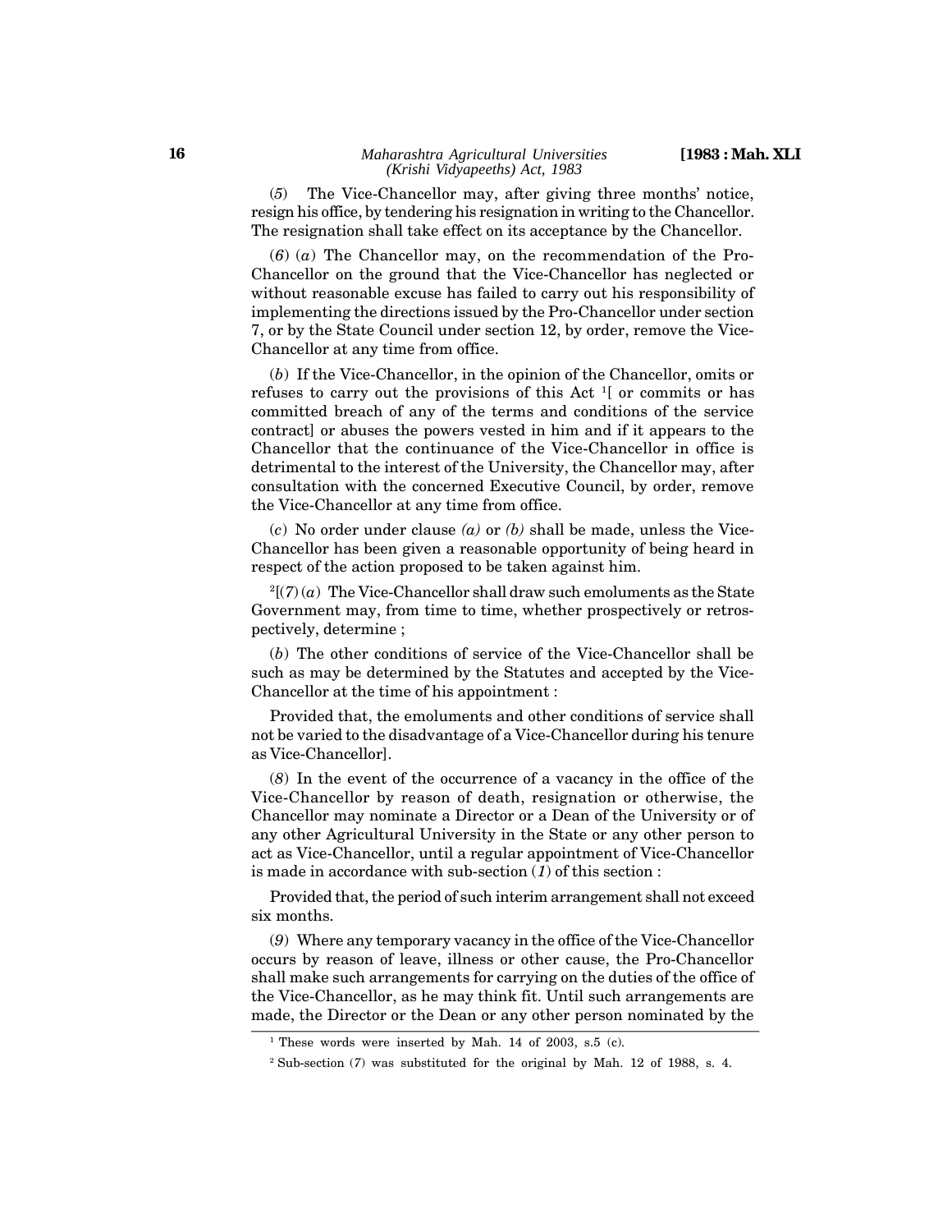(*5*) The Vice-Chancellor may, after giving three months' notice, resign his office, by tendering his resignation in writing to the Chancellor. The resignation shall take effect on its acceptance by the Chancellor.

(*6*) (*a*) The Chancellor may, on the recommendation of the Pro-Chancellor on the ground that the Vice-Chancellor has neglected or without reasonable excuse has failed to carry out his responsibility of implementing the directions issued by the Pro-Chancellor under section 7, or by the State Council under section 12, by order, remove the Vice-Chancellor at any time from office.

(*b*) If the Vice-Chancellor, in the opinion of the Chancellor, omits or refuses to carry out the provisions of this Act [1][ or commits or has committed breach of any of the terms and conditions of the service contract] or abuses the powers vested in him and if it appears to the Chancellor that the continuance of the Vice-Chancellor in office is detrimental to the interest of the University, the Chancellor may, after consultation with the concerned Executive Council, by order, remove the Vice-Chancellor at any time from office.

(*c*) No order under clause *(a)* or *(b)* shall be made, unless the Vice-Chancellor has been given a reasonable opportunity of being heard in respect of the action proposed to be taken against him.

[2][(*7*) (*a*) The Vice-Chancellor shall draw such emoluments as the State Government may, from time to time, whether prospectively or retrospectively, determine ;

(*b*) The other conditions of service of the Vice-Chancellor shall be such as may be determined by the Statutes and accepted by the Vice-Chancellor at the time of his appointment :

Provided that, the emoluments and other conditions of service shall not be varied to the disadvantage of a Vice-Chancellor during his tenure as Vice-Chancellor].

(*8*) In the event of the occurrence of a vacancy in the office of the Vice-Chancellor by reason of death, resignation or otherwise, the Chancellor may nominate a Director or a Dean of the University or of any other Agricultural University in the State or any other person to act as Vice-Chancellor, until a regular appointment of Vice-Chancellor is made in accordance with sub-section (*1*) of this section :

Provided that, the period of such interim arrangement shall not exceed six months.

(*9*) Where any temporary vacancy in the office of the Vice-Chancellor occurs by reason of leave, illness or other cause, the Pro-Chancellor shall make such arrangements for carrying on the duties of the office of the Vice-Chancellor, as he may think fit. Until such arrangements are made, the Director or the Dean or any other person nominated by the

---

[1] These words were inserted by Mah. 14 of 2003, s.5 (c).

[2] Sub-section (7) was substituted for the original by Mah. 12 of 1988, s. 4.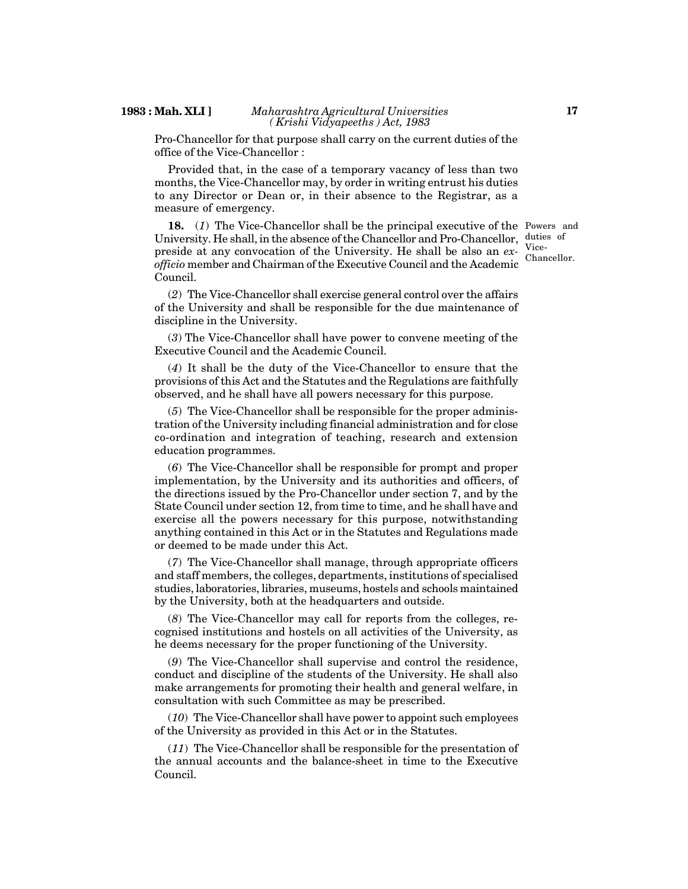Pro-Chancellor for that purpose shall carry on the current duties of the office of the Vice-Chancellor :

Provided that, in the case of a temporary vacancy of less than two months, the Vice-Chancellor may, by order in writing entrust his duties to any Director or Dean or, in their absence to the Registrar, as a measure of emergency.

Powers and duties of Vice-Chancellor.

**18.** (*1*) The Vice-Chancellor shall be the principal executive of the University. He shall, in the absence of the Chancellor and Pro-Chancellor, preside at any convocation of the University. He shall be also an *ex-officio* member and Chairman of the Executive Council and the Academic Council.

(*2*) The Vice-Chancellor shall exercise general control over the affairs of the University and shall be responsible for the due maintenance of discipline in the University.

(*3*) The Vice-Chancellor shall have power to convene meeting of the Executive Council and the Academic Council.

(*4*) It shall be the duty of the Vice-Chancellor to ensure that the provisions of this Act and the Statutes and the Regulations are faithfully observed, and he shall have all powers necessary for this purpose.

(*5*) The Vice-Chancellor shall be responsible for the proper administration of the University including financial administration and for close co-ordination and integration of teaching, research and extension education programmes.

(*6*) The Vice-Chancellor shall be responsible for prompt and proper implementation, by the University and its authorities and officers, of the directions issued by the Pro-Chancellor under section 7, and by the State Council under section 12, from time to time, and he shall have and exercise all the powers necessary for this purpose, notwithstanding anything contained in this Act or in the Statutes and Regulations made or deemed to be made under this Act.

(*7*) The Vice-Chancellor shall manage, through appropriate officers and staff members, the colleges, departments, institutions of specialised studies, laboratories, libraries, museums, hostels and schools maintained by the University, both at the headquarters and outside.

(*8*) The Vice-Chancellor may call for reports from the colleges, recognised institutions and hostels on all activities of the University, as he deems necessary for the proper functioning of the University.

(*9*) The Vice-Chancellor shall supervise and control the residence, conduct and discipline of the students of the University. He shall also make arrangements for promoting their health and general welfare, in consultation with such Committee as may be prescribed.

(*10*) The Vice-Chancellor shall have power to appoint such employees of the University as provided in this Act or in the Statutes.

(*11*) The Vice-Chancellor shall be responsible for the presentation of the annual accounts and the balance-sheet in time to the Executive Council.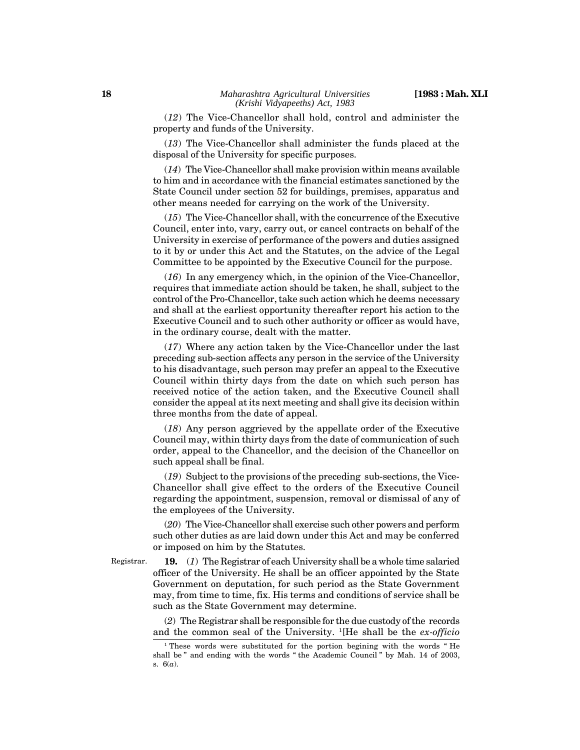(*12*) The Vice-Chancellor shall hold, control and administer the property and funds of the University.

(*13*) The Vice-Chancellor shall administer the funds placed at the disposal of the University for specific purposes.

(*14*) The Vice-Chancellor shall make provision within means available to him and in accordance with the financial estimates sanctioned by the State Council under section 52 for buildings, premises, apparatus and other means needed for carrying on the work of the University.

(*15*) The Vice-Chancellor shall, with the concurrence of the Executive Council, enter into, vary, carry out, or cancel contracts on behalf of the University in exercise of performance of the powers and duties assigned to it by or under this Act and the Statutes, on the advice of the Legal Committee to be appointed by the Executive Council for the purpose.

(*16*) In any emergency which, in the opinion of the Vice-Chancellor, requires that immediate action should be taken, he shall, subject to the control of the Pro-Chancellor, take such action which he deems necessary and shall at the earliest opportunity thereafter report his action to the Executive Council and to such other authority or officer as would have, in the ordinary course, dealt with the matter.

(*17*) Where any action taken by the Vice-Chancellor under the last preceding sub-section affects any person in the service of the University to his disadvantage, such person may prefer an appeal to the Executive Council within thirty days from the date on which such person has received notice of the action taken, and the Executive Council shall consider the appeal at its next meeting and shall give its decision within three months from the date of appeal.

(*18*) Any person aggrieved by the appellate order of the Executive Council may, within thirty days from the date of communication of such order, appeal to the Chancellor, and the decision of the Chancellor on such appeal shall be final.

(*19*) Subject to the provisions of the preceding sub-sections, the Vice-Chancellor shall give effect to the orders of the Executive Council regarding the appointment, suspension, removal or dismissal of any of the employees of the University.

(*20*) The Vice-Chancellor shall exercise such other powers and perform such other duties as are laid down under this Act and may be conferred or imposed on him by the Statutes.

Registrar.

**19.** (*1*) The Registrar of each University shall be a whole time salaried officer of the University. He shall be an officer appointed by the State Government on deputation, for such period as the State Government may, from time to time, fix. His terms and conditions of service shall be such as the State Government may determine.

(*2*) The Registrar shall be responsible for the due custody of the records and the common seal of the University. [1][He shall be the *ex-officio*

---

[1] These words were substituted for the portion begining with the words " He shall be " and ending with the words " the Academic Council " by Mah. 14 of 2003, s. 6(*a*).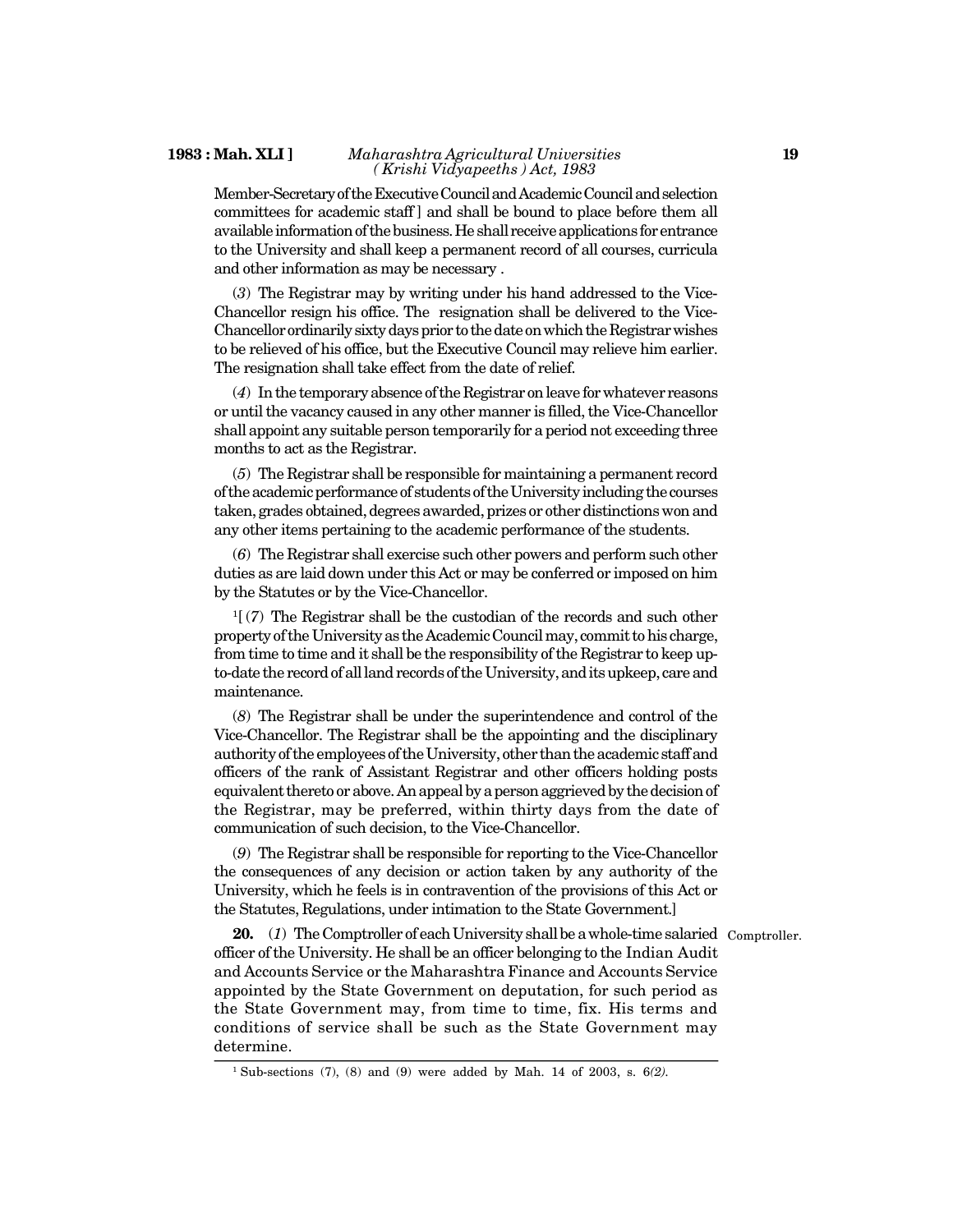Member-Secretary of the Executive Council and Academic Council and selection committees for academic staff ] and shall be bound to place before them all available information of the business. He shall receive applications for entrance to the University and shall keep a permanent record of all courses, curricula and other information as may be necessary .

(*3*) The Registrar may by writing under his hand addressed to the Vice-Chancellor resign his office. The resignation shall be delivered to the Vice-Chancellor ordinarily sixty days prior to the date on which the Registrar wishes to be relieved of his office, but the Executive Council may relieve him earlier. The resignation shall take effect from the date of relief.

(*4*) In the temporary absence of the Registrar on leave for whatever reasons or until the vacancy caused in any other manner is filled, the Vice-Chancellor shall appoint any suitable person temporarily for a period not exceeding three months to act as the Registrar.

(*5*) The Registrar shall be responsible for maintaining a permanent record of the academic performance of students of the University including the courses taken, grades obtained, degrees awarded, prizes or other distinctions won and any other items pertaining to the academic performance of the students.

(*6*) The Registrar shall exercise such other powers and perform such other duties as are laid down under this Act or may be conferred or imposed on him by the Statutes or by the Vice-Chancellor.

[1][ (*7*) The Registrar shall be the custodian of the records and such other property of the University as the Academic Council may, commit to his charge, from time to time and it shall be the responsibility of the Registrar to keep up-to-date the record of all land records of the University, and its upkeep, care and maintenance.

(*8*) The Registrar shall be under the superintendence and control of the Vice-Chancellor. The Registrar shall be the appointing and the disciplinary authority of the employees of the University, other than the academic staff and officers of the rank of Assistant Registrar and other officers holding posts equivalent thereto or above. An appeal by a person aggrieved by the decision of the Registrar, may be preferred, within thirty days from the date of communication of such decision, to the Vice-Chancellor.

(*9*) The Registrar shall be responsible for reporting to the Vice-Chancellor the consequences of any decision or action taken by any authority of the University, which he feels is in contravention of the provisions of this Act or the Statutes, Regulations, under intimation to the State Government.]

Comptroller.

**20.** (*1*) The Comptroller of each University shall be a whole-time salaried officer of the University. He shall be an officer belonging to the Indian Audit and Accounts Service or the Maharashtra Finance and Accounts Service appointed by the State Government on deputation, for such period as the State Government may, from time to time, fix. His terms and conditions of service shall be such as the State Government may determine.

---

[1] Sub-sections (7), (8) and (9) were added by Mah. 14 of 2003, s. 6*(2)*.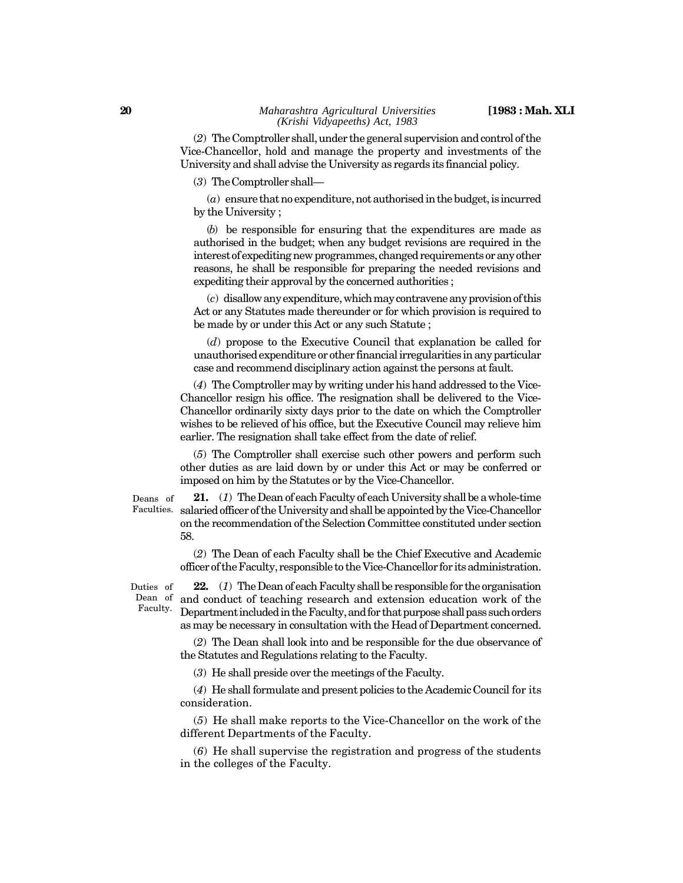(*2*) The Comptroller shall, under the general supervision and control of the Vice-Chancellor, hold and manage the property and investments of the University and shall advise the University as regards its financial policy.

(*3*) The Comptroller shall—

(*a*) ensure that no expenditure, not authorised in the budget, is incurred by the University ;

(*b*) be responsible for ensuring that the expenditures are made as authorised in the budget; when any budget revisions are required in the interest of expediting new programmes, changed requirements or any other reasons, he shall be responsible for preparing the needed revisions and expediting their approval by the concerned authorities ;

(*c*) disallow any expenditure, which may contravene any provision of this Act or any Statutes made thereunder or for which provision is required to be made by or under this Act or any such Statute ;

(*d*) propose to the Executive Council that explanation be called for unauthorised expenditure or other financial irregularities in any particular case and recommend disciplinary action against the persons at fault.

(*4*) The Comptroller may by writing under his hand addressed to the Vice-Chancellor resign his office. The resignation shall be delivered to the Vice-Chancellor ordinarily sixty days prior to the date on which the Comptroller wishes to be relieved of his office, but the Executive Council may relieve him earlier. The resignation shall take effect from the date of relief.

(*5*) The Comptroller shall exercise such other powers and perform such other duties as are laid down by or under this Act or may be conferred or imposed on him by the Statutes or by the Vice-Chancellor.

Deans of Faculties.

**21.** (*1*) The Dean of each Faculty of each University shall be a whole-time salaried officer of the University and shall be appointed by the Vice-Chancellor on the recommendation of the Selection Committee constituted under section 58.

(*2*) The Dean of each Faculty shall be the Chief Executive and Academic officer of the Faculty, responsible to the Vice-Chancellor for its administration.

Duties of Dean of Faculty.

**22.** (*1*) The Dean of each Faculty shall be responsible for the organisation and conduct of teaching research and extension education work of the Department included in the Faculty, and for that purpose shall pass such orders as may be necessary in consultation with the Head of Department concerned.

(*2*) The Dean shall look into and be responsible for the due observance of the Statutes and Regulations relating to the Faculty.

(*3*) He shall preside over the meetings of the Faculty.

(*4*) He shall formulate and present policies to the Academic Council for its consideration.

(*5*) He shall make reports to the Vice-Chancellor on the work of the different Departments of the Faculty.

(*6*) He shall supervise the registration and progress of the students in the colleges of the Faculty.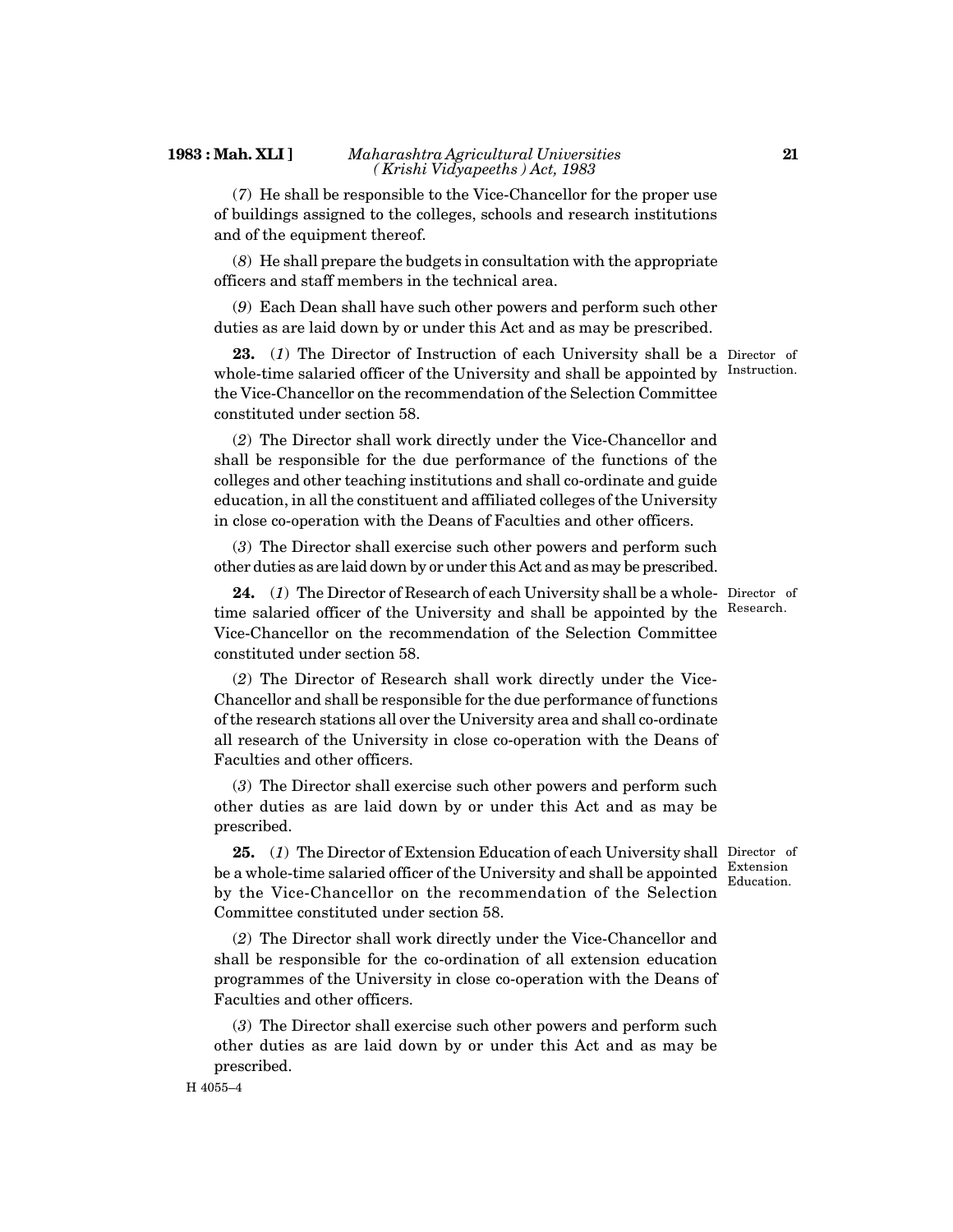(*7*) He shall be responsible to the Vice-Chancellor for the proper use of buildings assigned to the colleges, schools and research institutions and of the equipment thereof.

(*8*) He shall prepare the budgets in consultation with the appropriate officers and staff members in the technical area.

(*9*) Each Dean shall have such other powers and perform such other duties as are laid down by or under this Act and as may be prescribed.

Director of Instruction.

**23.** (*1*) The Director of Instruction of each University shall be a whole-time salaried officer of the University and shall be appointed by the Vice-Chancellor on the recommendation of the Selection Committee constituted under section 58.

(*2*) The Director shall work directly under the Vice-Chancellor and shall be responsible for the due performance of the functions of the colleges and other teaching institutions and shall co-ordinate and guide education, in all the constituent and affiliated colleges of the University in close co-operation with the Deans of Faculties and other officers.

(*3*) The Director shall exercise such other powers and perform such other duties as are laid down by or under this Act and as may be prescribed.

Director of Research.

**24.** (*1*) The Director of Research of each University shall be a whole-time salaried officer of the University and shall be appointed by the Vice-Chancellor on the recommendation of the Selection Committee constituted under section 58.

(*2*) The Director of Research shall work directly under the Vice-Chancellor and shall be responsible for the due performance of functions of the research stations all over the University area and shall co-ordinate all research of the University in close co-operation with the Deans of Faculties and other officers.

(*3*) The Director shall exercise such other powers and perform such other duties as are laid down by or under this Act and as may be prescribed.

Director of Extension Education.

**25.** (*1*) The Director of Extension Education of each University shall be a whole-time salaried officer of the University and shall be appointed by the Vice-Chancellor on the recommendation of the Selection Committee constituted under section 58.

(*2*) The Director shall work directly under the Vice-Chancellor and shall be responsible for the co-ordination of all extension education programmes of the University in close co-operation with the Deans of Faculties and other officers.

(*3*) The Director shall exercise such other powers and perform such other duties as are laid down by or under this Act and as may be prescribed.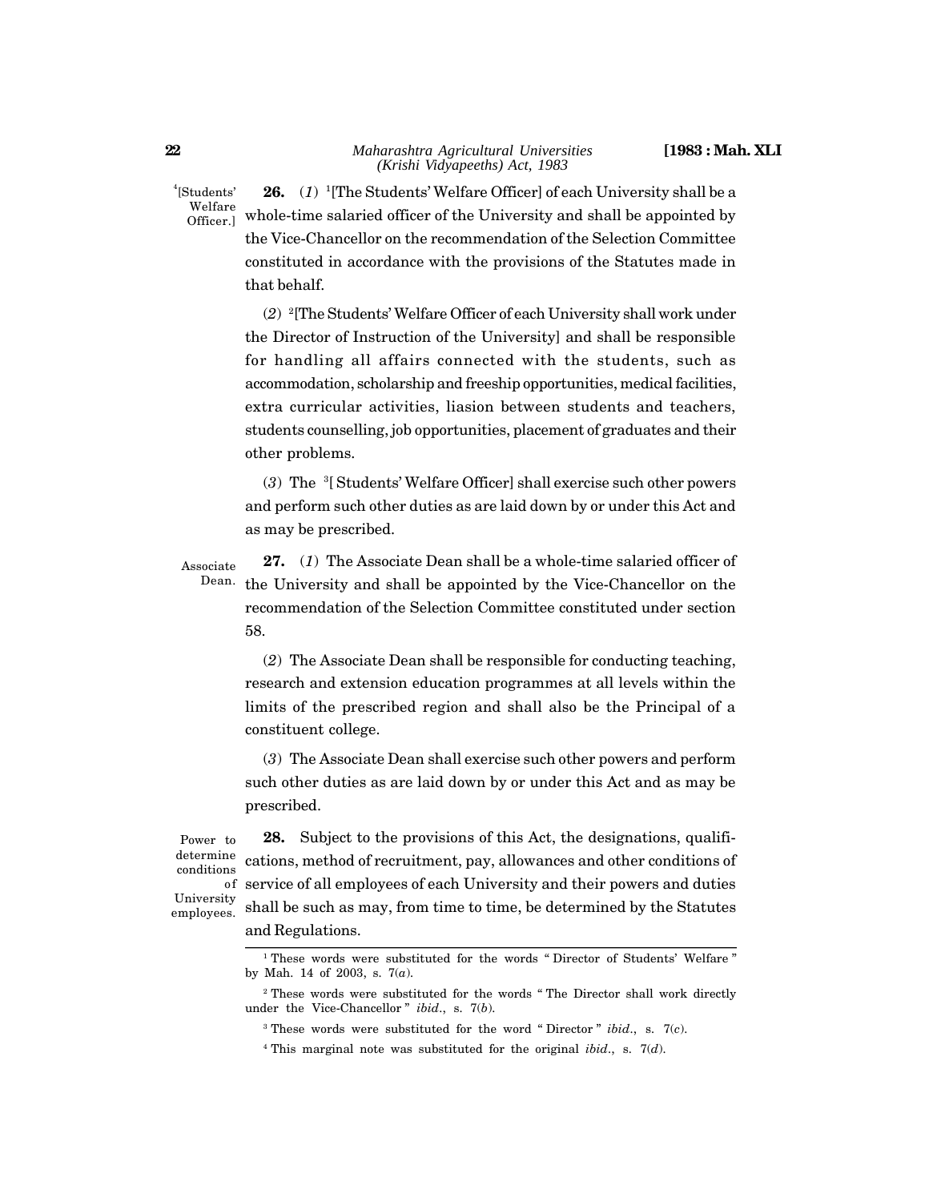[4][Students' Welfare Officer.]

**26.** (*1*) [1][The Students' Welfare Officer] of each University shall be a whole-time salaried officer of the University and shall be appointed by the Vice-Chancellor on the recommendation of the Selection Committee constituted in accordance with the provisions of the Statutes made in that behalf.

(*2*) [2][The Students' Welfare Officer of each University shall work under the Director of Instruction of the University] and shall be responsible for handling all affairs connected with the students, such as accommodation, scholarship and freeship opportunities, medical facilities, extra curricular activities, liasion between students and teachers, students counselling, job opportunities, placement of graduates and their other problems.

(*3*) The [3][ Students' Welfare Officer] shall exercise such other powers and perform such other duties as are laid down by or under this Act and as may be prescribed.

Associate Dean.

**27.** (*1*) The Associate Dean shall be a whole-time salaried officer of the University and shall be appointed by the Vice-Chancellor on the recommendation of the Selection Committee constituted under section 58.

(*2*) The Associate Dean shall be responsible for conducting teaching, research and extension education programmes at all levels within the limits of the prescribed region and shall also be the Principal of a constituent college.

(*3*) The Associate Dean shall exercise such other powers and perform such other duties as are laid down by or under this Act and as may be prescribed.

Power to determine conditions of University employees.

**28.** Subject to the provisions of this Act, the designations, qualifications, method of recruitment, pay, allowances and other conditions of service of all employees of each University and their powers and duties shall be such as may, from time to time, be determined by the Statutes and Regulations.

---

[1] These words were substituted for the words " Director of Students' Welfare " by Mah. 14 of 2003, s. 7(*a*).

[2] These words were substituted for the words " The Director shall work directly under the Vice-Chancellor " *ibid*., s. 7(*b*).

[3] These words were substituted for the word " Director " *ibid*., s. 7(*c*).

[4] This marginal note was substituted for the original *ibid*., s. 7(*d*).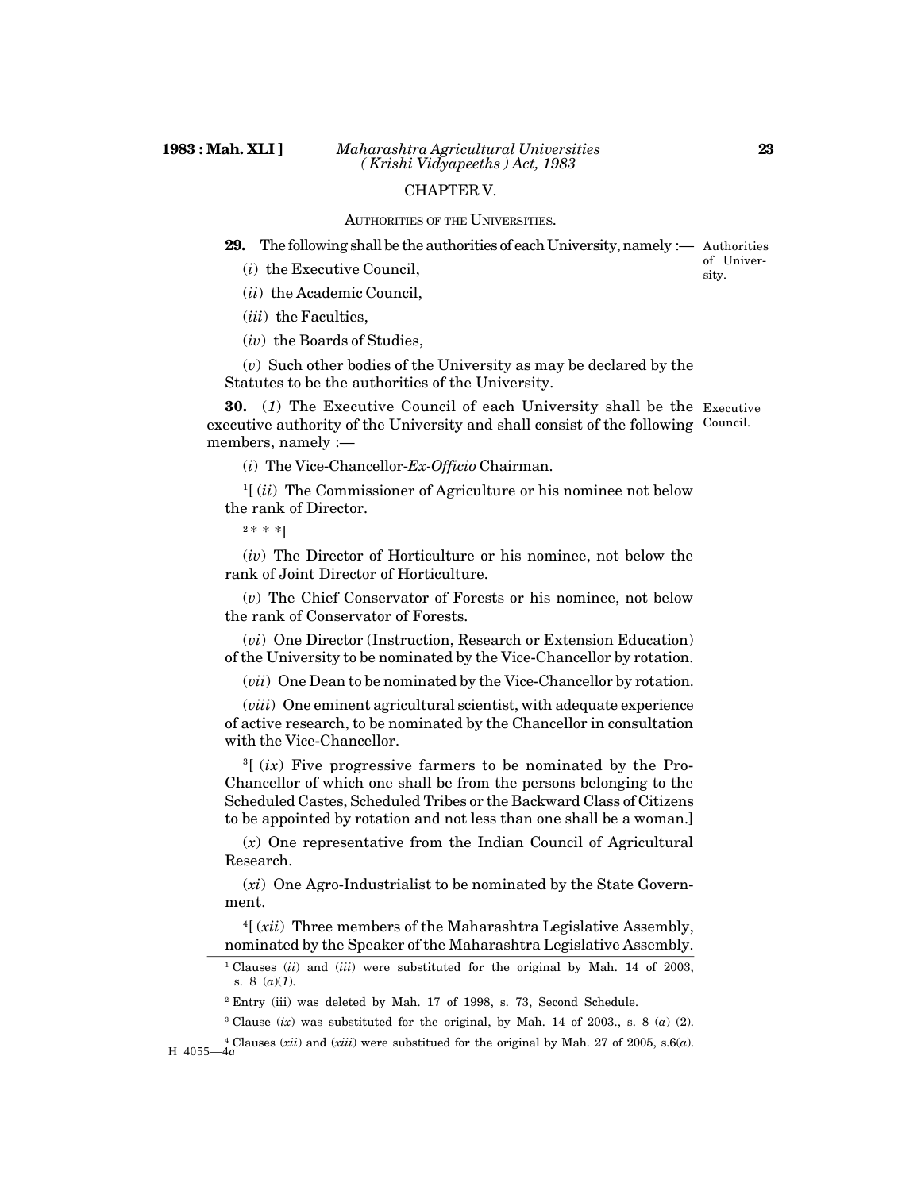## CHAPTER V.

### AUTHORITIES OF THE UNIVERSITIES.

Authorities of University.

**29.** The following shall be the authorities of each University, namely :—

(*i*) the Executive Council,

(*ii*) the Academic Council,

(*iii*) the Faculties,

(*iv*) the Boards of Studies,

(*v*) Such other bodies of the University as may be declared by the Statutes to be the authorities of the University.

Executive Council.

**30.** (*1*) The Executive Council of each University shall be the executive authority of the University and shall consist of the following members, namely :—

(*i*) The Vice-Chancellor-*Ex-Officio* Chairman.

[1][ (*ii*) The Commissioner of Agriculture or his nominee not below the rank of Director.

[2]* * *]

(*iv*) The Director of Horticulture or his nominee, not below the rank of Joint Director of Horticulture.

(*v*) The Chief Conservator of Forests or his nominee, not below the rank of Conservator of Forests.

(*vi*) One Director (Instruction, Research or Extension Education) of the University to be nominated by the Vice-Chancellor by rotation.

(*vii*) One Dean to be nominated by the Vice-Chancellor by rotation.

(*viii*) One eminent agricultural scientist, with adequate experience of active research, to be nominated by the Chancellor in consultation with the Vice-Chancellor.

[3][ (*ix*) Five progressive farmers to be nominated by the Pro-Chancellor of which one shall be from the persons belonging to the Scheduled Castes, Scheduled Tribes or the Backward Class of Citizens to be appointed by rotation and not less than one shall be a woman.]

(*x*) One representative from the Indian Council of Agricultural Research.

(*xi*) One Agro-Industrialist to be nominated by the State Government.

[4][ (*xii*) Three members of the Maharashtra Legislative Assembly, nominated by the Speaker of the Maharashtra Legislative Assembly.

---

[1] Clauses (*ii*) and (*iii*) were substituted for the original by Mah. 14 of 2003, s. 8 (*a*)(*1*).

[2] Entry (iii) was deleted by Mah. 17 of 1998, s. 73, Second Schedule.

[3] Clause (*ix*) was substituted for the original, by Mah. 14 of 2003., s. 8 (*a*) (2).

[4] Clauses (*xii*) and (*xiii*) were substitued for the original by Mah. 27 of 2005, s.6(*a*).

H 4055—4*a*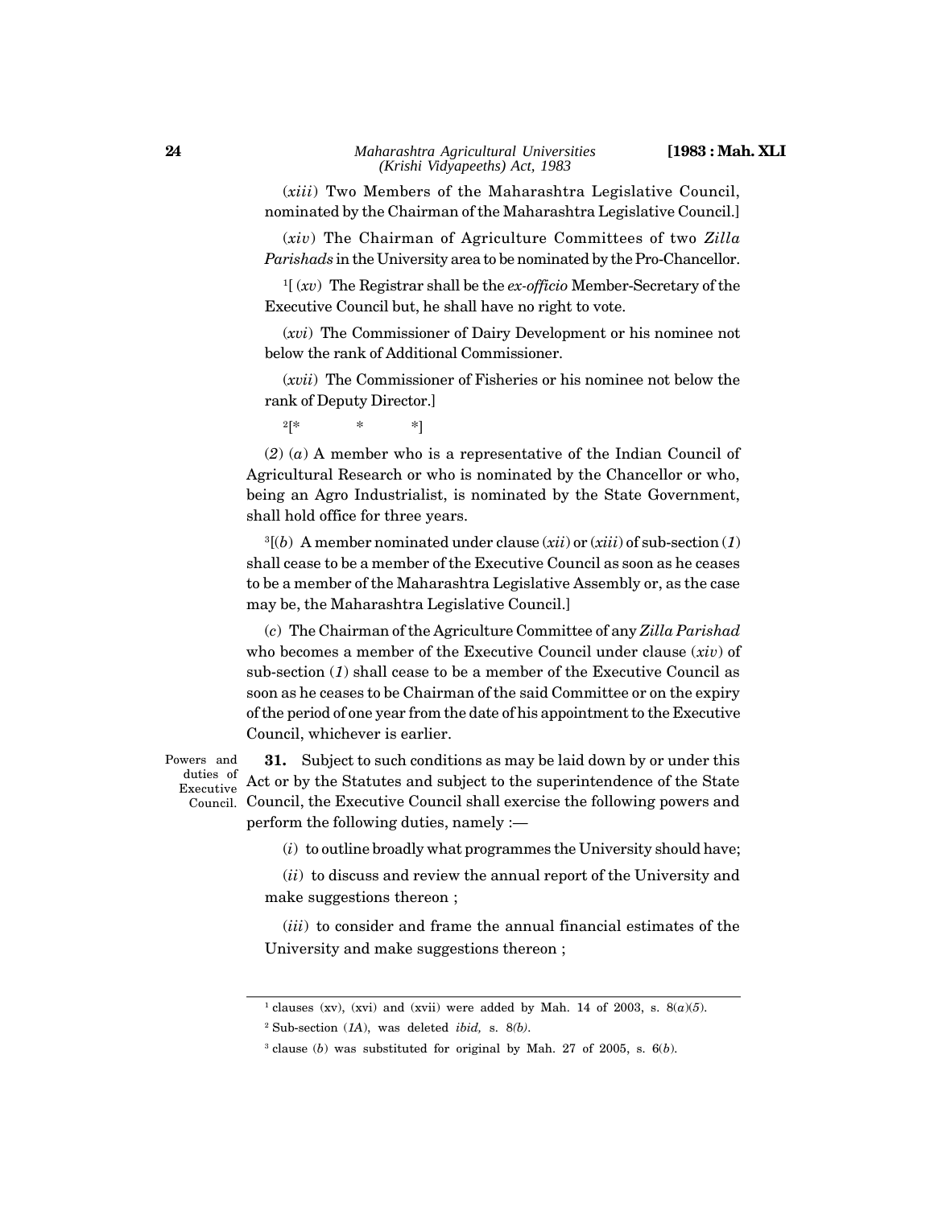(*xiii*) Two Members of the Maharashtra Legislative Council, nominated by the Chairman of the Maharashtra Legislative Council.]

(*xiv*) The Chairman of Agriculture Committees of two *Zilla Parishads* in the University area to be nominated by the Pro-Chancellor.

[1][ (*xv*) The Registrar shall be the *ex-officio* Member-Secretary of the Executive Council but, he shall have no right to vote.

(*xvi*) The Commissioner of Dairy Development or his nominee not below the rank of Additional Commissioner.

(*xvii*) The Commissioner of Fisheries or his nominee not below the rank of Deputy Director.]

[2][* * *]

(*2*) (*a*) A member who is a representative of the Indian Council of Agricultural Research or who is nominated by the Chancellor or who, being an Agro Industrialist, is nominated by the State Government, shall hold office for three years.

[3][(*b*) A member nominated under clause (*xii*) or (*xiii*) of sub-section (*1*) shall cease to be a member of the Executive Council as soon as he ceases to be a member of the Maharashtra Legislative Assembly or, as the case may be, the Maharashtra Legislative Council.]

(*c*) The Chairman of the Agriculture Committee of any *Zilla Parishad* who becomes a member of the Executive Council under clause (*xiv*) of sub-section (*1*) shall cease to be a member of the Executive Council as soon as he ceases to be Chairman of the said Committee or on the expiry of the period of one year from the date of his appointment to the Executive Council, whichever is earlier.

Powers and duties of Executive Council.

**31.** Subject to such conditions as may be laid down by or under this Act or by the Statutes and subject to the superintendence of the State Council, the Executive Council shall exercise the following powers and perform the following duties, namely :—

(*i*) to outline broadly what programmes the University should have;

(*ii*) to discuss and review the annual report of the University and make suggestions thereon ;

(*iii*) to consider and frame the annual financial estimates of the University and make suggestions thereon ;

---

[1] clauses (xv), (xvi) and (xvii) were added by Mah. 14 of 2003, s. 8(*a*)(*5*).

[2] Sub-section (*1A*), was deleted *ibid,* s. 8*(b)*.

[3] clause (*b*) was substituted for original by Mah. 27 of 2005, s. 6(*b*).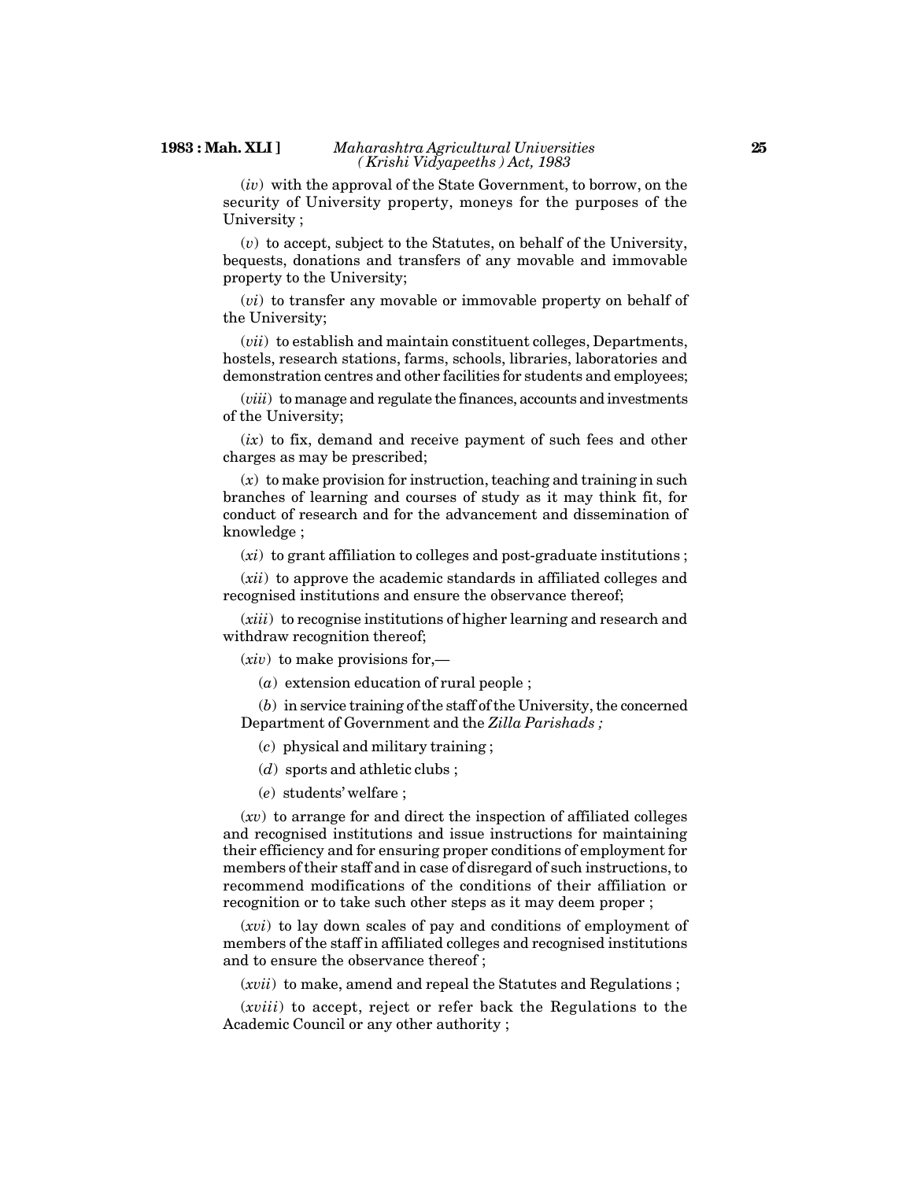(*iv*) with the approval of the State Government, to borrow, on the security of University property, moneys for the purposes of the University ;

(*v*) to accept, subject to the Statutes, on behalf of the University, bequests, donations and transfers of any movable and immovable property to the University;

(*vi*) to transfer any movable or immovable property on behalf of the University;

(*vii*) to establish and maintain constituent colleges, Departments, hostels, research stations, farms, schools, libraries, laboratories and demonstration centres and other facilities for students and employees;

(*viii*) to manage and regulate the finances, accounts and investments of the University;

(*ix*) to fix, demand and receive payment of such fees and other charges as may be prescribed;

(*x*) to make provision for instruction, teaching and training in such branches of learning and courses of study as it may think fit, for conduct of research and for the advancement and dissemination of knowledge ;

(*xi*) to grant affiliation to colleges and post-graduate institutions ;

(*xii*) to approve the academic standards in affiliated colleges and recognised institutions and ensure the observance thereof;

(*xiii*) to recognise institutions of higher learning and research and withdraw recognition thereof;

(*xiv*) to make provisions for,—

(*a*) extension education of rural people ;

(*b*) in service training of the staff of the University, the concerned Department of Government and the *Zilla Parishads ;*

(*c*) physical and military training ;

(*d*) sports and athletic clubs ;

(*e*) students' welfare ;

(*xv*) to arrange for and direct the inspection of affiliated colleges and recognised institutions and issue instructions for maintaining their efficiency and for ensuring proper conditions of employment for members of their staff and in case of disregard of such instructions, to recommend modifications of the conditions of their affiliation or recognition or to take such other steps as it may deem proper ;

(*xvi*) to lay down scales of pay and conditions of employment of members of the staff in affiliated colleges and recognised institutions and to ensure the observance thereof ;

(*xvii*) to make, amend and repeal the Statutes and Regulations ;

(*xviii*) to accept, reject or refer back the Regulations to the Academic Council or any other authority ;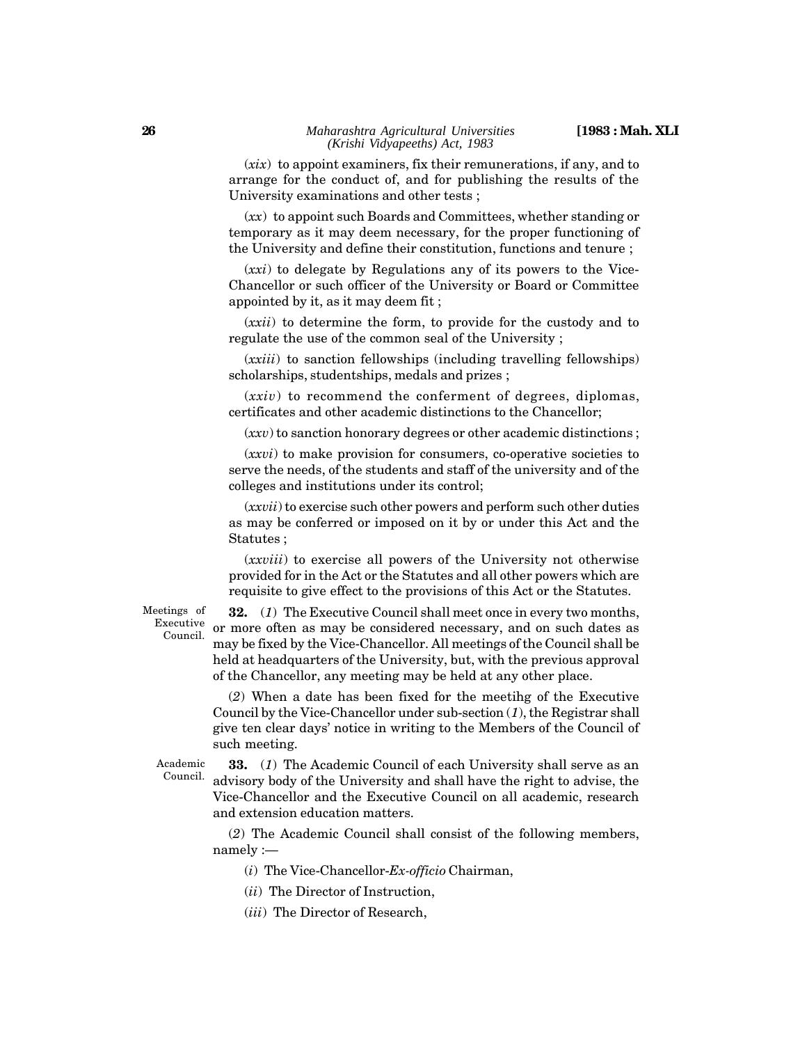(*xix*) to appoint examiners, fix their remunerations, if any, and to arrange for the conduct of, and for publishing the results of the University examinations and other tests ;

(*xx*) to appoint such Boards and Committees, whether standing or temporary as it may deem necessary, for the proper functioning of the University and define their constitution, functions and tenure ;

(*xxi*) to delegate by Regulations any of its powers to the Vice-Chancellor or such officer of the University or Board or Committee appointed by it, as it may deem fit ;

(*xxii*) to determine the form, to provide for the custody and to regulate the use of the common seal of the University ;

(*xxiii*) to sanction fellowships (including travelling fellowships) scholarships, studentships, medals and prizes ;

(*xxiv*) to recommend the conferment of degrees, diplomas, certificates and other academic distinctions to the Chancellor;

(*xxv*) to sanction honorary degrees or other academic distinctions ;

(*xxvi*) to make provision for consumers, co-operative societies to serve the needs, of the students and staff of the university and of the colleges and institutions under its control;

(*xxvii*) to exercise such other powers and perform such other duties as may be conferred or imposed on it by or under this Act and the Statutes ;

(*xxviii*) to exercise all powers of the University not otherwise provided for in the Act or the Statutes and all other powers which are requisite to give effect to the provisions of this Act or the Statutes.

Meetings of Executive Council.

**32.** (*1*) The Executive Council shall meet once in every two months, or more often as may be considered necessary, and on such dates as may be fixed by the Vice-Chancellor. All meetings of the Council shall be held at headquarters of the University, but, with the previous approval of the Chancellor, any meeting may be held at any other place.

(*2*) When a date has been fixed for the meetihg of the Executive Council by the Vice-Chancellor under sub-section (*1*), the Registrar shall give ten clear days' notice in writing to the Members of the Council of such meeting.

Academic Council.

**33.** (*1*) The Academic Council of each University shall serve as an advisory body of the University and shall have the right to advise, the Vice-Chancellor and the Executive Council on all academic, research and extension education matters.

(*2*) The Academic Council shall consist of the following members, namely :—

(*i*) The Vice-Chancellor-*Ex-officio* Chairman,

(*ii*) The Director of Instruction,

(*iii*) The Director of Research,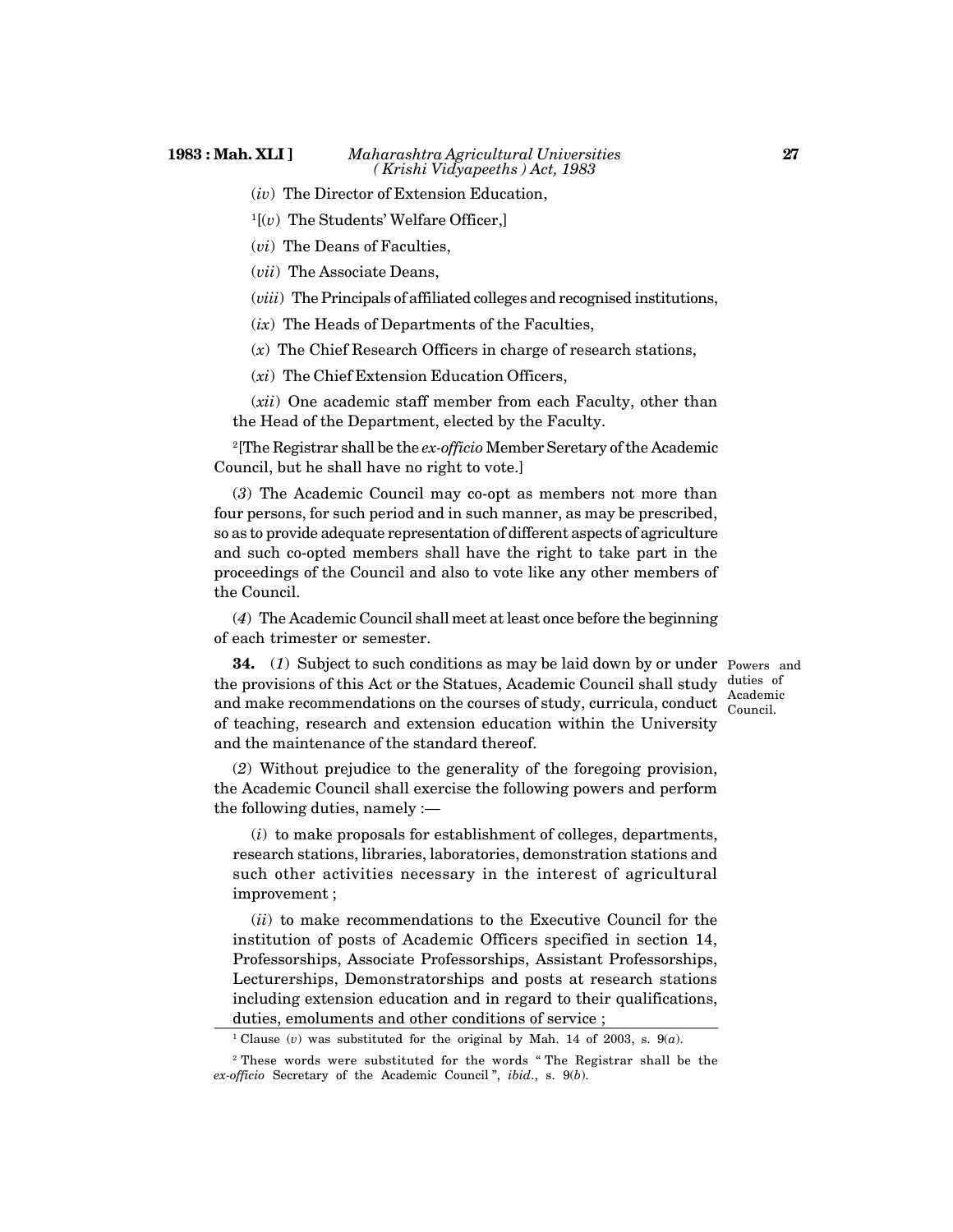(*iv*) The Director of Extension Education,

[1][(*v*) The Students' Welfare Officer,]

(*vi*) The Deans of Faculties,

(*vii*) The Associate Deans,

(*viii*) The Principals of affiliated colleges and recognised institutions,

(*ix*) The Heads of Departments of the Faculties,

(*x*) The Chief Research Officers in charge of research stations,

(*xi*) The Chief Extension Education Officers,

(*xii*) One academic staff member from each Faculty, other than the Head of the Department, elected by the Faculty.

[2][The Registrar shall be the *ex-officio* Member Seretary of the Academic Council, but he shall have no right to vote.]

(*3*) The Academic Council may co-opt as members not more than four persons, for such period and in such manner, as may be prescribed, so as to provide adequate representation of different aspects of agriculture and such co-opted members shall have the right to take part in the proceedings of the Council and also to vote like any other members of the Council.

(*4*) The Academic Council shall meet at least once before the beginning of each trimester or semester.

Powers and duties of Academic Council.

**34.** (*1*) Subject to such conditions as may be laid down by or under the provisions of this Act or the Statues, Academic Council shall study and make recommendations on the courses of study, curricula, conduct of teaching, research and extension education within the University and the maintenance of the standard thereof.

(*2*) Without prejudice to the generality of the foregoing provision, the Academic Council shall exercise the following powers and perform the following duties, namely :—

(*i*) to make proposals for establishment of colleges, departments, research stations, libraries, laboratories, demonstration stations and such other activities necessary in the interest of agricultural improvement ;

(*ii*) to make recommendations to the Executive Council for the institution of posts of Academic Officers specified in section 14, Professorships, Associate Professorships, Assistant Professorships, Lecturerships, Demonstratorships and posts at research stations including extension education and in regard to their qualifications, duties, emoluments and other conditions of service ;

---

[1] Clause (*v*) was substituted for the original by Mah. 14 of 2003, s. 9(*a*).

[2] These words were substituted for the words " The Registrar shall be the *ex-officio* Secretary of the Academic Council ", *ibid*., s. 9(*b*).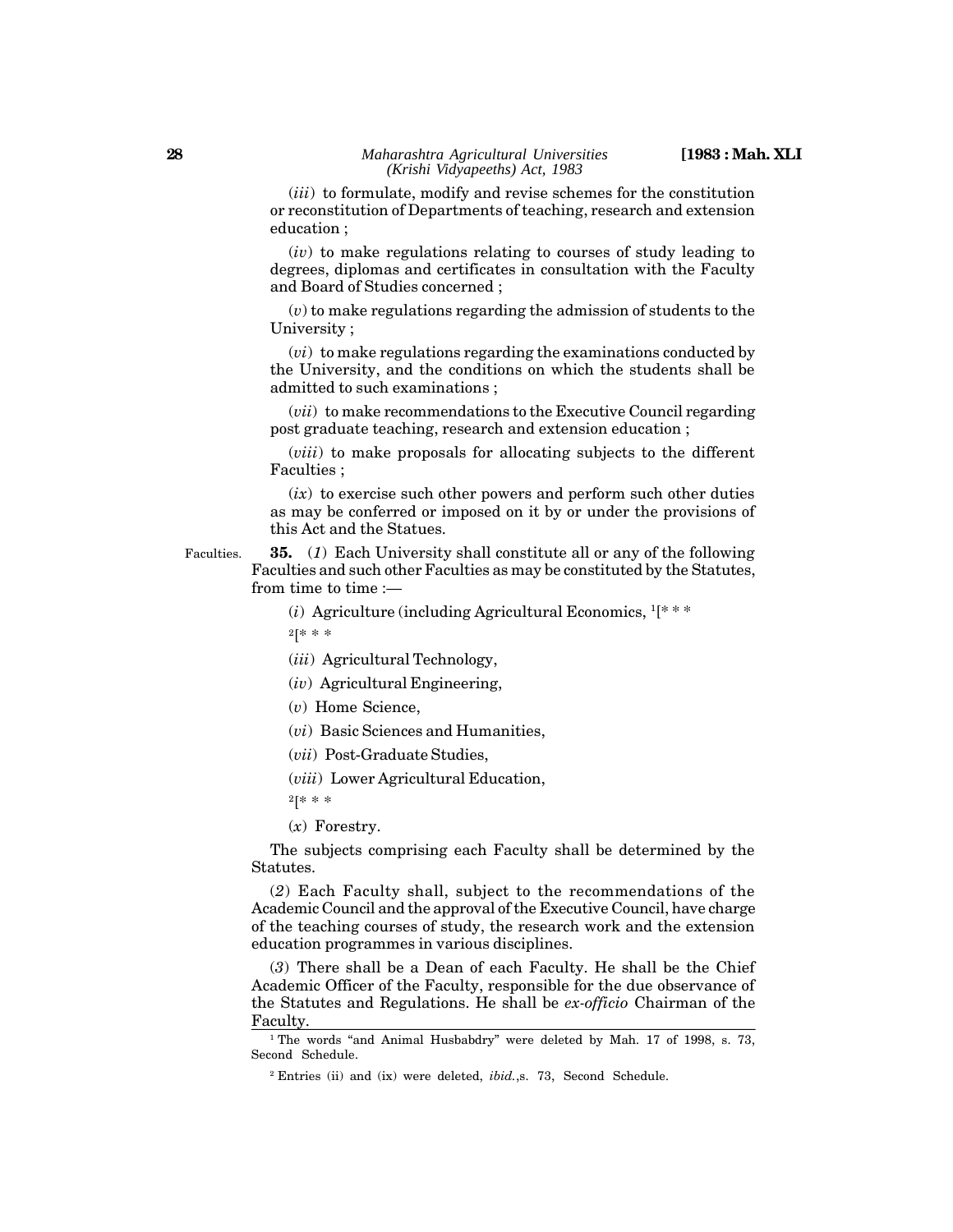(*iii*) to formulate, modify and revise schemes for the constitution or reconstitution of Departments of teaching, research and extension education ;

(*iv*) to make regulations relating to courses of study leading to degrees, diplomas and certificates in consultation with the Faculty and Board of Studies concerned ;

(*v*) to make regulations regarding the admission of students to the University ;

(*vi*) to make regulations regarding the examinations conducted by the University, and the conditions on which the students shall be admitted to such examinations ;

(*vii*) to make recommendations to the Executive Council regarding post graduate teaching, research and extension education ;

(*viii*) to make proposals for allocating subjects to the different Faculties ;

(*ix*) to exercise such other powers and perform such other duties as may be conferred or imposed on it by or under the provisions of this Act and the Statues.

Faculties.

**35.** (*1*) Each University shall constitute all or any of the following Faculties and such other Faculties as may be constituted by the Statutes, from time to time :—

(*i*) Agriculture (including Agricultural Economics, [1][* * *

[2][* * *

(*iii*) Agricultural Technology,

(*iv*) Agricultural Engineering,

(*v*) Home Science,

(*vi*) Basic Sciences and Humanities,

(*vii*) Post-Graduate Studies,

(*viii*) Lower Agricultural Education,

[2][* * *

(*x*) Forestry.

The subjects comprising each Faculty shall be determined by the Statutes.

(*2*) Each Faculty shall, subject to the recommendations of the Academic Council and the approval of the Executive Council, have charge of the teaching courses of study, the research work and the extension education programmes in various disciplines.

(*3*) There shall be a Dean of each Faculty. He shall be the Chief Academic Officer of the Faculty, responsible for the due observance of the Statutes and Regulations. He shall be *ex-officio* Chairman of the Faculty.

---

[1] The words "and Animal Husbabdry" were deleted by Mah. 17 of 1998, s. 73, Second Schedule.

[2] Entries (ii) and (ix) were deleted, *ibid.*,s. 73, Second Schedule.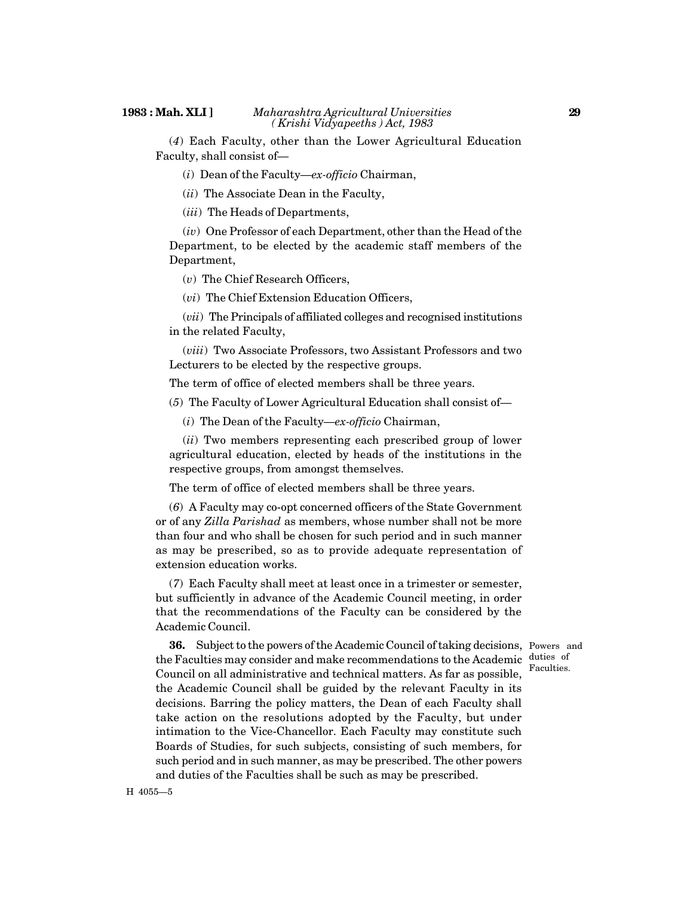(*4*) Each Faculty, other than the Lower Agricultural Education Faculty, shall consist of—

(*i*) Dean of the Faculty—*ex-officio* Chairman,

(*ii*) The Associate Dean in the Faculty,

(*iii*) The Heads of Departments,

(*iv*) One Professor of each Department, other than the Head of the Department, to be elected by the academic staff members of the Department,

(*v*) The Chief Research Officers,

(*vi*) The Chief Extension Education Officers,

(*vii*) The Principals of affiliated colleges and recognised institutions in the related Faculty,

(*viii*) Two Associate Professors, two Assistant Professors and two Lecturers to be elected by the respective groups.

The term of office of elected members shall be three years.

(*5*) The Faculty of Lower Agricultural Education shall consist of—

(*i*) The Dean of the Faculty—*ex-officio* Chairman,

(*ii*) Two members representing each prescribed group of lower agricultural education, elected by heads of the institutions in the respective groups, from amongst themselves.

The term of office of elected members shall be three years.

(*6*) A Faculty may co-opt concerned officers of the State Government or of any *Zilla Parishad* as members, whose number shall not be more than four and who shall be chosen for such period and in such manner as may be prescribed, so as to provide adequate representation of extension education works.

(*7*) Each Faculty shall meet at least once in a trimester or semester, but sufficiently in advance of the Academic Council meeting, in order that the recommendations of the Faculty can be considered by the Academic Council.

Powers and duties of Faculties.

**36.** Subject to the powers of the Academic Council of taking decisions, the Faculties may consider and make recommendations to the Academic Council on all administrative and technical matters. As far as possible, the Academic Council shall be guided by the relevant Faculty in its decisions. Barring the policy matters, the Dean of each Faculty shall take action on the resolutions adopted by the Faculty, but under intimation to the Vice-Chancellor. Each Faculty may constitute such Boards of Studies, for such subjects, consisting of such members, for such period and in such manner, as may be prescribed. The other powers and duties of the Faculties shall be such as may be prescribed.

H 4055—5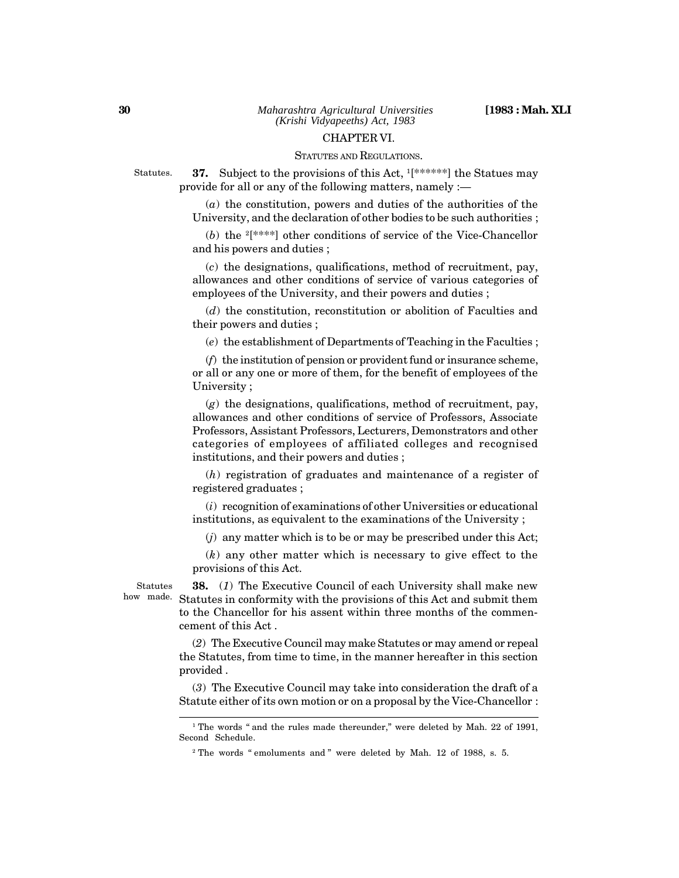## CHAPTER VI.

### STATUTES AND REGULATIONS.

Statutes.

**37.** Subject to the provisions of this Act, [1][******] the Statues may provide for all or any of the following matters, namely :—

(*a*) the constitution, powers and duties of the authorities of the University, and the declaration of other bodies to be such authorities ;

(*b*) the [2][****] other conditions of service of the Vice-Chancellor and his powers and duties ;

(*c*) the designations, qualifications, method of recruitment, pay, allowances and other conditions of service of various categories of employees of the University, and their powers and duties ;

(*d*) the constitution, reconstitution or abolition of Faculties and their powers and duties ;

(*e*) the establishment of Departments of Teaching in the Faculties ;

(*f*) the institution of pension or provident fund or insurance scheme, or all or any one or more of them, for the benefit of employees of the University ;

(*g*) the designations, qualifications, method of recruitment, pay, allowances and other conditions of service of Professors, Associate Professors, Assistant Professors, Lecturers, Demonstrators and other categories of employees of affiliated colleges and recognised institutions, and their powers and duties ;

(*h*) registration of graduates and maintenance of a register of registered graduates ;

(*i*) recognition of examinations of other Universities or educational institutions, as equivalent to the examinations of the University ;

(*j*) any matter which is to be or may be prescribed under this Act;

(*k*) any other matter which is necessary to give effect to the provisions of this Act.

Statutes how made.

**38.** (*1*) The Executive Council of each University shall make new Statutes in conformity with the provisions of this Act and submit them to the Chancellor for his assent within three months of the commencement of this Act .

(*2*) The Executive Council may make Statutes or may amend or repeal the Statutes, from time to time, in the manner hereafter in this section provided .

(*3*) The Executive Council may take into consideration the draft of a Statute either of its own motion or on a proposal by the Vice-Chancellor :

---

[1] The words " and the rules made thereunder," were deleted by Mah. 22 of 1991, Second Schedule.

[2] The words " emoluments and " were deleted by Mah. 12 of 1988, s. 5.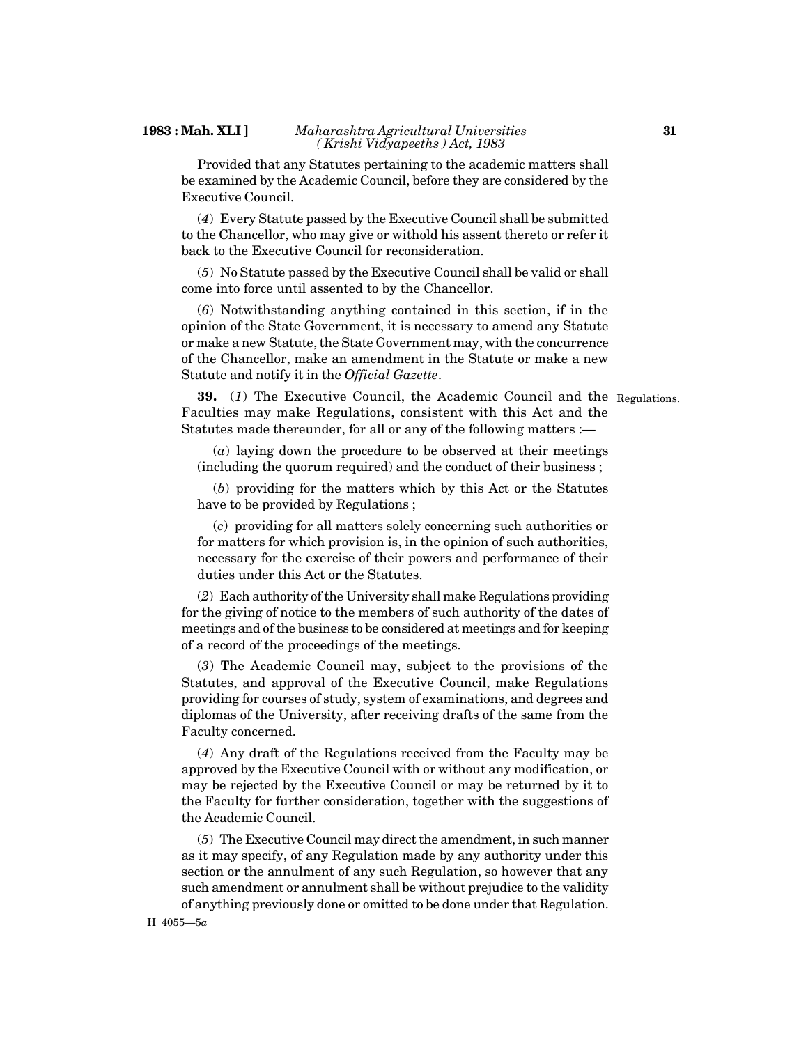Provided that any Statutes pertaining to the academic matters shall be examined by the Academic Council, before they are considered by the Executive Council.

(*4*) Every Statute passed by the Executive Council shall be submitted to the Chancellor, who may give or withold his assent thereto or refer it back to the Executive Council for reconsideration.

(*5*) No Statute passed by the Executive Council shall be valid or shall come into force until assented to by the Chancellor.

(*6*) Notwithstanding anything contained in this section, if in the opinion of the State Government, it is necessary to amend any Statute or make a new Statute, the State Government may, with the concurrence of the Chancellor, make an amendment in the Statute or make a new Statute and notify it in the *Official Gazette*.

Regulations.

**39.** (*1*) The Executive Council, the Academic Council and the Faculties may make Regulations, consistent with this Act and the Statutes made thereunder, for all or any of the following matters :—

(*a*) laying down the procedure to be observed at their meetings (including the quorum required) and the conduct of their business ;

(*b*) providing for the matters which by this Act or the Statutes have to be provided by Regulations ;

(*c*) providing for all matters solely concerning such authorities or for matters for which provision is, in the opinion of such authorities, necessary for the exercise of their powers and performance of their duties under this Act or the Statutes.

(*2*) Each authority of the University shall make Regulations providing for the giving of notice to the members of such authority of the dates of meetings and of the business to be considered at meetings and for keeping of a record of the proceedings of the meetings.

(*3*) The Academic Council may, subject to the provisions of the Statutes, and approval of the Executive Council, make Regulations providing for courses of study, system of examinations, and degrees and diplomas of the University, after receiving drafts of the same from the Faculty concerned.

(*4*) Any draft of the Regulations received from the Faculty may be approved by the Executive Council with or without any modification, or may be rejected by the Executive Council or may be returned by it to the Faculty for further consideration, together with the suggestions of the Academic Council.

(*5*) The Executive Council may direct the amendment, in such manner as it may specify, of any Regulation made by any authority under this section or the annulment of any such Regulation, so however that any such amendment or annulment shall be without prejudice to the validity of anything previously done or omitted to be done under that Regulation.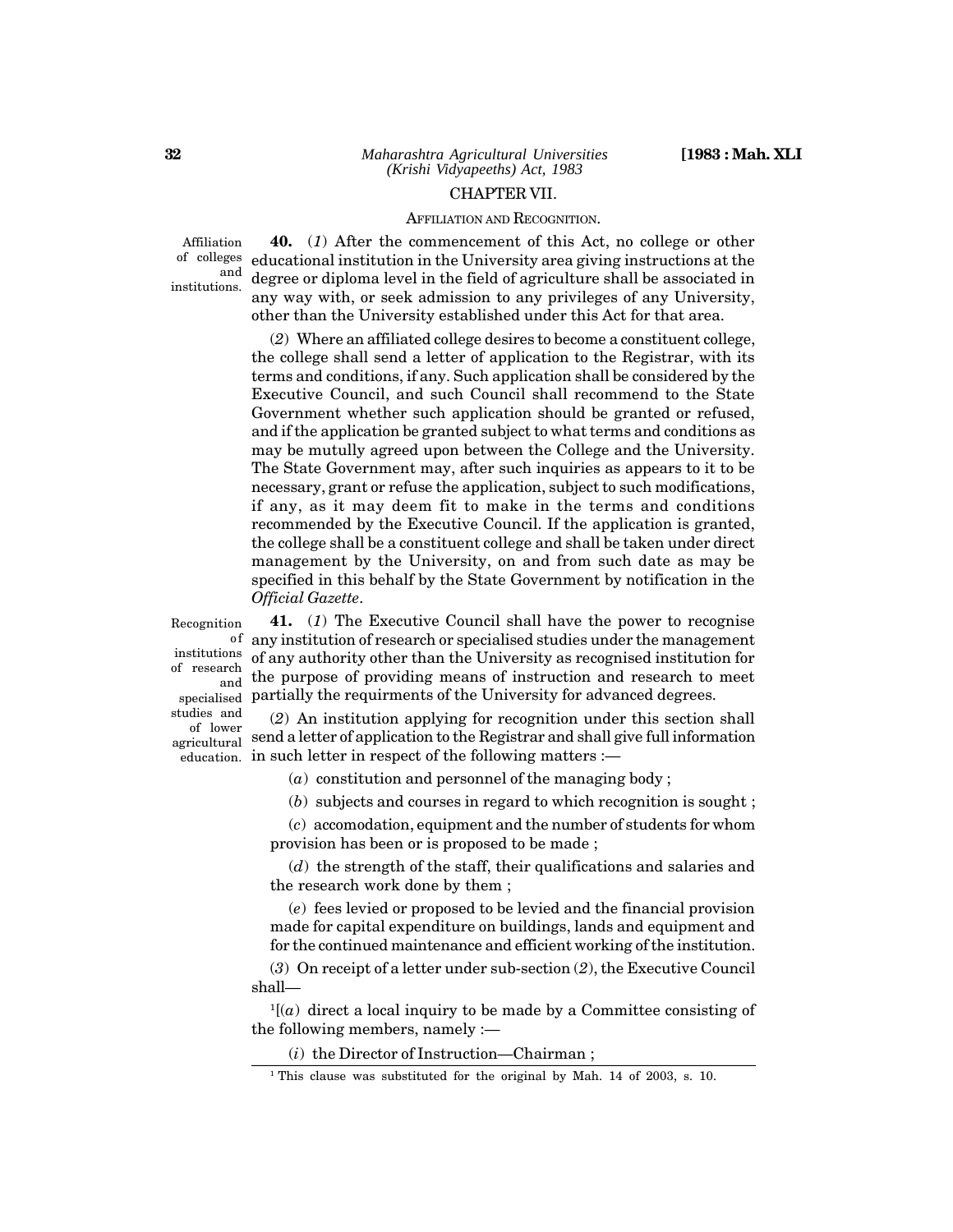## CHAPTER VII.

### AFFILIATION AND RECOGNITION.

Affiliation of colleges and institutions.

**40.** (*1*) After the commencement of this Act, no college or other educational institution in the University area giving instructions at the degree or diploma level in the field of agriculture shall be associated in any way with, or seek admission to any privileges of any University, other than the University established under this Act for that area.

(*2*) Where an affiliated college desires to become a constituent college, the college shall send a letter of application to the Registrar, with its terms and conditions, if any. Such application shall be considered by the Executive Council, and such Council shall recommend to the State Government whether such application should be granted or refused, and if the application be granted subject to what terms and conditions as may be mutully agreed upon between the College and the University. The State Government may, after such inquiries as appears to it to be necessary, grant or refuse the application, subject to such modifications, if any, as it may deem fit to make in the terms and conditions recommended by the Executive Council. If the application is granted, the college shall be a constituent college and shall be taken under direct management by the University, on and from such date as may be specified in this behalf by the State Government by notification in the *Official Gazette*.

Recognition of institutions of research and specialised studies and of lower agricultural education.

**41.** (*1*) The Executive Council shall have the power to recognise any institution of research or specialised studies under the management of any authority other than the University as recognised institution for the purpose of providing means of instruction and research to meet partially the requirments of the University for advanced degrees.

(*2*) An institution applying for recognition under this section shall send a letter of application to the Registrar and shall give full information in such letter in respect of the following matters :—

(*a*) constitution and personnel of the managing body ;

(*b*) subjects and courses in regard to which recognition is sought ;

(*c*) accomodation, equipment and the number of students for whom provision has been or is proposed to be made ;

(*d*) the strength of the staff, their qualifications and salaries and the research work done by them ;

(*e*) fees levied or proposed to be levied and the financial provision made for capital expenditure on buildings, lands and equipment and for the continued maintenance and efficient working of the institution.

(*3*) On receipt of a letter under sub-section (*2*), the Executive Council shall—

[1][(*a*) direct a local inquiry to be made by a Committee consisting of the following members, namely :—

(*i*) the Director of Instruction—Chairman ;

---

[1] This clause was substituted for the original by Mah. 14 of 2003, s. 10.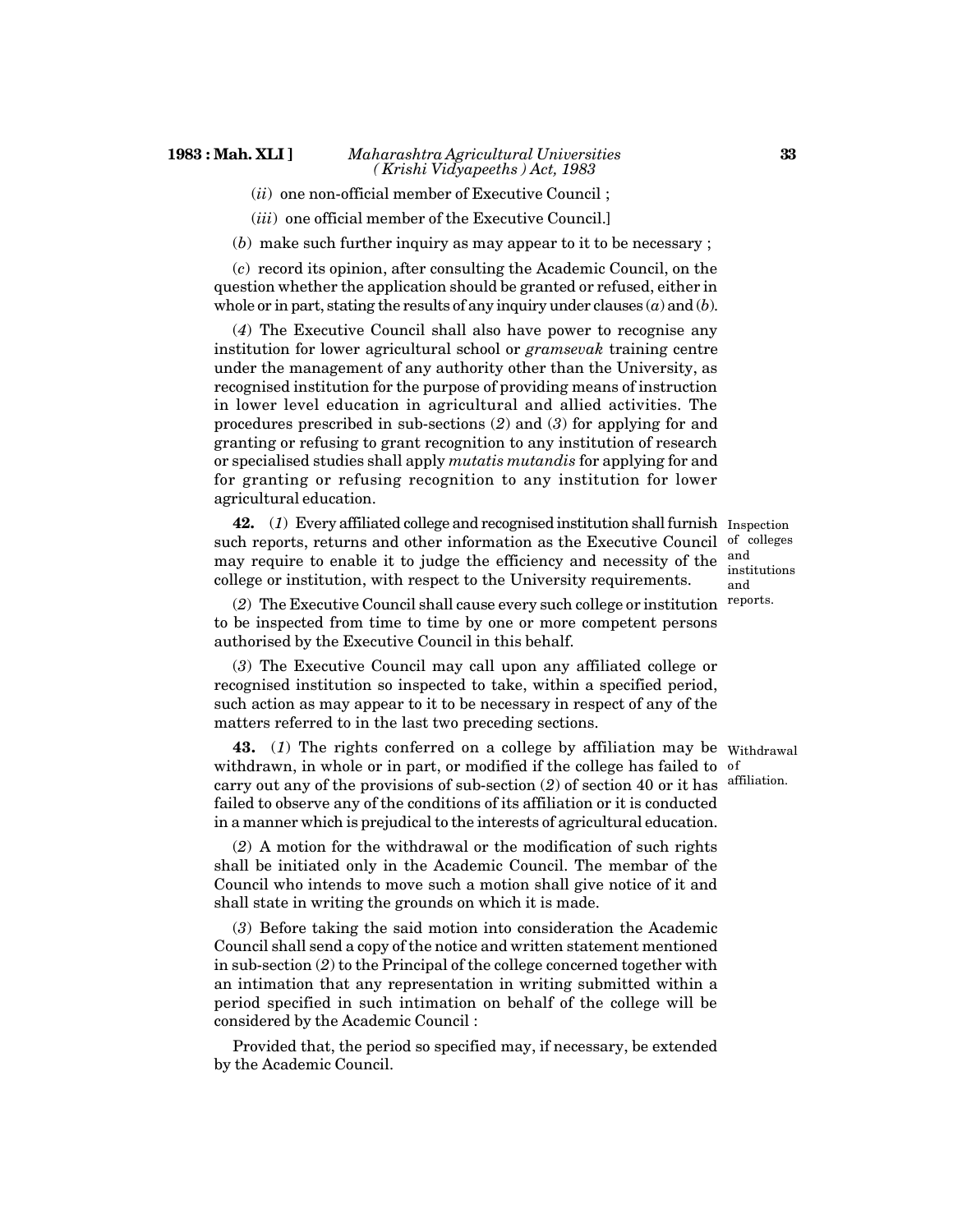(*ii*) one non-official member of Executive Council ;

(*iii*) one official member of the Executive Council.]

(*b*) make such further inquiry as may appear to it to be necessary ;

(*c*) record its opinion, after consulting the Academic Council, on the question whether the application should be granted or refused, either in whole or in part, stating the results of any inquiry under clauses (*a*) and (*b*).

(*4*) The Executive Council shall also have power to recognise any institution for lower agricultural school or *gramsevak* training centre under the management of any authority other than the University, as recognised institution for the purpose of providing means of instruction in lower level education in agricultural and allied activities. The procedures prescribed in sub-sections (*2*) and (*3*) for applying for and granting or refusing to grant recognition to any institution of research or specialised studies shall apply *mutatis mutandis* for applying for and for granting or refusing recognition to any institution for lower agricultural education.

Inspection of colleges and institutions and reports.

**42.** (*1*) Every affiliated college and recognised institution shall furnish such reports, returns and other information as the Executive Council may require to enable it to judge the efficiency and necessity of the college or institution, with respect to the University requirements.

(*2*) The Executive Council shall cause every such college or institution to be inspected from time to time by one or more competent persons authorised by the Executive Council in this behalf.

(*3*) The Executive Council may call upon any affiliated college or recognised institution so inspected to take, within a specified period, such action as may appear to it to be necessary in respect of any of the matters referred to in the last two preceding sections.

Withdrawal of affiliation.

**43.** (*1*) The rights conferred on a college by affiliation may be withdrawn, in whole or in part, or modified if the college has failed to carry out any of the provisions of sub-section (*2*) of section 40 or it has failed to observe any of the conditions of its affiliation or it is conducted in a manner which is prejudical to the interests of agricultural education.

(*2*) A motion for the withdrawal or the modification of such rights shall be initiated only in the Academic Council. The membar of the Council who intends to move such a motion shall give notice of it and shall state in writing the grounds on which it is made.

(*3*) Before taking the said motion into consideration the Academic Council shall send a copy of the notice and written statement mentioned in sub-section (*2*) to the Principal of the college concerned together with an intimation that any representation in writing submitted within a period specified in such intimation on behalf of the college will be considered by the Academic Council :

Provided that, the period so specified may, if necessary, be extended by the Academic Council.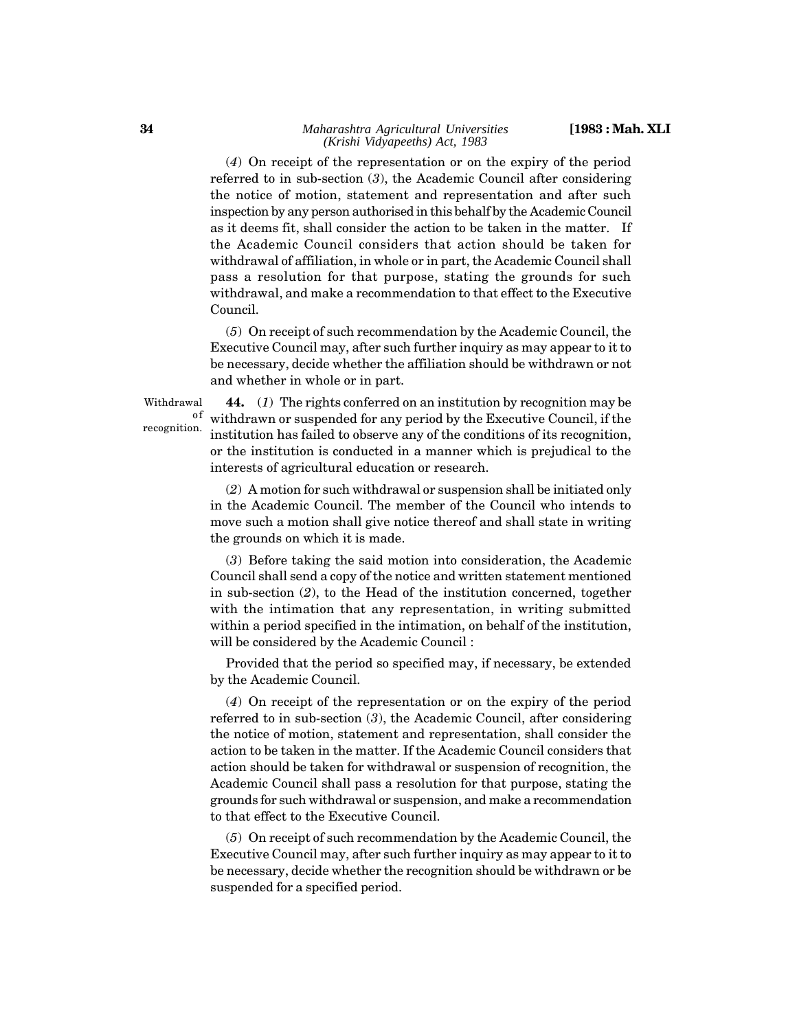(*4*) On receipt of the representation or on the expiry of the period referred to in sub-section (*3*), the Academic Council after considering the notice of motion, statement and representation and after such inspection by any person authorised in this behalf by the Academic Council as it deems fit, shall consider the action to be taken in the matter. If the Academic Council considers that action should be taken for withdrawal of affiliation, in whole or in part, the Academic Council shall pass a resolution for that purpose, stating the grounds for such withdrawal, and make a recommendation to that effect to the Executive Council.

(*5*) On receipt of such recommendation by the Academic Council, the Executive Council may, after such further inquiry as may appear to it to be necessary, decide whether the affiliation should be withdrawn or not and whether in whole or in part.

Withdrawal of recognition.

**44.** (*1*) The rights conferred on an institution by recognition may be withdrawn or suspended for any period by the Executive Council, if the institution has failed to observe any of the conditions of its recognition, or the institution is conducted in a manner which is prejudical to the interests of agricultural education or research.

(*2*) A motion for such withdrawal or suspension shall be initiated only in the Academic Council. The member of the Council who intends to move such a motion shall give notice thereof and shall state in writing the grounds on which it is made.

(*3*) Before taking the said motion into consideration, the Academic Council shall send a copy of the notice and written statement mentioned in sub-section (*2*), to the Head of the institution concerned, together with the intimation that any representation, in writing submitted within a period specified in the intimation, on behalf of the institution, will be considered by the Academic Council :

Provided that the period so specified may, if necessary, be extended by the Academic Council.

(*4*) On receipt of the representation or on the expiry of the period referred to in sub-section (*3*), the Academic Council, after considering the notice of motion, statement and representation, shall consider the action to be taken in the matter. If the Academic Council considers that action should be taken for withdrawal or suspension of recognition, the Academic Council shall pass a resolution for that purpose, stating the grounds for such withdrawal or suspension, and make a recommendation to that effect to the Executive Council.

(*5*) On receipt of such recommendation by the Academic Council, the Executive Council may, after such further inquiry as may appear to it to be necessary, decide whether the recognition should be withdrawn or be suspended for a specified period.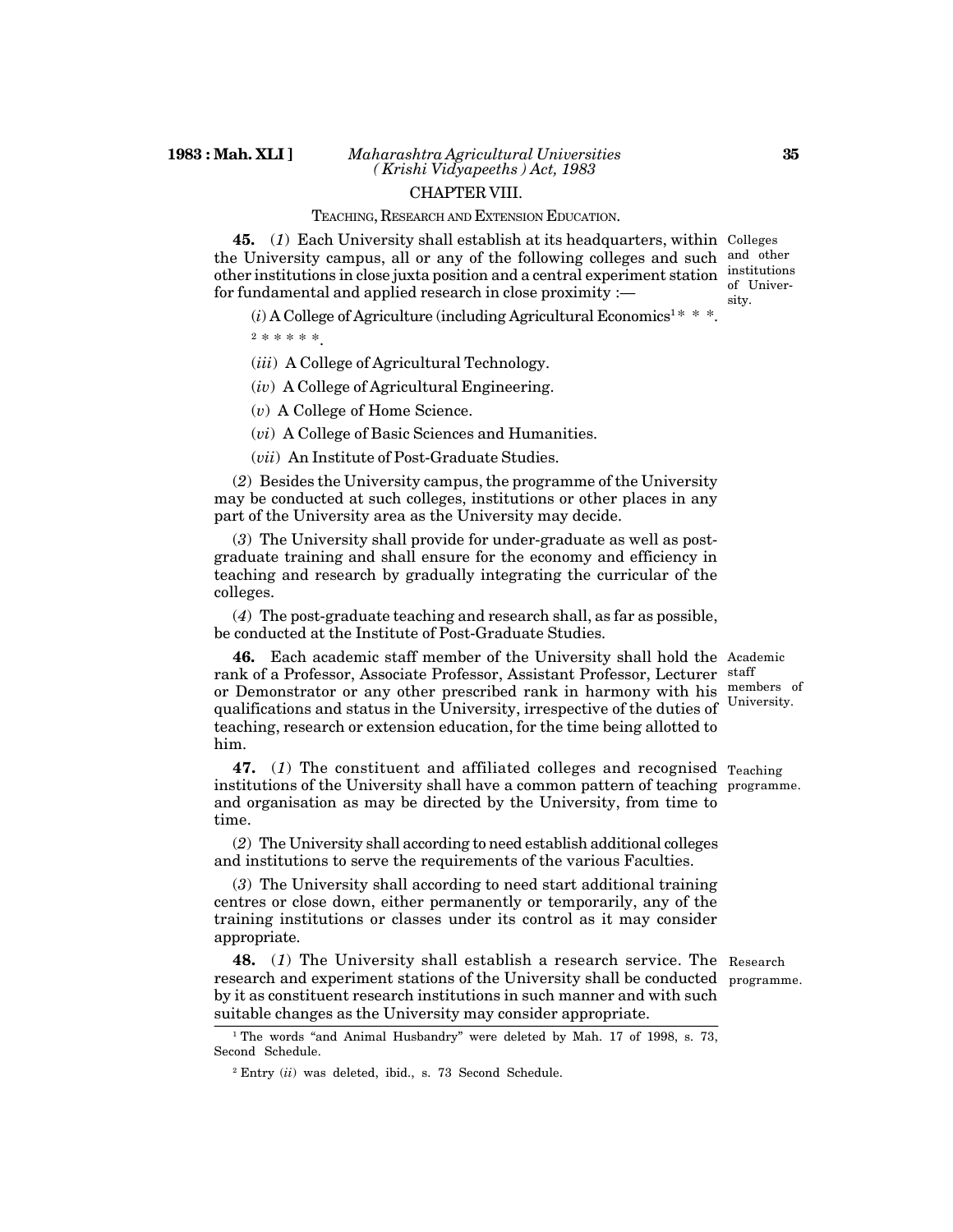## CHAPTER VIII.

### TEACHING, RESEARCH AND EXTENSION EDUCATION.

**45.** (*1*) Each University shall establish at its headquarters, within the University campus, all or any of the following colleges and such other institutions in close juxta position and a central experiment station for fundamental and applied research in close proximity :— Colleges and other institutions of University.

(*i*) A College of Agriculture (including Agricultural Economics[1] * * *.

[2] * * * * *.

(*iii*) A College of Agricultural Technology.

(*iv*) A College of Agricultural Engineering.

(*v*) A College of Home Science.

(*vi*) A College of Basic Sciences and Humanities.

(*vii*) An Institute of Post-Graduate Studies.

(*2*) Besides the University campus, the programme of the University may be conducted at such colleges, institutions or other places in any part of the University area as the University may decide.

(*3*) The University shall provide for under-graduate as well as post-graduate training and shall ensure for the economy and efficiency in teaching and research by gradually integrating the curricular of the colleges.

(*4*) The post-graduate teaching and research shall, as far as possible, be conducted at the Institute of Post-Graduate Studies.

**46.** Each academic staff member of the University shall hold the rank of a Professor, Associate Professor, Assistant Professor, Lecturer or Demonstrator or any other prescribed rank in harmony with his qualifications and status in the University, irrespective of the duties of teaching, research or extension education, for the time being allotted to him. Academic staff members of University.

**47.** (*1*) The constituent and affiliated colleges and recognised institutions of the University shall have a common pattern of teaching and organisation as may be directed by the University, from time to time. Teaching programme.

(*2*) The University shall according to need establish additional colleges and institutions to serve the requirements of the various Faculties.

(*3*) The University shall according to need start additional training centres or close down, either permanently or temporarily, any of the training institutions or classes under its control as it may consider appropriate.

**48.** (*1*) The University shall establish a research service. The research and experiment stations of the University shall be conducted by it as constituent research institutions in such manner and with such suitable changes as the University may consider appropriate. Research programme.

---

[1] The words "and Animal Husbandry" were deleted by Mah. 17 of 1998, s. 73, Second Schedule.

[2] Entry (*ii*) was deleted, ibid., s. 73 Second Schedule.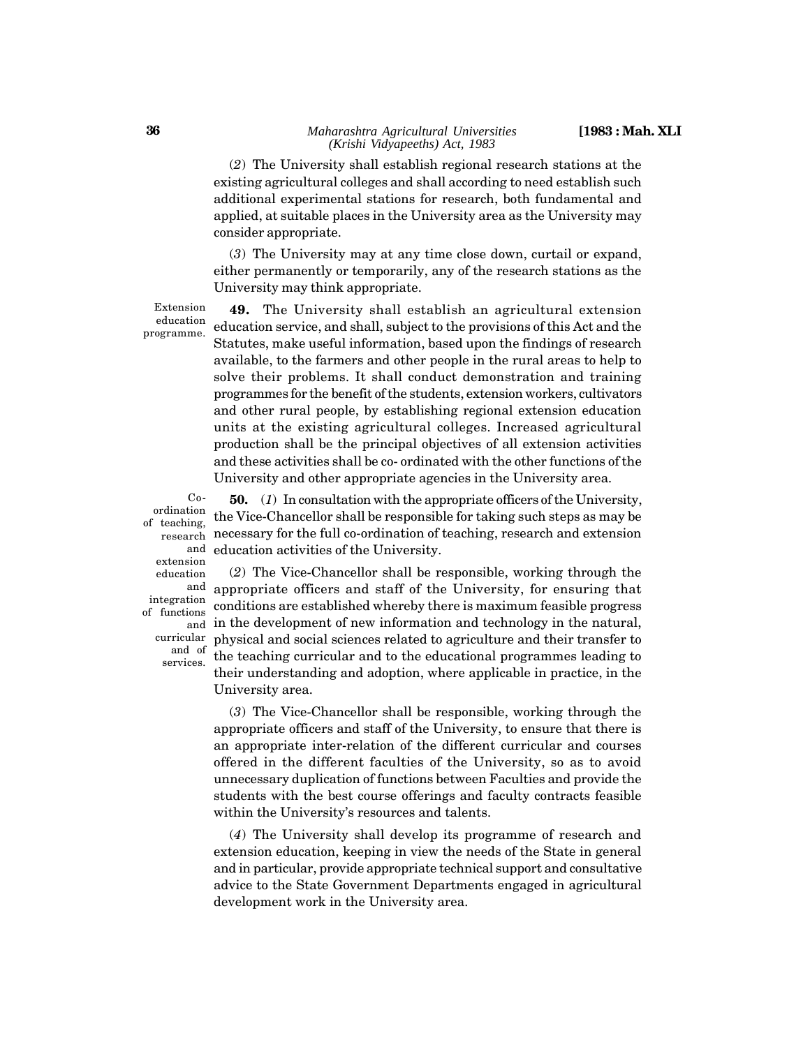(*2*) The University shall establish regional research stations at the existing agricultural colleges and shall according to need establish such additional experimental stations for research, both fundamental and applied, at suitable places in the University area as the University may consider appropriate.

(*3*) The University may at any time close down, curtail or expand, either permanently or temporarily, any of the research stations as the University may think appropriate.

Extension education programme.

**49.** The University shall establish an agricultural extension education service, and shall, subject to the provisions of this Act and the Statutes, make useful information, based upon the findings of research available, to the farmers and other people in the rural areas to help to solve their problems. It shall conduct demonstration and training programmes for the benefit of the students, extension workers, cultivators and other rural people, by establishing regional extension education units at the existing agricultural colleges. Increased agricultural production shall be the principal objectives of all extension activities and these activities shall be co- ordinated with the other functions of the University and other appropriate agencies in the University area.

Co-ordination of teaching, research and extension education and integration of functions and curricular and of services.

**50.** (*1*) In consultation with the appropriate officers of the University, the Vice-Chancellor shall be responsible for taking such steps as may be necessary for the full co-ordination of teaching, research and extension education activities of the University.

(*2*) The Vice-Chancellor shall be responsible, working through the appropriate officers and staff of the University, for ensuring that conditions are established whereby there is maximum feasible progress in the development of new information and technology in the natural, physical and social sciences related to agriculture and their transfer to the teaching curricular and to the educational programmes leading to their understanding and adoption, where applicable in practice, in the University area.

(*3*) The Vice-Chancellor shall be responsible, working through the appropriate officers and staff of the University, to ensure that there is an appropriate inter-relation of the different curricular and courses offered in the different faculties of the University, so as to avoid unnecessary duplication of functions between Faculties and provide the students with the best course offerings and faculty contracts feasible within the University's resources and talents.

(*4*) The University shall develop its programme of research and extension education, keeping in view the needs of the State in general and in particular, provide appropriate technical support and consultative advice to the State Government Departments engaged in agricultural development work in the University area.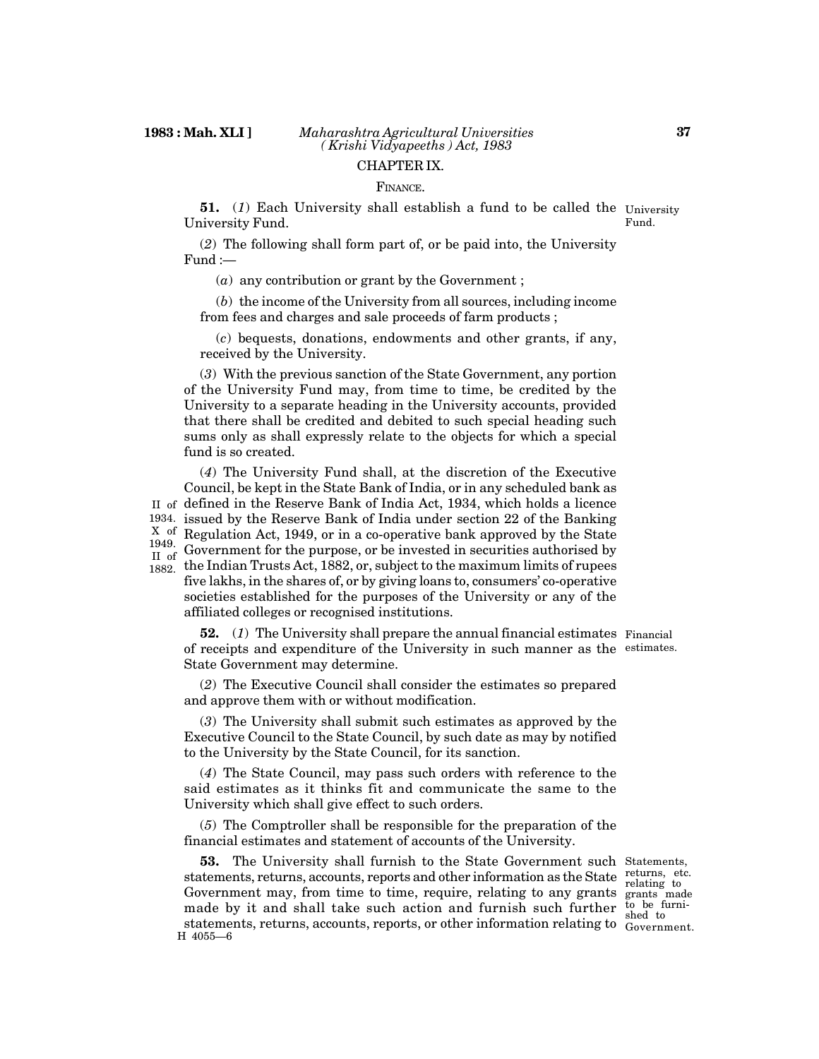## CHAPTER IX.

### FINANCE.

**51.** (*1*) Each University shall establish a fund to be called the University Fund.

University Fund.

(*2*) The following shall form part of, or be paid into, the University Fund :—

(*a*) any contribution or grant by the Government ;

(*b*) the income of the University from all sources, including income from fees and charges and sale proceeds of farm products ;

(*c*) bequests, donations, endowments and other grants, if any, received by the University.

(*3*) With the previous sanction of the State Government, any portion of the University Fund may, from time to time, be credited by the University to a separate heading in the University accounts, provided that there shall be credited and debited to such special heading such sums only as shall expressly relate to the objects for which a special fund is so created.

(*4*) The University Fund shall, at the discretion of the Executive Council, be kept in the State Bank of India, or in any scheduled bank as defined in the Reserve Bank of India Act, 1934, which holds a licence issued by the Reserve Bank of India under section 22 of the Banking Regulation Act, 1949, or in a co-operative bank approved by the State Government for the purpose, or be invested in securities authorised by the Indian Trusts Act, 1882, or, subject to the maximum limits of rupees five lakhs, in the shares of, or by giving loans to, consumers' co-operative societies established for the purposes of the University or any of the affiliated colleges or recognised institutions.

II of 1934. X of 1949. II of 1882.

**52.** (*1*) The University shall prepare the annual financial estimates of receipts and expenditure of the University in such manner as the State Government may determine.

Financial estimates.

(*2*) The Executive Council shall consider the estimates so prepared and approve them with or without modification.

(*3*) The University shall submit such estimates as approved by the Executive Council to the State Council, by such date as may by notified to the University by the State Council, for its sanction.

(*4*) The State Council, may pass such orders with reference to the said estimates as it thinks fit and communicate the same to the University which shall give effect to such orders.

(*5*) The Comptroller shall be responsible for the preparation of the financial estimates and statement of accounts of the University.

**53.** The University shall furnish to the State Government such statements, returns, accounts, reports and other information as the State Government may, from time to time, require, relating to any grants made by it and shall take such action and furnish such further statements, returns, accounts, reports, or other information relating to

Statements, returns, etc. relating to grants made to be furnished to Government.

H 4055—6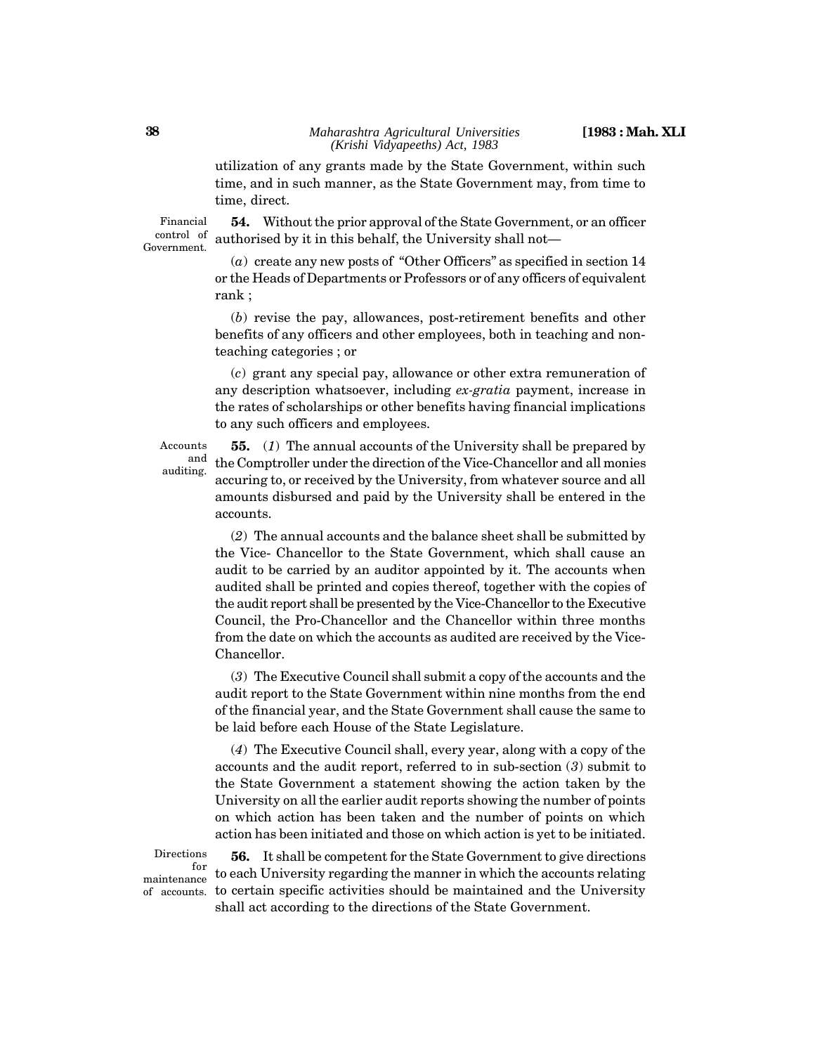utilization of any grants made by the State Government, within such time, and in such manner, as the State Government may, from time to time, direct.

Financial control of Government.

**54.** Without the prior approval of the State Government, or an officer authorised by it in this behalf, the University shall not—

(*a*) create any new posts of "Other Officers" as specified in section 14 or the Heads of Departments or Professors or of any officers of equivalent rank ;

(*b*) revise the pay, allowances, post-retirement benefits and other benefits of any officers and other employees, both in teaching and non-teaching categories ; or

(*c*) grant any special pay, allowance or other extra remuneration of any description whatsoever, including *ex-gratia* payment, increase in the rates of scholarships or other benefits having financial implications to any such officers and employees.

Accounts and auditing.

**55.** (*1*) The annual accounts of the University shall be prepared by the Comptroller under the direction of the Vice-Chancellor and all monies accuring to, or received by the University, from whatever source and all amounts disbursed and paid by the University shall be entered in the accounts.

(*2*) The annual accounts and the balance sheet shall be submitted by the Vice- Chancellor to the State Government, which shall cause an audit to be carried by an auditor appointed by it. The accounts when audited shall be printed and copies thereof, together with the copies of the audit report shall be presented by the Vice-Chancellor to the Executive Council, the Pro-Chancellor and the Chancellor within three months from the date on which the accounts as audited are received by the Vice-Chancellor.

(*3*) The Executive Council shall submit a copy of the accounts and the audit report to the State Government within nine months from the end of the financial year, and the State Government shall cause the same to be laid before each House of the State Legislature.

(*4*) The Executive Council shall, every year, along with a copy of the accounts and the audit report, referred to in sub-section (*3*) submit to the State Government a statement showing the action taken by the University on all the earlier audit reports showing the number of points on which action has been taken and the number of points on which action has been initiated and those on which action is yet to be initiated.

Directions for maintenance of accounts.

**56.** It shall be competent for the State Government to give directions to each University regarding the manner in which the accounts relating to certain specific activities should be maintained and the University shall act according to the directions of the State Government.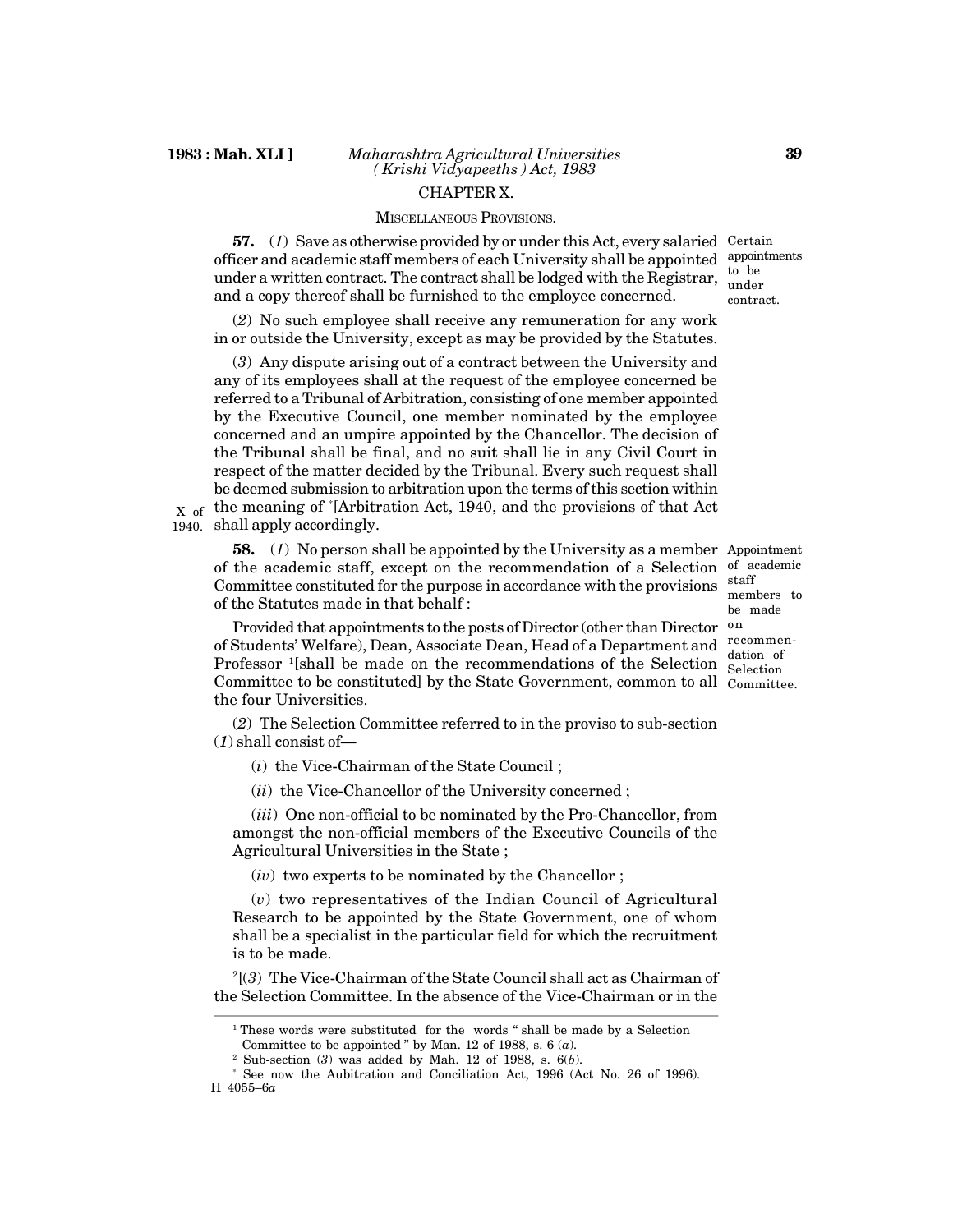## CHAPTER X.

### MISCELLANEOUS PROVISIONS.

**57.** (*1*) Save as otherwise provided by or under this Act, every salaried officer and academic staff members of each University shall be appointed under a written contract. The contract shall be lodged with the Registrar, and a copy thereof shall be furnished to the employee concerned.

Certain appointments to be under contract.

(*2*) No such employee shall receive any remuneration for any work in or outside the University, except as may be provided by the Statutes.

(*3*) Any dispute arising out of a contract between the University and any of its employees shall at the request of the employee concerned be referred to a Tribunal of Arbitration, consisting of one member appointed by the Executive Council, one member nominated by the employee concerned and an umpire appointed by the Chancellor. The decision of the Tribunal shall be final, and no suit shall lie in any Civil Court in respect of the matter decided by the Tribunal. Every such request shall be deemed submission to arbitration upon the terms of this section within the meaning of *[Arbitration Act, 1940, and the provisions of that Act shall apply accordingly.

X of 1940.

**58.** (*1*) No person shall be appointed by the University as a member of the academic staff, except on the recommendation of a Selection Committee constituted for the purpose in accordance with the provisions of the Statutes made in that behalf :

Appointment of academic staff members to be made on recommendation of Selection Committee.

Provided that appointments to the posts of Director (other than Director of Students' Welfare), Dean, Associate Dean, Head of a Department and Professor [1][shall be made on the recommendations of the Selection Committee to be constituted] by the State Government, common to all the four Universities.

(*2*) The Selection Committee referred to in the proviso to sub-section (*1*) shall consist of—

(*i*) the Vice-Chairman of the State Council ;

(*ii*) the Vice-Chancellor of the University concerned ;

(*iii*) One non-official to be nominated by the Pro-Chancellor, from amongst the non-official members of the Executive Councils of the Agricultural Universities in the State ;

(*iv*) two experts to be nominated by the Chancellor ;

(*v*) two representatives of the Indian Council of Agricultural Research to be appointed by the State Government, one of whom shall be a specialist in the particular field for which the recruitment is to be made.

[2][(*3*) The Vice-Chairman of the State Council shall act as Chairman of the Selection Committee. In the absence of the Vice-Chairman or in the

---

[1] These words were substituted for the words " shall be made by a Selection Committee to be appointed " by Man. 12 of 1988, s. 6 (*a*).

[2] Sub-section (*3*) was added by Mah. 12 of 1988, s. 6(*b*).

* See now the Aubitration and Conciliation Act, 1996 (Act No. 26 of 1996).

H 4055–6*a*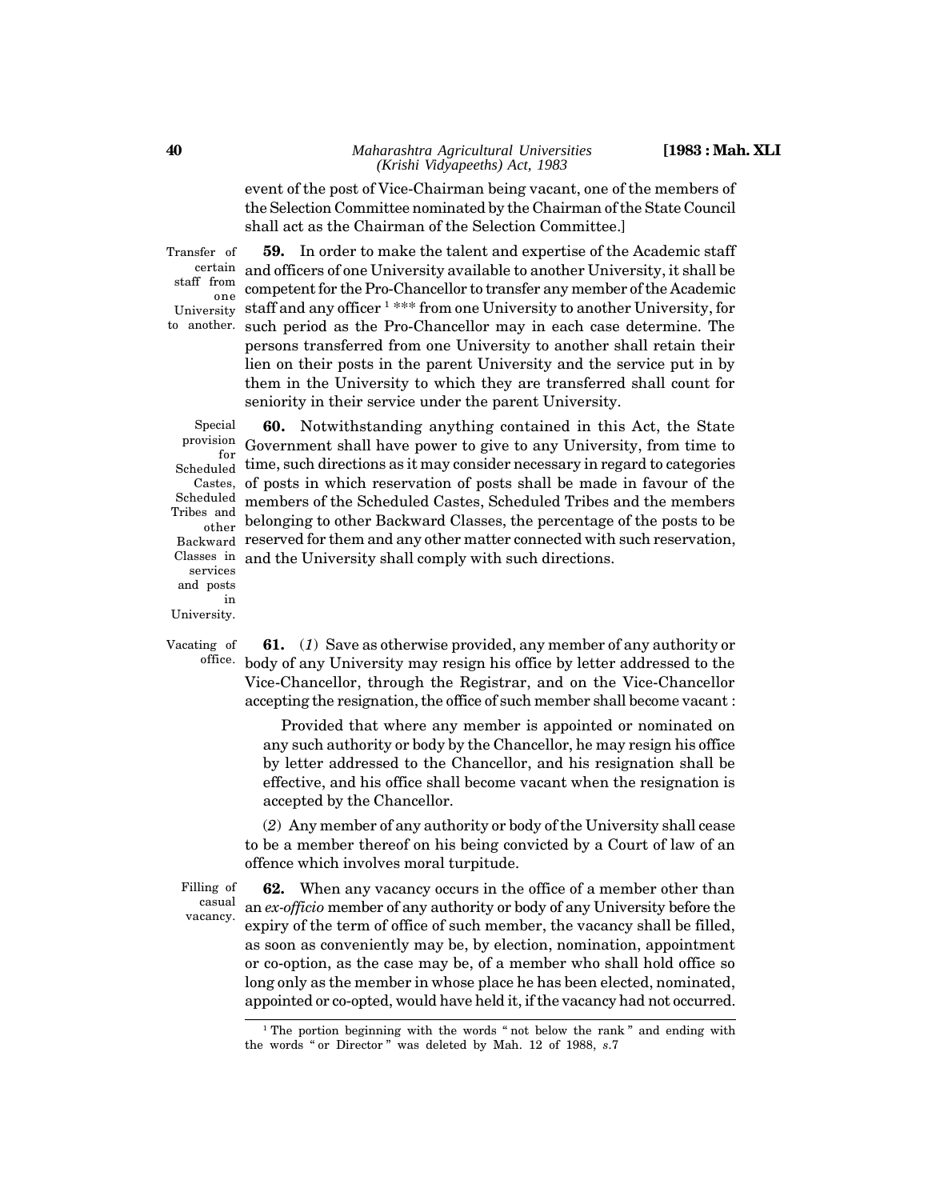event of the post of Vice-Chairman being vacant, one of the members of the Selection Committee nominated by the Chairman of the State Council shall act as the Chairman of the Selection Committee.]

Transfer of certain staff from one University to another.

**59.** In order to make the talent and expertise of the Academic staff and officers of one University available to another University, it shall be competent for the Pro-Chancellor to transfer any member of the Academic staff and any officer [1] *** from one University to another University, for such period as the Pro-Chancellor may in each case determine. The persons transferred from one University to another shall retain their lien on their posts in the parent University and the service put in by them in the University to which they are transferred shall count for seniority in their service under the parent University.

Special provision for Scheduled Castes, Scheduled Tribes and other Backward Classes in services and posts in University.

**60.** Notwithstanding anything contained in this Act, the State Government shall have power to give to any University, from time to time, such directions as it may consider necessary in regard to categories of posts in which reservation of posts shall be made in favour of the members of the Scheduled Castes, Scheduled Tribes and the members belonging to other Backward Classes, the percentage of the posts to be reserved for them and any other matter connected with such reservation, and the University shall comply with such directions.

Vacating of office.

**61.** (*1*) Save as otherwise provided, any member of any authority or body of any University may resign his office by letter addressed to the Vice-Chancellor, through the Registrar, and on the Vice-Chancellor accepting the resignation, the office of such member shall become vacant :

Provided that where any member is appointed or nominated on any such authority or body by the Chancellor, he may resign his office by letter addressed to the Chancellor, and his resignation shall be effective, and his office shall become vacant when the resignation is accepted by the Chancellor.

(*2*) Any member of any authority or body of the University shall cease to be a member thereof on his being convicted by a Court of law of an offence which involves moral turpitude.

Filling of casual vacancy.

**62.** When any vacancy occurs in the office of a member other than an *ex-officio* member of any authority or body of any University before the expiry of the term of office of such member, the vacancy shall be filled, as soon as conveniently may be, by election, nomination, appointment or co-option, as the case may be, of a member who shall hold office so long only as the member in whose place he has been elected, nominated, appointed or co-opted, would have held it, if the vacancy had not occurred.

---

[1] The portion beginning with the words " not below the rank " and ending with the words " or Director " was deleted by Mah. 12 of 1988, *s*.7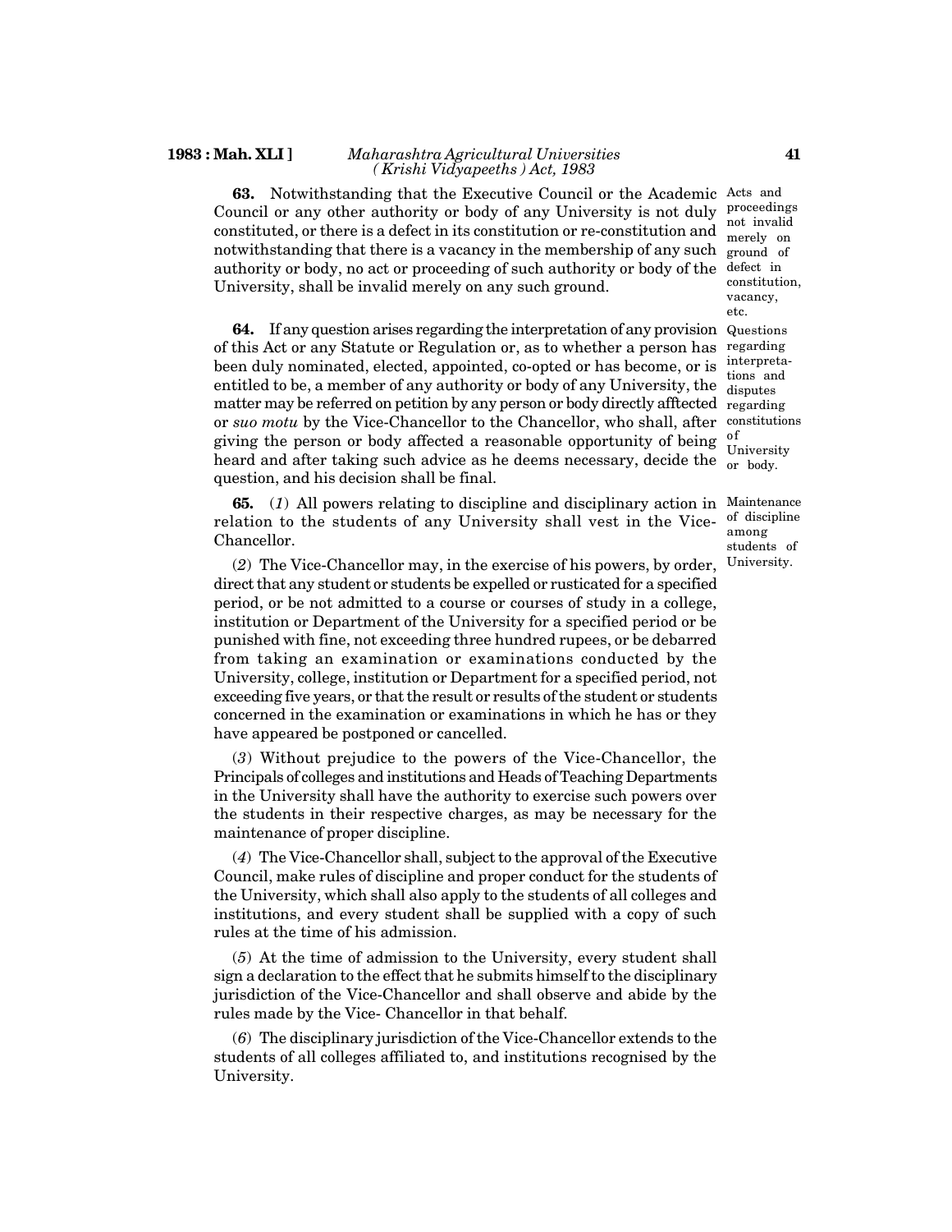**63.** Notwithstanding that the Executive Council or the Academic Council or any other authority or body of any University is not duly constituted, or there is a defect in its constitution or re-constitution and notwithstanding that there is a vacancy in the membership of any such authority or body, no act or proceeding of such authority or body of the University, shall be invalid merely on any such ground.

*Acts and proceedings not invalid merely on ground of defect in constitution, vacancy, etc.*

**64.** If any question arises regarding the interpretation of any provision of this Act or any Statute or Regulation or, as to whether a person has been duly nominated, elected, appointed, co-opted or has become, or is entitled to be, a member of any authority or body of any University, the matter may be referred on petition by any person or body directly afftected or *suo motu* by the Vice-Chancellor to the Chancellor, who shall, after giving the person or body affected a reasonable opportunity of being heard and after taking such advice as he deems necessary, decide the question, and his decision shall be final.

*Questions regarding interpretations and disputes regarding constitutions of University or body.*

**65.** (*1*) All powers relating to discipline and disciplinary action in relation to the students of any University shall vest in the Vice-Chancellor.

*Maintenance of discipline among students of University.*

(*2*) The Vice-Chancellor may, in the exercise of his powers, by order, direct that any student or students be expelled or rusticated for a specified period, or be not admitted to a course or courses of study in a college, institution or Department of the University for a specified period or be punished with fine, not exceeding three hundred rupees, or be debarred from taking an examination or examinations conducted by the University, college, institution or Department for a specified period, not exceeding five years, or that the result or results of the student or students concerned in the examination or examinations in which he has or they have appeared be postponed or cancelled.

(*3*) Without prejudice to the powers of the Vice-Chancellor, the Principals of colleges and institutions and Heads of Teaching Departments in the University shall have the authority to exercise such powers over the students in their respective charges, as may be necessary for the maintenance of proper discipline.

(*4*) The Vice-Chancellor shall, subject to the approval of the Executive Council, make rules of discipline and proper conduct for the students of the University, which shall also apply to the students of all colleges and institutions, and every student shall be supplied with a copy of such rules at the time of his admission.

(*5*) At the time of admission to the University, every student shall sign a declaration to the effect that he submits himself to the disciplinary jurisdiction of the Vice-Chancellor and shall observe and abide by the rules made by the Vice- Chancellor in that behalf.

(*6*) The disciplinary jurisdiction of the Vice-Chancellor extends to the students of all colleges affiliated to, and institutions recognised by the University.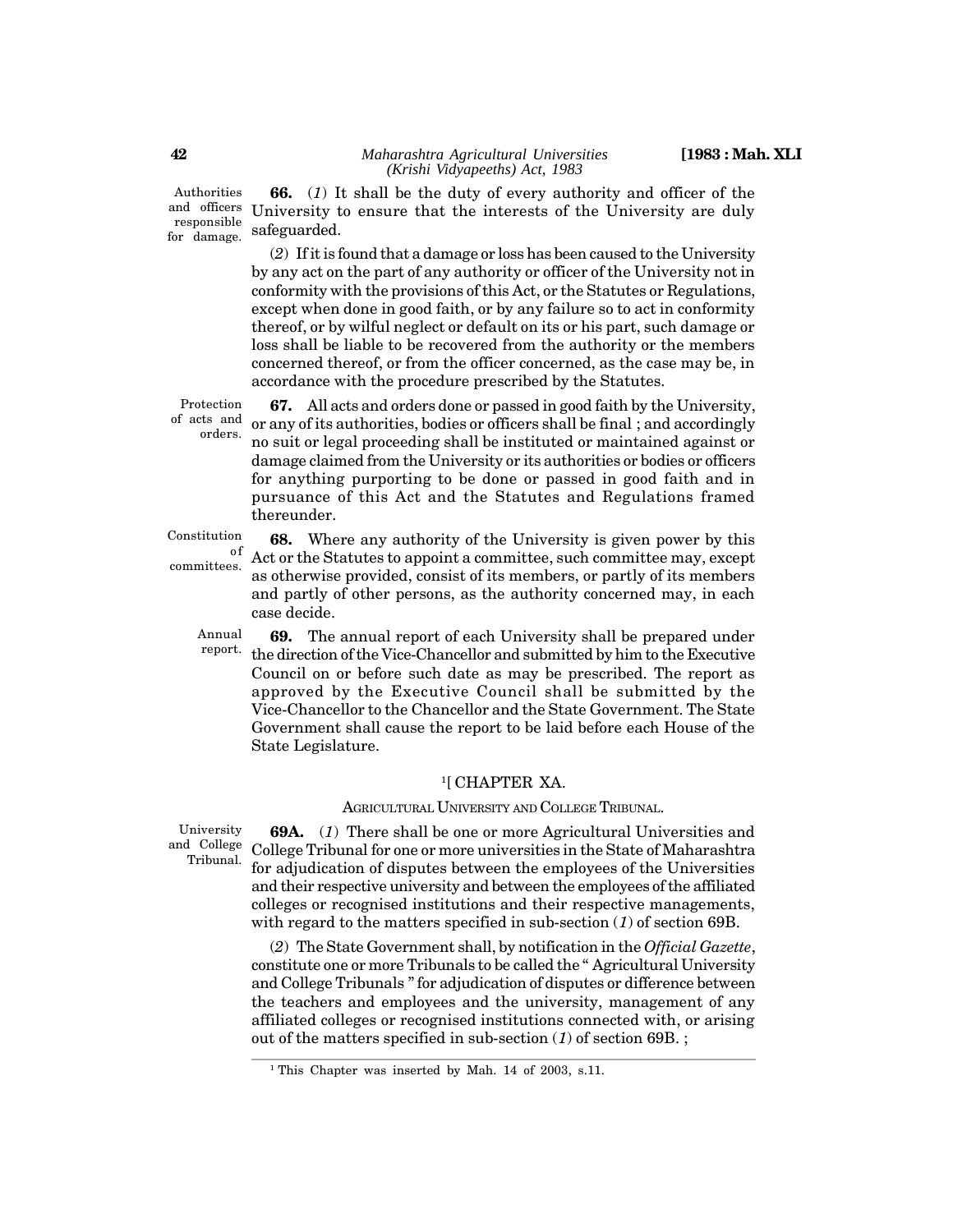Authorities and officers responsible for damage.

**66.** (*1*) It shall be the duty of every authority and officer of the University to ensure that the interests of the University are duly safeguarded.

(*2*) If it is found that a damage or loss has been caused to the University by any act on the part of any authority or officer of the University not in conformity with the provisions of this Act, or the Statutes or Regulations, except when done in good faith, or by any failure so to act in conformity thereof, or by wilful neglect or default on its or his part, such damage or loss shall be liable to be recovered from the authority or the members concerned thereof, or from the officer concerned, as the case may be, in accordance with the procedure prescribed by the Statutes.

Protection of acts and orders.

**67.** All acts and orders done or passed in good faith by the University, or any of its authorities, bodies or officers shall be final ; and accordingly no suit or legal proceeding shall be instituted or maintained against or damage claimed from the University or its authorities or bodies or officers for anything purporting to be done or passed in good faith and in pursuance of this Act and the Statutes and Regulations framed thereunder.

Constitution of committees.

**68.** Where any authority of the University is given power by this Act or the Statutes to appoint a committee, such committee may, except as otherwise provided, consist of its members, or partly of its members and partly of other persons, as the authority concerned may, in each case decide.

Annual report.

**69.** The annual report of each University shall be prepared under the direction of the Vice-Chancellor and submitted by him to the Executive Council on or before such date as may be prescribed. The report as approved by the Executive Council shall be submitted by the Vice-Chancellor to the Chancellor and the State Government. The State Government shall cause the report to be laid before each House of the State Legislature.

## [1][ CHAPTER XA.

### AGRICULTURAL UNIVERSITY AND COLLEGE TRIBUNAL.

University and College Tribunal.

**69A.** (*1*) There shall be one or more Agricultural Universities and College Tribunal for one or more universities in the State of Maharashtra for adjudication of disputes between the employees of the Universities and their respective university and between the employees of the affiliated colleges or recognised institutions and their respective managements, with regard to the matters specified in sub-section (*1*) of section 69B.

(*2*) The State Government shall, by notification in the *Official Gazette*, constitute one or more Tribunals to be called the " Agricultural University and College Tribunals " for adjudication of disputes or difference between the teachers and employees and the university, management of any affiliated colleges or recognised institutions connected with, or arising out of the matters specified in sub-section (*1*) of section 69B. ;

[1] This Chapter was inserted by Mah. 14 of 2003, s.11.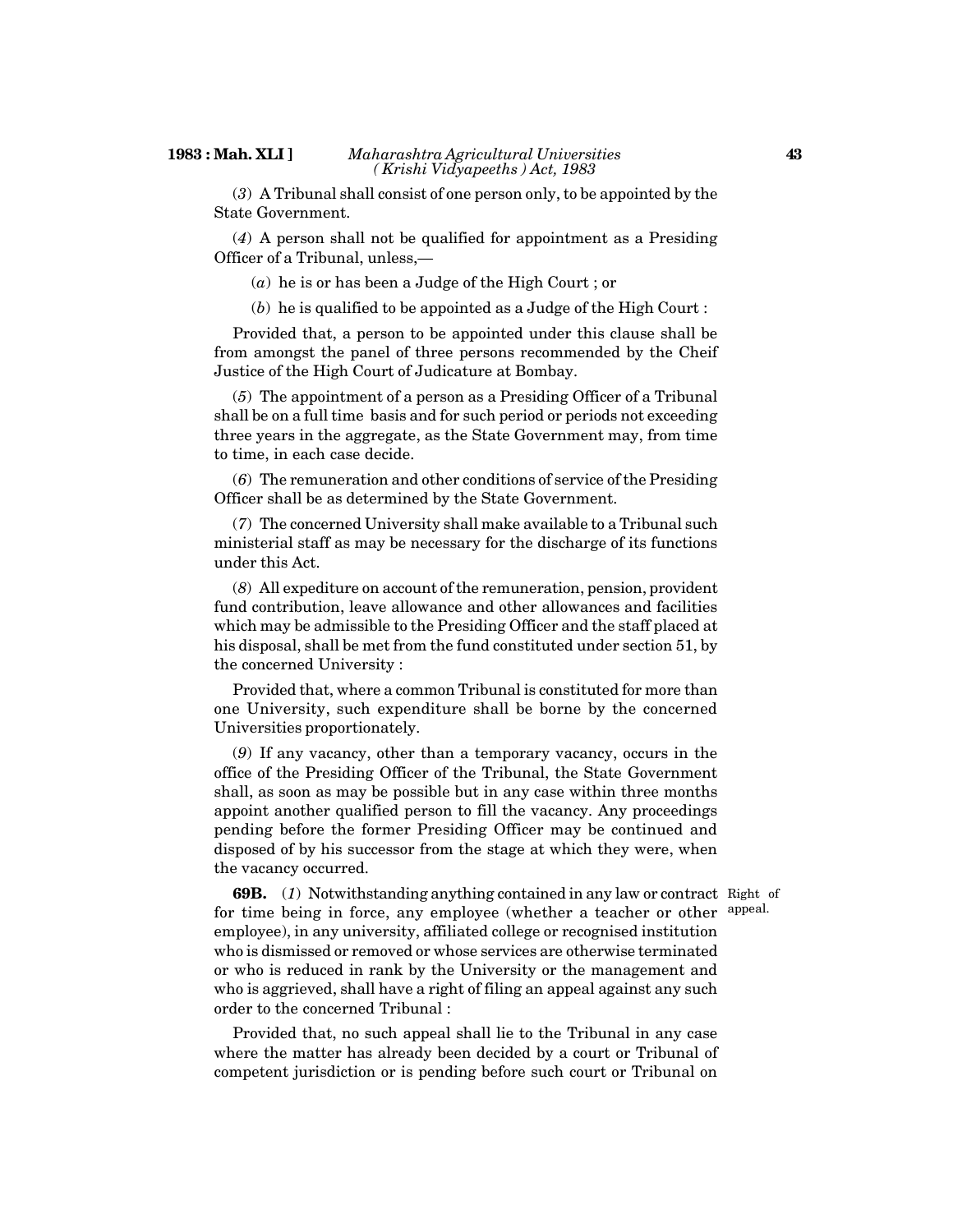(*3*) A Tribunal shall consist of one person only, to be appointed by the State Government.

(*4*) A person shall not be qualified for appointment as a Presiding Officer of a Tribunal, unless,—

(*a*) he is or has been a Judge of the High Court ; or

(*b*) he is qualified to be appointed as a Judge of the High Court :

Provided that, a person to be appointed under this clause shall be from amongst the panel of three persons recommended by the Cheif Justice of the High Court of Judicature at Bombay.

(*5*) The appointment of a person as a Presiding Officer of a Tribunal shall be on a full time basis and for such period or periods not exceeding three years in the aggregate, as the State Government may, from time to time, in each case decide.

(*6*) The remuneration and other conditions of service of the Presiding Officer shall be as determined by the State Government.

(*7*) The concerned University shall make available to a Tribunal such ministerial staff as may be necessary for the discharge of its functions under this Act.

(*8*) All expediture on account of the remuneration, pension, provident fund contribution, leave allowance and other allowances and facilities which may be admissible to the Presiding Officer and the staff placed at his disposal, shall be met from the fund constituted under section 51, by the concerned University :

Provided that, where a common Tribunal is constituted for more than one University, such expenditure shall be borne by the concerned Universities proportionately.

(*9*) If any vacancy, other than a temporary vacancy, occurs in the office of the Presiding Officer of the Tribunal, the State Government shall, as soon as may be possible but in any case within three months appoint another qualified person to fill the vacancy. Any proceedings pending before the former Presiding Officer may be continued and disposed of by his successor from the stage at which they were, when the vacancy occurred.

Right of appeal.

**69B.** (*1*) Notwithstanding anything contained in any law or contract for time being in force, any employee (whether a teacher or other employee), in any university, affiliated college or recognised institution who is dismissed or removed or whose services are otherwise terminated or who is reduced in rank by the University or the management and who is aggrieved, shall have a right of filing an appeal against any such order to the concerned Tribunal :

Provided that, no such appeal shall lie to the Tribunal in any case where the matter has already been decided by a court or Tribunal of competent jurisdiction or is pending before such court or Tribunal on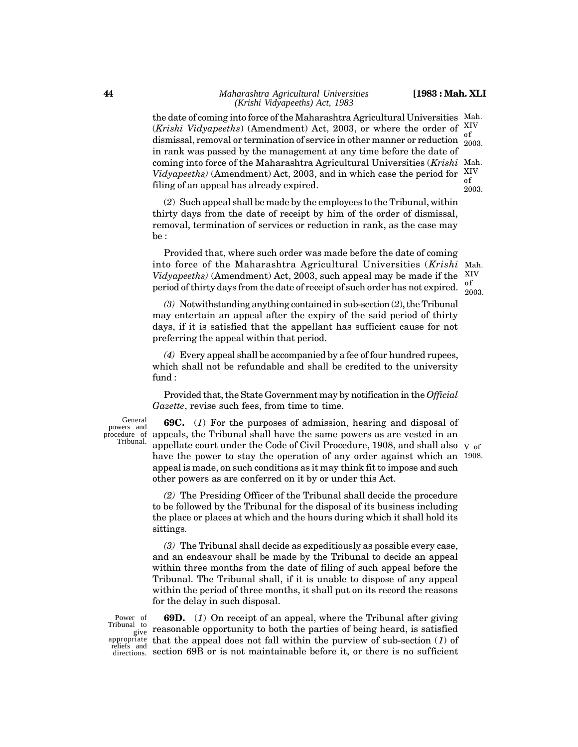the date of coming into force of the Maharashtra Agricultural Universities (*Krishi Vidyapeeths*) (Amendment) Act, 2003, or where the order of dismissal, removal or termination of service in other manner or reduction in rank was passed by the management at any time before the date of coming into force of the Maharashtra Agricultural Universities (*Krishi Vidyapeeths)* (Amendment) Act, 2003, and in which case the period for filing of an appeal has already expired.

Mah. XIV of 2003.

Mah. XIV of 2003.

(*2*) Such appeal shall be made by the employees to the Tribunal, within thirty days from the date of receipt by him of the order of dismissal, removal, termination of services or reduction in rank, as the case may be :

Provided that, where such order was made before the date of coming into force of the Maharashtra Agricultural Universities (*Krishi Vidyapeeths)* (Amendment) Act, 2003, such appeal may be made if the period of thirty days from the date of receipt of such order has not expired.

Mah. XIV of 2003.

*(3)* Notwithstanding anything contained in sub-section (*2*), the Tribunal may entertain an appeal after the expiry of the said period of thirty days, if it is satisfied that the appellant has sufficient cause for not preferring the appeal within that period.

*(4)* Every appeal shall be accompanied by a fee of four hundred rupees, which shall not be refundable and shall be credited to the university fund :

Provided that, the State Government may by notification in the *Official Gazette*, revise such fees, from time to time.

General powers and procedure of Tribunal.

**69C.** (*1*) For the purposes of admission, hearing and disposal of appeals, the Tribunal shall have the same powers as are vested in an appellate court under the Code of Civil Procedure, 1908, and shall also have the power to stay the operation of any order against which an appeal is made, on such conditions as it may think fit to impose and such other powers as are conferred on it by or under this Act.

V of 1908.

*(2)* The Presiding Officer of the Tribunal shall decide the procedure to be followed by the Tribunal for the disposal of its business including the place or places at which and the hours during which it shall hold its sittings.

*(3)* The Tribunal shall decide as expeditiously as possible every case, and an endeavour shall be made by the Tribunal to decide an appeal within three months from the date of filing of such appeal before the Tribunal. The Tribunal shall, if it is unable to dispose of any appeal within the period of three months, it shall put on its record the reasons for the delay in such disposal.

Power of Tribunal to give appropriate reliefs and directions.

**69D.** (*1*) On receipt of an appeal, where the Tribunal after giving reasonable opportunity to both the parties of being heard, is satisfied that the appeal does not fall within the purview of sub-section (*1*) of section 69B or is not maintainable before it, or there is no sufficient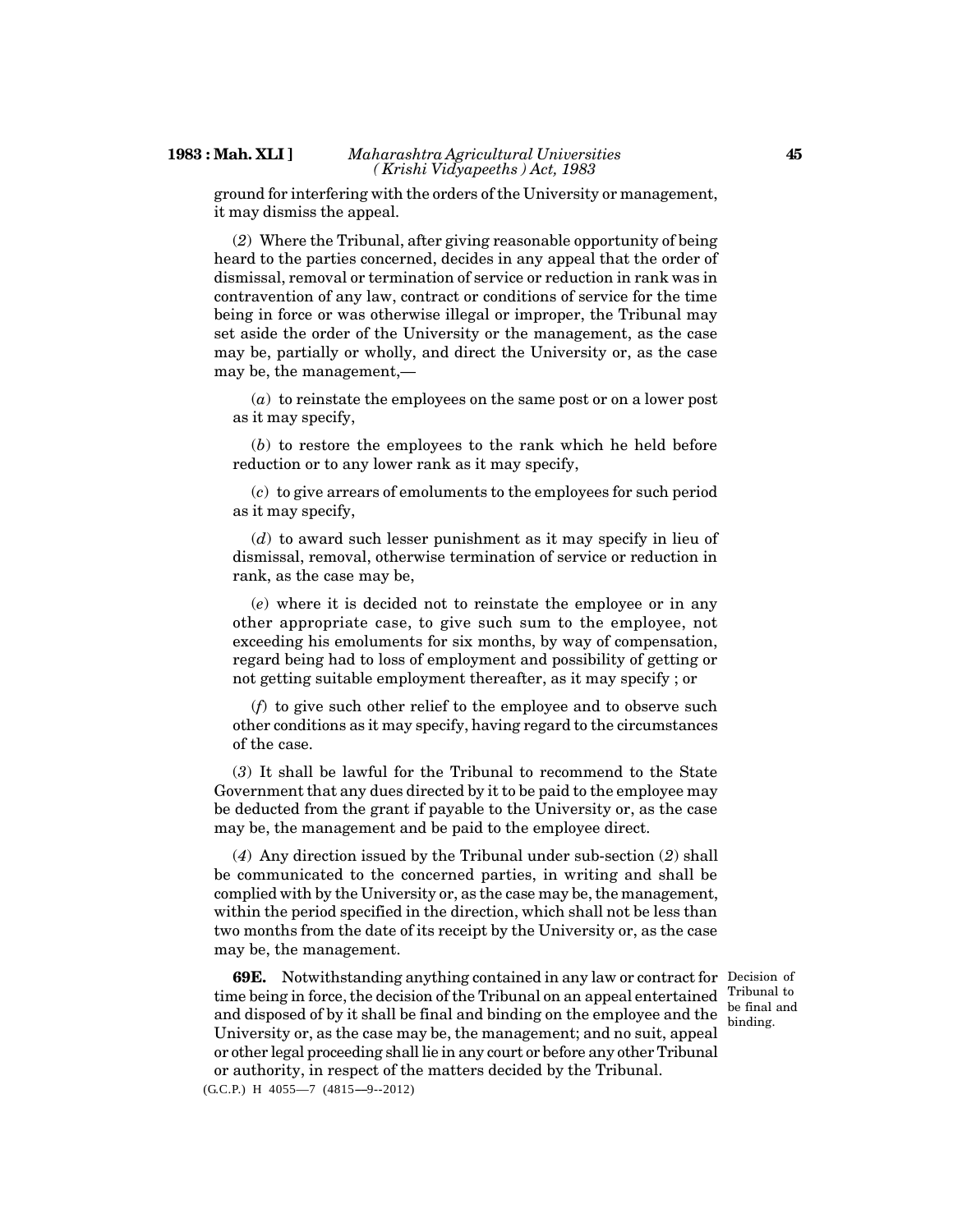ground for interfering with the orders of the University or management, it may dismiss the appeal.

(*2*) Where the Tribunal, after giving reasonable opportunity of being heard to the parties concerned, decides in any appeal that the order of dismissal, removal or termination of service or reduction in rank was in contravention of any law, contract or conditions of service for the time being in force or was otherwise illegal or improper, the Tribunal may set aside the order of the University or the management, as the case may be, partially or wholly, and direct the University or, as the case may be, the management,—

(*a*) to reinstate the employees on the same post or on a lower post as it may specify,

(*b*) to restore the employees to the rank which he held before reduction or to any lower rank as it may specify,

(*c*) to give arrears of emoluments to the employees for such period as it may specify,

(*d*) to award such lesser punishment as it may specify in lieu of dismissal, removal, otherwise termination of service or reduction in rank, as the case may be,

(*e*) where it is decided not to reinstate the employee or in any other appropriate case, to give such sum to the employee, not exceeding his emoluments for six months, by way of compensation, regard being had to loss of employment and possibility of getting or not getting suitable employment thereafter, as it may specify ; or

(*f*) to give such other relief to the employee and to observe such other conditions as it may specify, having regard to the circumstances of the case.

(*3*) It shall be lawful for the Tribunal to recommend to the State Government that any dues directed by it to be paid to the employee may be deducted from the grant if payable to the University or, as the case may be, the management and be paid to the employee direct.

(*4*) Any direction issued by the Tribunal under sub-section (*2*) shall be communicated to the concerned parties, in writing and shall be complied with by the University or, as the case may be, the management, within the period specified in the direction, which shall not be less than two months from the date of its receipt by the University or, as the case may be, the management.

Decision of Tribunal to be final and binding.

**69E.** Notwithstanding anything contained in any law or contract for time being in force, the decision of the Tribunal on an appeal entertained and disposed of by it shall be final and binding on the employee and the University or, as the case may be, the management; and no suit, appeal or other legal proceeding shall lie in any court or before any other Tribunal or authority, in respect of the matters decided by the Tribunal.

(G.C.P.) H 4055—7 (4815—9--2012)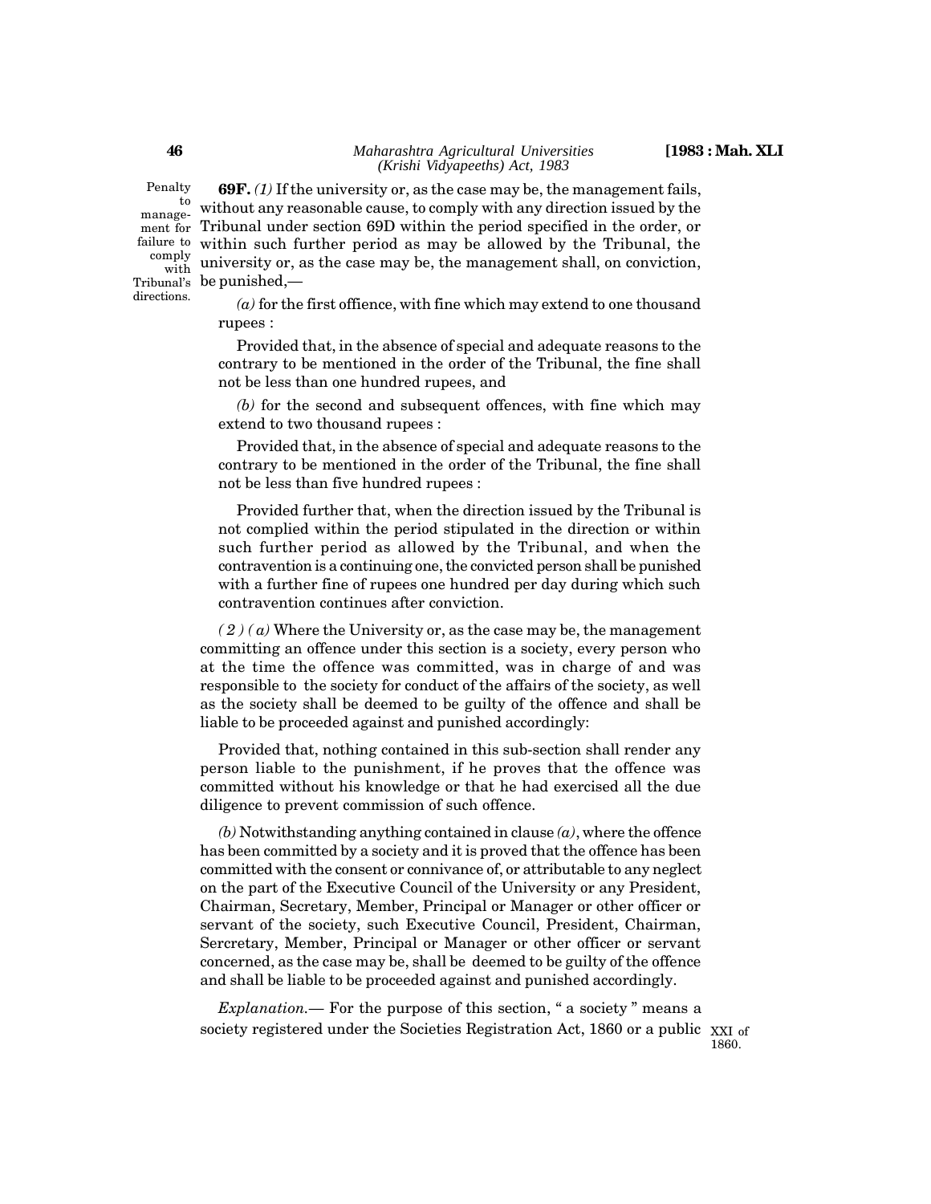Penalty to management for failure to comply with Tribunal's directions.

**69F.** *(1)* If the university or, as the case may be, the management fails, without any reasonable cause, to comply with any direction issued by the Tribunal under section 69D within the period specified in the order, or within such further period as may be allowed by the Tribunal, the university or, as the case may be, the management shall, on conviction, be punished,—

*(a)* for the first offience, with fine which may extend to one thousand rupees :

Provided that, in the absence of special and adequate reasons to the contrary to be mentioned in the order of the Tribunal, the fine shall not be less than one hundred rupees, and

*(b)* for the second and subsequent offences, with fine which may extend to two thousand rupees :

Provided that, in the absence of special and adequate reasons to the contrary to be mentioned in the order of the Tribunal, the fine shall not be less than five hundred rupees :

Provided further that, when the direction issued by the Tribunal is not complied within the period stipulated in the direction or within such further period as allowed by the Tribunal, and when the contravention is a continuing one, the convicted person shall be punished with a further fine of rupees one hundred per day during which such contravention continues after conviction.

*( 2 ) ( a)* Where the University or, as the case may be, the management committing an offence under this section is a society, every person who at the time the offence was committed, was in charge of and was responsible to the society for conduct of the affairs of the society, as well as the society shall be deemed to be guilty of the offence and shall be liable to be proceeded against and punished accordingly:

Provided that, nothing contained in this sub-section shall render any person liable to the punishment, if he proves that the offence was committed without his knowledge or that he had exercised all the due diligence to prevent commission of such offence.

*(b)* Notwithstanding anything contained in clause *(a)*, where the offence has been committed by a society and it is proved that the offence has been committed with the consent or connivance of, or attributable to any neglect on the part of the Executive Council of the University or any President, Chairman, Secretary, Member, Principal or Manager or other officer or servant of the society, such Executive Council, President, Chairman, Sercretary, Member, Principal or Manager or other officer or servant concerned, as the case may be, shall be deemed to be guilty of the offence and shall be liable to be proceeded against and punished accordingly.

*Explanation.*— For the purpose of this section, " a society " means a society registered under the Societies Registration Act, 1860 or a public

XXI of 1860.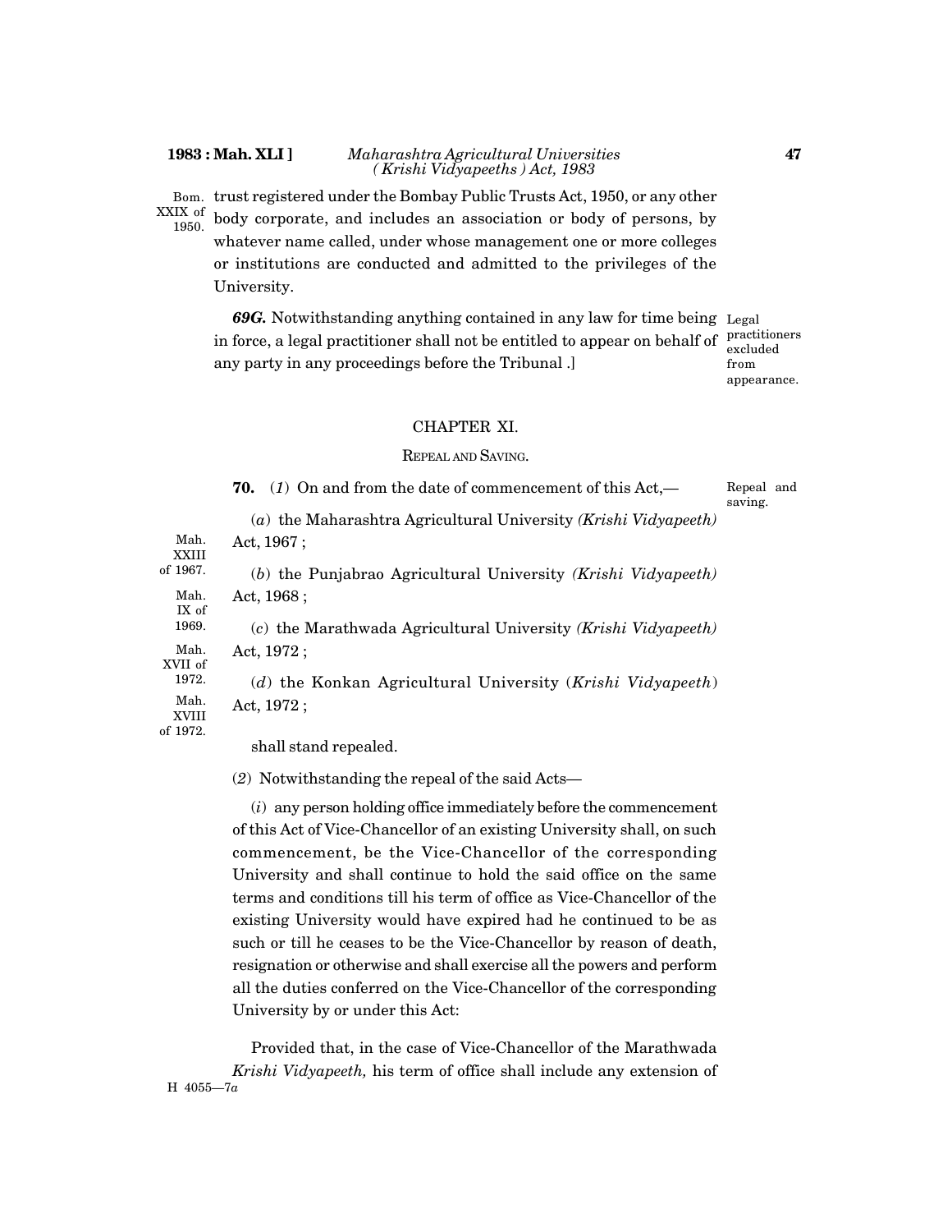trust registered under the Bombay Public Trusts Act, 1950, or any other body corporate, and includes an association or body of persons, by whatever name called, under whose management one or more colleges or institutions are conducted and admitted to the privileges of the University.

Bom. XXIX of 1950.

Legal practitioners excluded from appearance.

***69G.*** Notwithstanding anything contained in any law for time being in force, a legal practitioner shall not be entitled to appear on behalf of any party in any proceedings before the Tribunal .]

## CHAPTER XI.

### REPEAL AND SAVING.

Repeal and saving.

**70.** (*1*) On and from the date of commencement of this Act,—

(*a*) the Maharashtra Agricultural University *(Krishi Vidyapeeth)* Act, 1967 ; (Mah. XXIII of 1967.)

(*b*) the Punjabrao Agricultural University *(Krishi Vidyapeeth)* Act, 1968 ; (Mah. IX of 1969.)

(*c*) the Marathwada Agricultural University *(Krishi Vidyapeeth)* Act, 1972 ; (Mah. XVII of 1972.)

(*d*) the Konkan Agricultural University (*Krishi Vidyapeeth*) Act, 1972 ; (Mah. XVIII of 1972.)

shall stand repealed.

(*2*) Notwithstanding the repeal of the said Acts—

(*i*) any person holding office immediately before the commencement of this Act of Vice-Chancellor of an existing University shall, on such commencement, be the Vice-Chancellor of the corresponding University and shall continue to hold the said office on the same terms and conditions till his term of office as Vice-Chancellor of the existing University would have expired had he continued to be as such or till he ceases to be the Vice-Chancellor by reason of death, resignation or otherwise and shall exercise all the powers and perform all the duties conferred on the Vice-Chancellor of the corresponding University by or under this Act:

Provided that, in the case of Vice-Chancellor of the Marathwada *Krishi Vidyapeeth,* his term of office shall include any extension of

H 4055—7*a*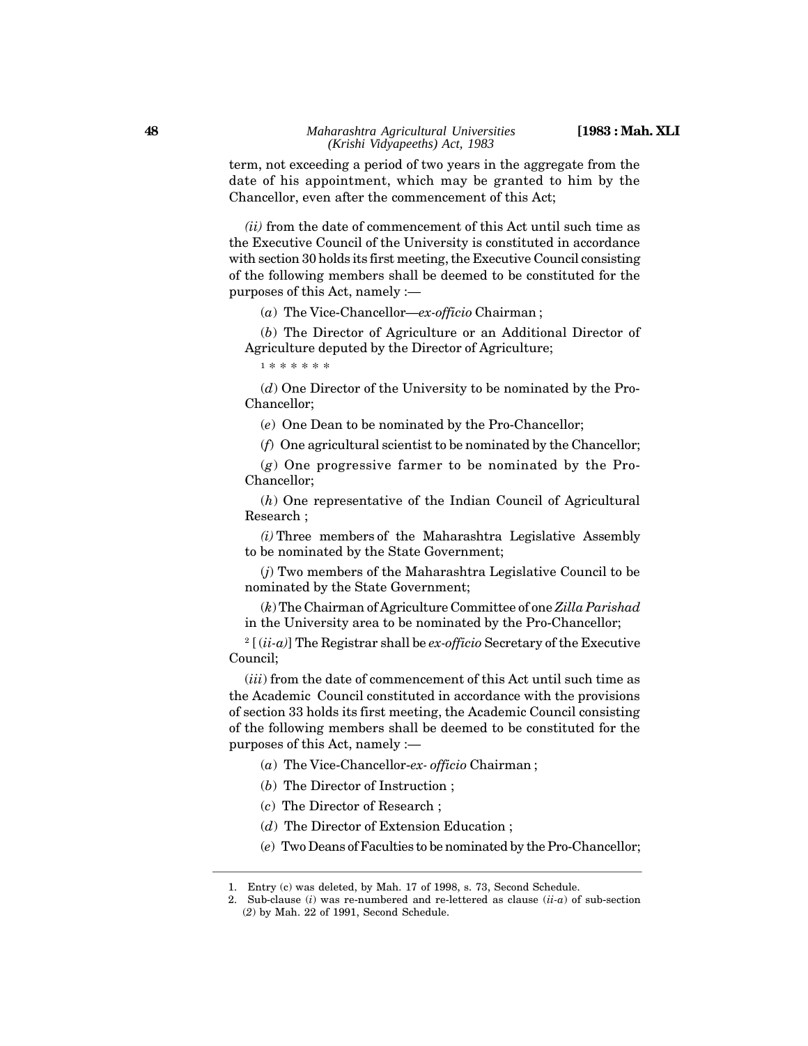term, not exceeding a period of two years in the aggregate from the date of his appointment, which may be granted to him by the Chancellor, even after the commencement of this Act;

*(ii)* from the date of commencement of this Act until such time as the Executive Council of the University is constituted in accordance with section 30 holds its first meeting, the Executive Council consisting of the following members shall be deemed to be constituted for the purposes of this Act, namely :—

(*a*) The Vice-Chancellor—*ex-officio* Chairman ;

(*b*) The Director of Agriculture or an Additional Director of Agriculture deputed by the Director of Agriculture;

[1] * * * * * *

(*d*) One Director of the University to be nominated by the Pro-Chancellor;

(*e*) One Dean to be nominated by the Pro-Chancellor;

(*f*) One agricultural scientist to be nominated by the Chancellor;

(*g*) One progressive farmer to be nominated by the Pro-Chancellor;

(*h*) One representative of the Indian Council of Agricultural Research ;

*(i)* Three members of the Maharashtra Legislative Assembly to be nominated by the State Government;

(*j*) Two members of the Maharashtra Legislative Council to be nominated by the State Government;

(*k*) The Chairman of Agriculture Committee of one *Zilla Parishad* in the University area to be nominated by the Pro-Chancellor;

[2] [ (*ii-a)*] The Registrar shall be *ex-officio* Secretary of the Executive Council;

(*iii*) from the date of commencement of this Act until such time as the Academic Council constituted in accordance with the provisions of section 33 holds its first meeting, the Academic Council consisting of the following members shall be deemed to be constituted for the purposes of this Act, namely :—

(*a*) The Vice-Chancellor-*ex- officio* Chairman ;

(*b*) The Director of Instruction ;

(*c*) The Director of Research ;

(*d*) The Director of Extension Education ;

(*e*) Two Deans of Faculties to be nominated by the Pro-Chancellor;

---

1. Entry (c) was deleted, by Mah. 17 of 1998, s. 73, Second Schedule.
2. Sub-clause (*i*) was re-numbered and re-lettered as clause (*ii-a*) of sub-section (*2*) by Mah. 22 of 1991, Second Schedule.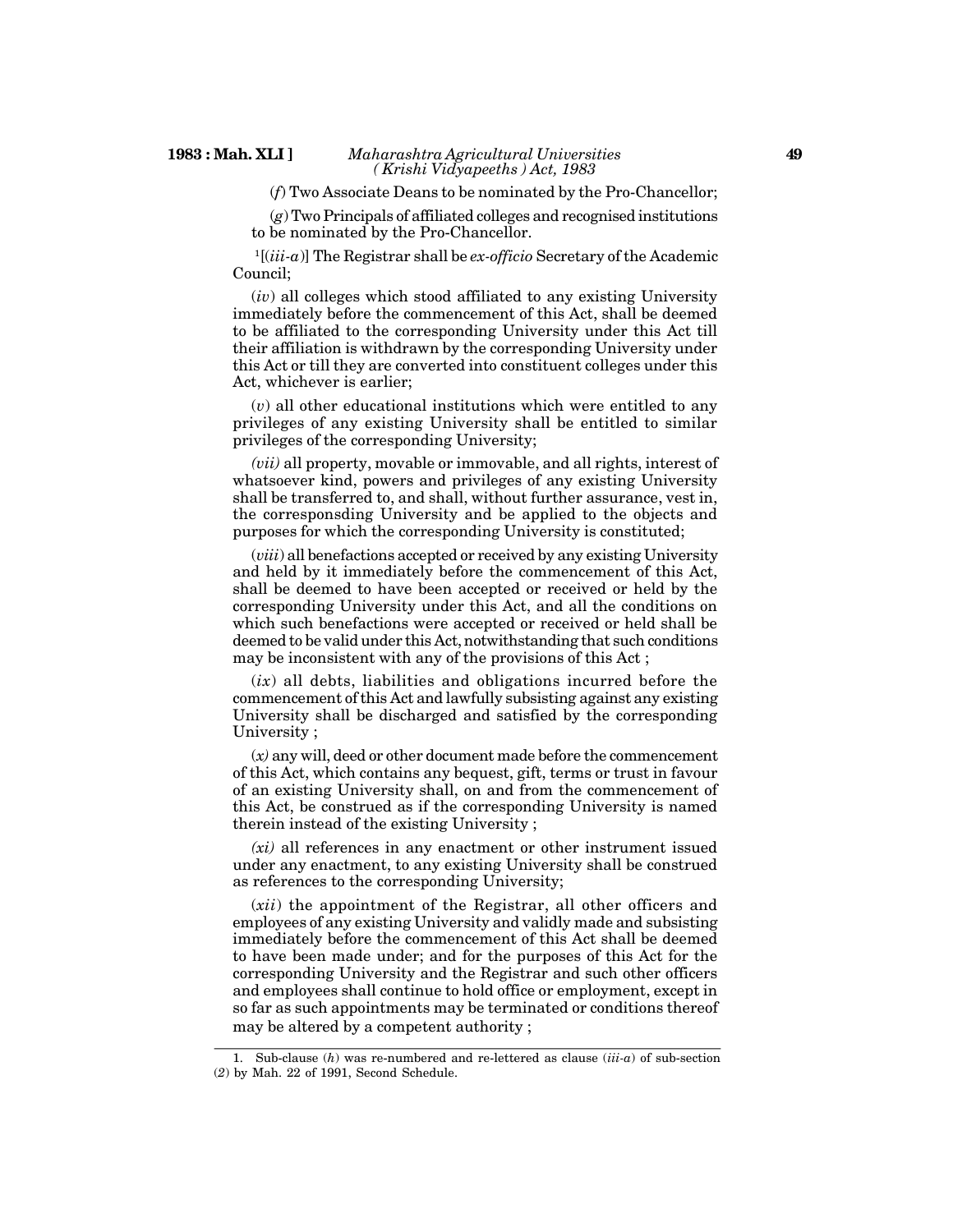(*f*) Two Associate Deans to be nominated by the Pro-Chancellor;

(*g*) Two Principals of affiliated colleges and recognised institutions to be nominated by the Pro-Chancellor.

[1][(*iii-a*)] The Registrar shall be *ex-officio* Secretary of the Academic Council;

(*iv*) all colleges which stood affiliated to any existing University immediately before the commencement of this Act, shall be deemed to be affiliated to the corresponding University under this Act till their affiliation is withdrawn by the corresponding University under this Act or till they are converted into constituent colleges under this Act, whichever is earlier;

(*v*) all other educational institutions which were entitled to any privileges of any existing University shall be entitled to similar privileges of the corresponding University;

*(vii)* all property, movable or immovable, and all rights, interest of whatsoever kind, powers and privileges of any existing University shall be transferred to, and shall, without further assurance, vest in, the corresponsding University and be applied to the objects and purposes for which the corresponding University is constituted;

(*viii*) all benefactions accepted or received by any existing University and held by it immediately before the commencement of this Act, shall be deemed to have been accepted or received or held by the corresponding University under this Act, and all the conditions on which such benefactions were accepted or received or held shall be deemed to be valid under this Act, notwithstanding that such conditions may be inconsistent with any of the provisions of this Act ;

(*ix*) all debts, liabilities and obligations incurred before the commencement of this Act and lawfully subsisting against any existing University shall be discharged and satisfied by the corresponding University ;

(*x)* any will, deed or other document made before the commencement of this Act, which contains any bequest, gift, terms or trust in favour of an existing University shall, on and from the commencement of this Act, be construed as if the corresponding University is named therein instead of the existing University ;

*(xi)* all references in any enactment or other instrument issued under any enactment, to any existing University shall be construed as references to the corresponding University;

(*xii*) the appointment of the Registrar, all other officers and employees of any existing University and validly made and subsisting immediately before the commencement of this Act shall be deemed to have been made under; and for the purposes of this Act for the corresponding University and the Registrar and such other officers and employees shall continue to hold office or employment, except in so far as such appointments may be terminated or conditions thereof may be altered by a competent authority ;

---

1. Sub-clause (*h*) was re-numbered and re-lettered as clause (*iii-a*) of sub-section (*2*) by Mah. 22 of 1991, Second Schedule.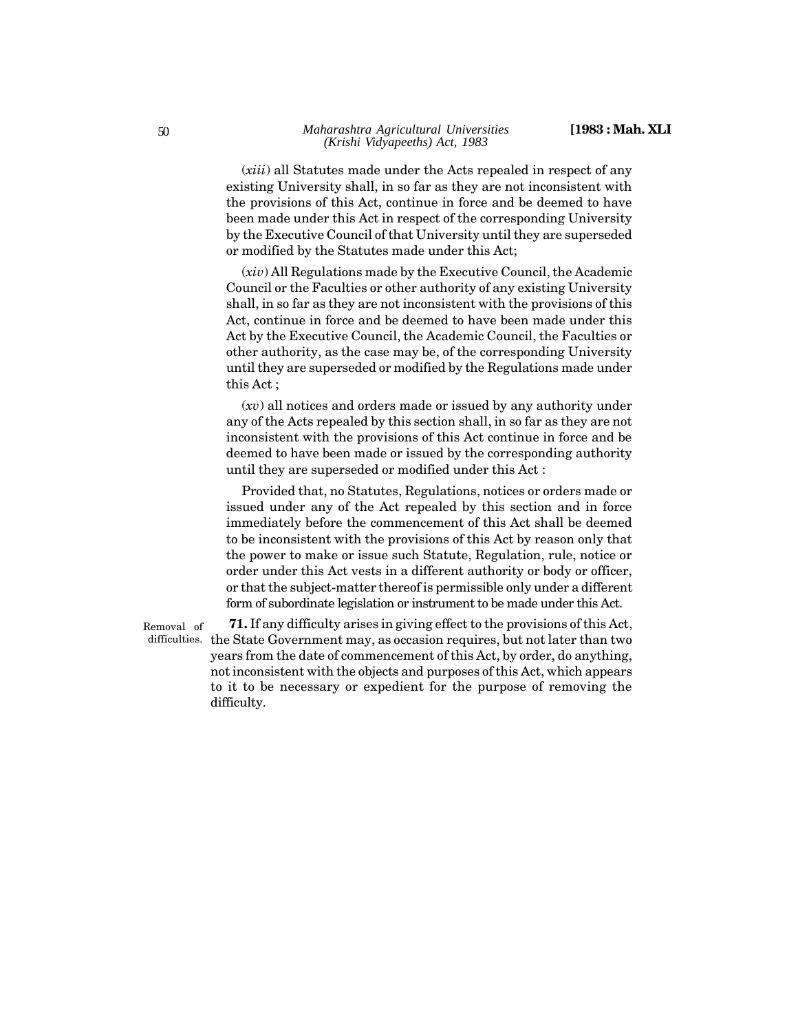(*xiii*) all Statutes made under the Acts repealed in respect of any existing University shall, in so far as they are not inconsistent with the provisions of this Act, continue in force and be deemed to have been made under this Act in respect of the corresponding University by the Executive Council of that University until they are superseded or modified by the Statutes made under this Act;

(*xiv*) All Regulations made by the Executive Council, the Academic Council or the Faculties or other authority of any existing University shall, in so far as they are not inconsistent with the provisions of this Act, continue in force and be deemed to have been made under this Act by the Executive Council, the Academic Council, the Faculties or other authority, as the case may be, of the corresponding University until they are superseded or modified by the Regulations made under this Act ;

(*xv*) all notices and orders made or issued by any authority under any of the Acts repealed by this section shall, in so far as they are not inconsistent with the provisions of this Act continue in force and be deemed to have been made or issued by the corresponding authority until they are superseded or modified under this Act :

Provided that, no Statutes, Regulations, notices or orders made or issued under any of the Act repealed by this section and in force immediately before the commencement of this Act shall be deemed to be inconsistent with the provisions of this Act by reason only that the power to make or issue such Statute, Regulation, rule, notice or order under this Act vests in a different authority or body or officer, or that the subject-matter thereof is permissible only under a different form of subordinate legislation or instrument to be made under this Act.

Removal of difficulties.

**71.** If any difficulty arises in giving effect to the provisions of this Act, the State Government may, as occasion requires, but not later than two years from the date of commencement of this Act, by order, do anything, not inconsistent with the objects and purposes of this Act, which appears to it to be necessary or expedient for the purpose of removing the difficulty.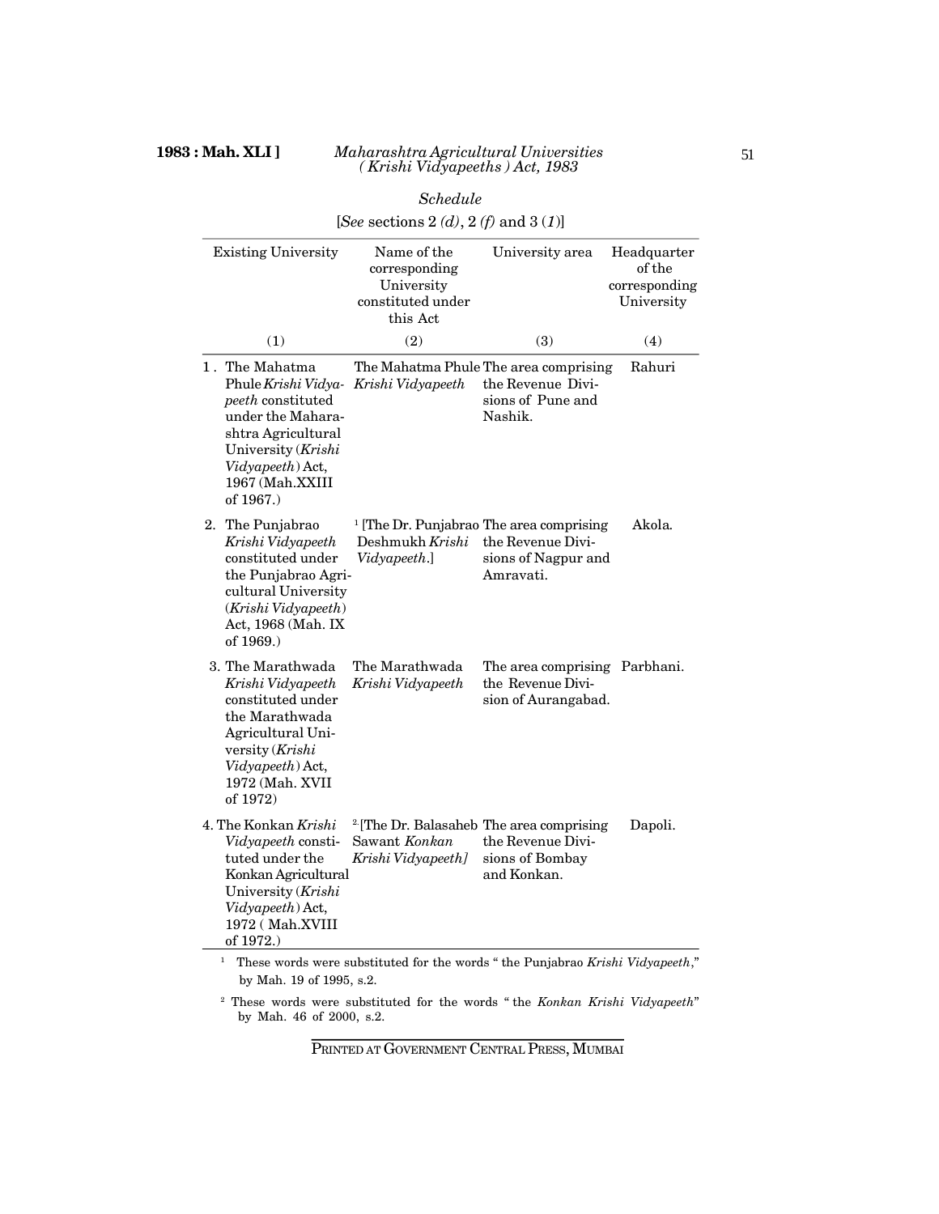*Schedule*

[*See* sections 2 *(d)*, 2 *(f)* and 3 (*1*)]

| Existing University | Name of the corresponding University constituted under this Act | University area | Headquarter of the corresponding University |
|---|---|---|---|
| (1) | (2) | (3) | (4) |
| 1. The Mahatma Phule *Krishi Vidyapeeth* constituted under the Maharashtra Agricultural University (*Krishi Vidyapeeth*) Act, 1967 (Mah.XXIII of 1967.) | The Mahatma Phule *Krishi Vidyapeeth* | The area comprising the Revenue Divisions of Pune and Nashik. | Rahuri |
| 2. The Punjabrao *Krishi Vidyapeeth* constituted under the Punjabrao Agricultural University (*Krishi Vidyapeeth*) Act, 1968 (Mah. IX of 1969.) | [1] [The Dr. Punjabrao Deshmukh *Krishi Vidyapeeth*.] | The area comprising the Revenue Divisions of Nagpur and Amravati. | Akola. |
| 3. The Marathwada *Krishi Vidyapeeth* constituted under the Marathwada Agricultural University (*Krishi Vidyapeeth*) Act, 1972 (Mah. XVII of 1972) | The Marathwada *Krishi Vidyapeeth* | The area comprising the Revenue Division of Aurangabad. | Parbhani. |
| 4. The Konkan *Krishi Vidyapeeth* constituted under the Konkan Agricultural University (*Krishi Vidyapeeth*) Act, 1972 ( Mah.XVIII of 1972.) | [2] [The Dr. Balasaheb Sawant *Konkan Krishi Vidyapeeth]* | The area comprising the Revenue Divisions of Bombay and Konkan. | Dapoli. |

[1] These words were substituted for the words " the Punjabrao *Krishi Vidyapeeth*," by Mah. 19 of 1995, s.2.

[2] These words were substituted for the words " the *Konkan Krishi Vidyapeeth*" by Mah. 46 of 2000, s.2.

PRINTED AT GOVERNMENT CENTRAL PRESS, MUMBAI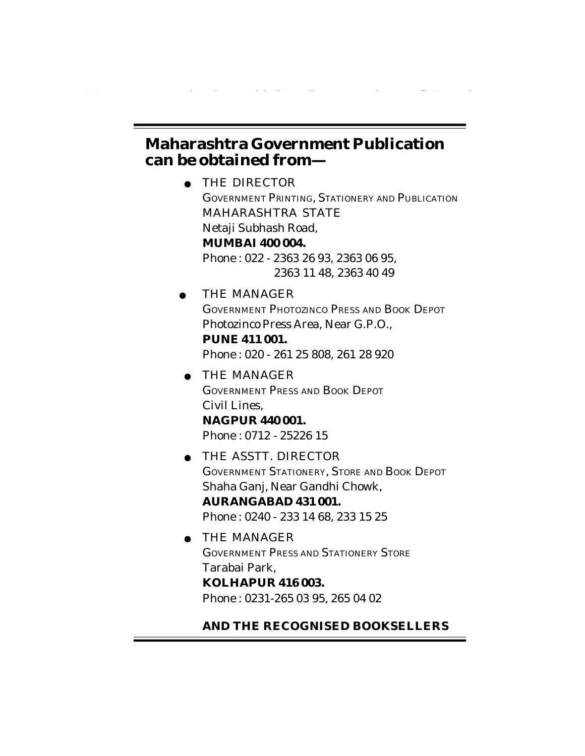## Maharashtra Government Publication can be obtained from—

- THE DIRECTOR
  GOVERNMENT PRINTING, STATIONERY AND PUBLICATION
  MAHARASHTRA STATE
  Netaji Subhash Road,
  **MUMBAI 400 004.**
  Phone : 022 - 2363 26 93, 2363 06 95,
  2363 11 48, 2363 40 49

- THE MANAGER
  GOVERNMENT PHOTOZINCO PRESS AND BOOK DEPOT
  Photozinco Press Area, Near G.P.O.,
  **PUNE 411 001.**
  Phone : 020 - 261 25 808, 261 28 920

- THE MANAGER
  GOVERNMENT PRESS AND BOOK DEPOT
  Civil Lines,
  **NAGPUR 440 001.**
  Phone : 0712 - 25226 15

- THE ASSTT. DIRECTOR
  GOVERNMENT STATIONERY, STORE AND BOOK DEPOT
  Shaha Ganj, Near Gandhi Chowk,
  **AURANGABAD 431 001.**
  Phone : 0240 - 233 14 68, 233 15 25

- THE MANAGER
  GOVERNMENT PRESS AND STATIONERY STORE
  Tarabai Park,
  **KOLHAPUR 416 003.**
  Phone : 0231-265 03 95, 265 04 02

**AND THE RECOGNISED BOOKSELLERS**